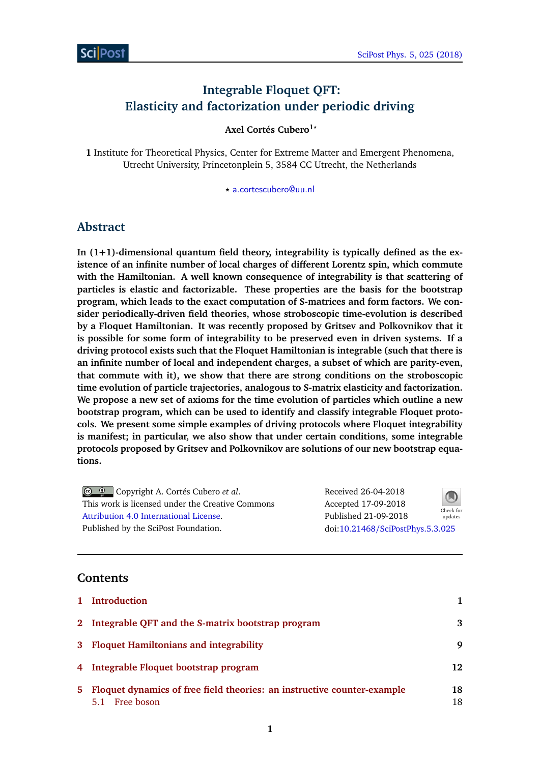# Integrable Floquet QFT: Elasticity and factorization under periodic driving

**Axel Cortés Cubero[1★]**

**1** Institute for Theoretical Physics, Center for Extreme Matter and Emergent Phenomena, Utrecht University, Princetonplein 5, 3584 CC Utrecht, the Netherlands

★ a.cortescubero@uu.nl

## Abstract

**In (1+1)-dimensional quantum field theory, integrability is typically defined as the existence of an infinite number of local charges of different Lorentz spin, which commute with the Hamiltonian. A well known consequence of integrability is that scattering of particles is elastic and factorizable. These properties are the basis for the bootstrap program, which leads to the exact computation of S-matrices and form factors. We consider periodically-driven field theories, whose stroboscopic time-evolution is described by a Floquet Hamiltonian. It was recently proposed by Gritsev and Polkovnikov that it is possible for some form of integrability to be preserved even in driven systems. If a driving protocol exists such that the Floquet Hamiltonian is integrable (such that there is an infinite number of local and independent charges, a subset of which are parity-even, that commute with it), we show that there are strong conditions on the stroboscopic time evolution of particle trajectories, analogous to S-matrix elasticity and factorization. We propose a new set of axioms for the time evolution of particles which outline a new bootstrap program, which can be used to identify and classify integrable Floquet protocols. We present some simple examples of driving protocols where Floquet integrability is manifest; in particular, we also show that under certain conditions, some integrable protocols proposed by Gritsev and Polkovnikov are solutions of our new bootstrap equations.**

Copyright A. Cortés Cubero *et al*.
This work is licensed under the Creative Commons Attribution 4.0 International License.
Published by the SciPost Foundation.

Received 26-04-2018
Accepted 17-09-2018
Published 21-09-2018
doi:10.21468/SciPostPhys.5.3.025

## Contents

| | | |
|---|---|---|
| 1 | Introduction | 1 |
| 2 | Integrable QFT and the S-matrix bootstrap program | 3 |
| 3 | Floquet Hamiltonians and integrability | 9 |
| 4 | Integrable Floquet bootstrap program | 12 |
| 5 | Floquet dynamics of free field theories: an instructive counter-example | 18 |
| | 5.1 Free boson | 18 |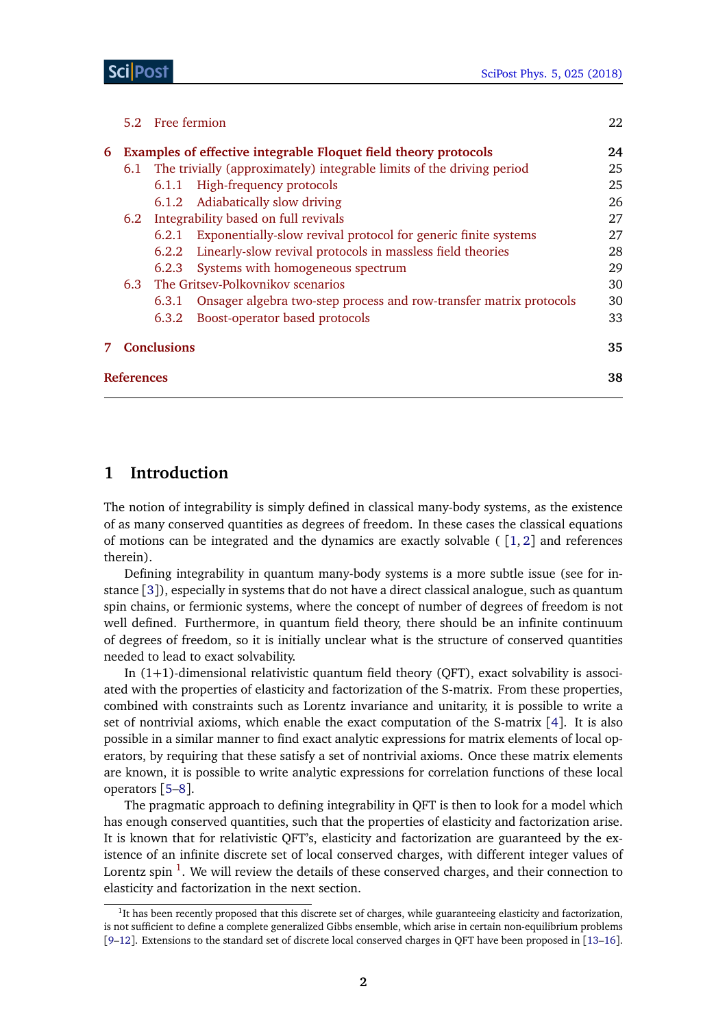5.2 Free fermion 22

**6 Examples of effective integrable Floquet field theory protocols 24**

6.1 The trivially (approximately) integrable limits of the driving period 25

6.1.1 High-frequency protocols 25

6.1.2 Adiabatically slow driving 26

6.2 Integrability based on full revivals 27

6.2.1 Exponentially-slow revival protocol for generic finite systems 27

6.2.2 Linearly-slow revival protocols in massless field theories 28

6.2.3 Systems with homogeneous spectrum 29

6.3 The Gritsev-Polkovnikov scenarios 30

6.3.1 Onsager algebra two-step process and row-transfer matrix protocols 30

6.3.2 Boost-operator based protocols 33

**7 Conclusions 35**

**References 38**

# 1 Introduction

The notion of integrability is simply defined in classical many-body systems, as the existence of as many conserved quantities as degrees of freedom. In these cases the classical equations of motions can be integrated and the dynamics are exactly solvable ( [1, 2] and references therein).

Defining integrability in quantum many-body systems is a more subtle issue (see for instance [3]), especially in systems that do not have a direct classical analogue, such as quantum spin chains, or fermionic systems, where the concept of number of degrees of freedom is not well defined. Furthermore, in quantum field theory, there should be an infinite continuum of degrees of freedom, so it is initially unclear what is the structure of conserved quantities needed to lead to exact solvability.

In (1+1)-dimensional relativistic quantum field theory (QFT), exact solvability is associated with the properties of elasticity and factorization of the S-matrix. From these properties, combined with constraints such as Lorentz invariance and unitarity, it is possible to write a set of nontrivial axioms, which enable the exact computation of the S-matrix [4]. It is also possible in a similar manner to find exact analytic expressions for matrix elements of local operators, by requiring that these satisfy a set of nontrivial axioms. Once these matrix elements are known, it is possible to write analytic expressions for correlation functions of these local operators [5–8].

The pragmatic approach to defining integrability in QFT is then to look for a model which has enough conserved quantities, such that the properties of elasticity and factorization arise. It is known that for relativistic QFT's, elasticity and factorization are guaranteed by the existence of an infinite discrete set of local conserved charges, with different integer values of Lorentz spin [1]. We will review the details of these conserved charges, and their connection to elasticity and factorization in the next section.

[1] It has been recently proposed that this discrete set of charges, while guaranteeing elasticity and factorization, is not sufficient to define a complete generalized Gibbs ensemble, which arise in certain non-equilibrium problems [9–12]. Extensions to the standard set of discrete local conserved charges in QFT have been proposed in [13–16].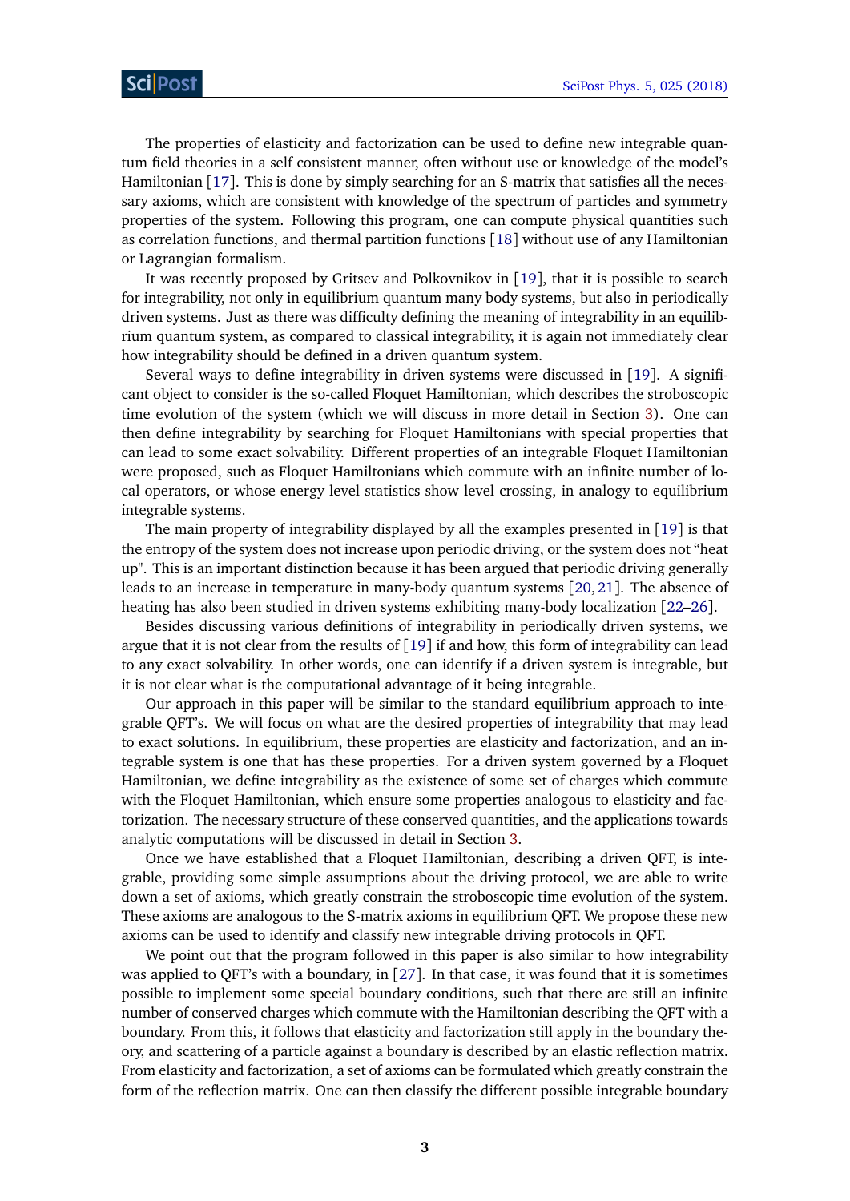The properties of elasticity and factorization can be used to define new integrable quantum field theories in a self consistent manner, often without use or knowledge of the model's Hamiltonian [17]. This is done by simply searching for an S-matrix that satisfies all the necessary axioms, which are consistent with knowledge of the spectrum of particles and symmetry properties of the system. Following this program, one can compute physical quantities such as correlation functions, and thermal partition functions [18] without use of any Hamiltonian or Lagrangian formalism.

It was recently proposed by Gritsev and Polkovnikov in [19], that it is possible to search for integrability, not only in equilibrium quantum many body systems, but also in periodically driven systems. Just as there was difficulty defining the meaning of integrability in an equilibrium quantum system, as compared to classical integrability, it is again not immediately clear how integrability should be defined in a driven quantum system.

Several ways to define integrability in driven systems were discussed in [19]. A significant object to consider is the so-called Floquet Hamiltonian, which describes the stroboscopic time evolution of the system (which we will discuss in more detail in Section 3). One can then define integrability by searching for Floquet Hamiltonians with special properties that can lead to some exact solvability. Different properties of an integrable Floquet Hamiltonian were proposed, such as Floquet Hamiltonians which commute with an infinite number of local operators, or whose energy level statistics show level crossing, in analogy to equilibrium integrable systems.

The main property of integrability displayed by all the examples presented in [19] is that the entropy of the system does not increase upon periodic driving, or the system does not "heat up". This is an important distinction because it has been argued that periodic driving generally leads to an increase in temperature in many-body quantum systems [20, 21]. The absence of heating has also been studied in driven systems exhibiting many-body localization [22–26].

Besides discussing various definitions of integrability in periodically driven systems, we argue that it is not clear from the results of [19] if and how, this form of integrability can lead to any exact solvability. In other words, one can identify if a driven system is integrable, but it is not clear what is the computational advantage of it being integrable.

Our approach in this paper will be similar to the standard equilibrium approach to integrable QFT's. We will focus on what are the desired properties of integrability that may lead to exact solutions. In equilibrium, these properties are elasticity and factorization, and an integrable system is one that has these properties. For a driven system governed by a Floquet Hamiltonian, we define integrability as the existence of some set of charges which commute with the Floquet Hamiltonian, which ensure some properties analogous to elasticity and factorization. The necessary structure of these conserved quantities, and the applications towards analytic computations will be discussed in detail in Section 3.

Once we have established that a Floquet Hamiltonian, describing a driven QFT, is integrable, providing some simple assumptions about the driving protocol, we are able to write down a set of axioms, which greatly constrain the stroboscopic time evolution of the system. These axioms are analogous to the S-matrix axioms in equilibrium QFT. We propose these new axioms can be used to identify and classify new integrable driving protocols in QFT.

We point out that the program followed in this paper is also similar to how integrability was applied to QFT's with a boundary, in [27]. In that case, it was found that it is sometimes possible to implement some special boundary conditions, such that there are still an infinite number of conserved charges which commute with the Hamiltonian describing the QFT with a boundary. From this, it follows that elasticity and factorization still apply in the boundary theory, and scattering of a particle against a boundary is described by an elastic reflection matrix. From elasticity and factorization, a set of axioms can be formulated which greatly constrain the form of the reflection matrix. One can then classify the different possible integrable boundary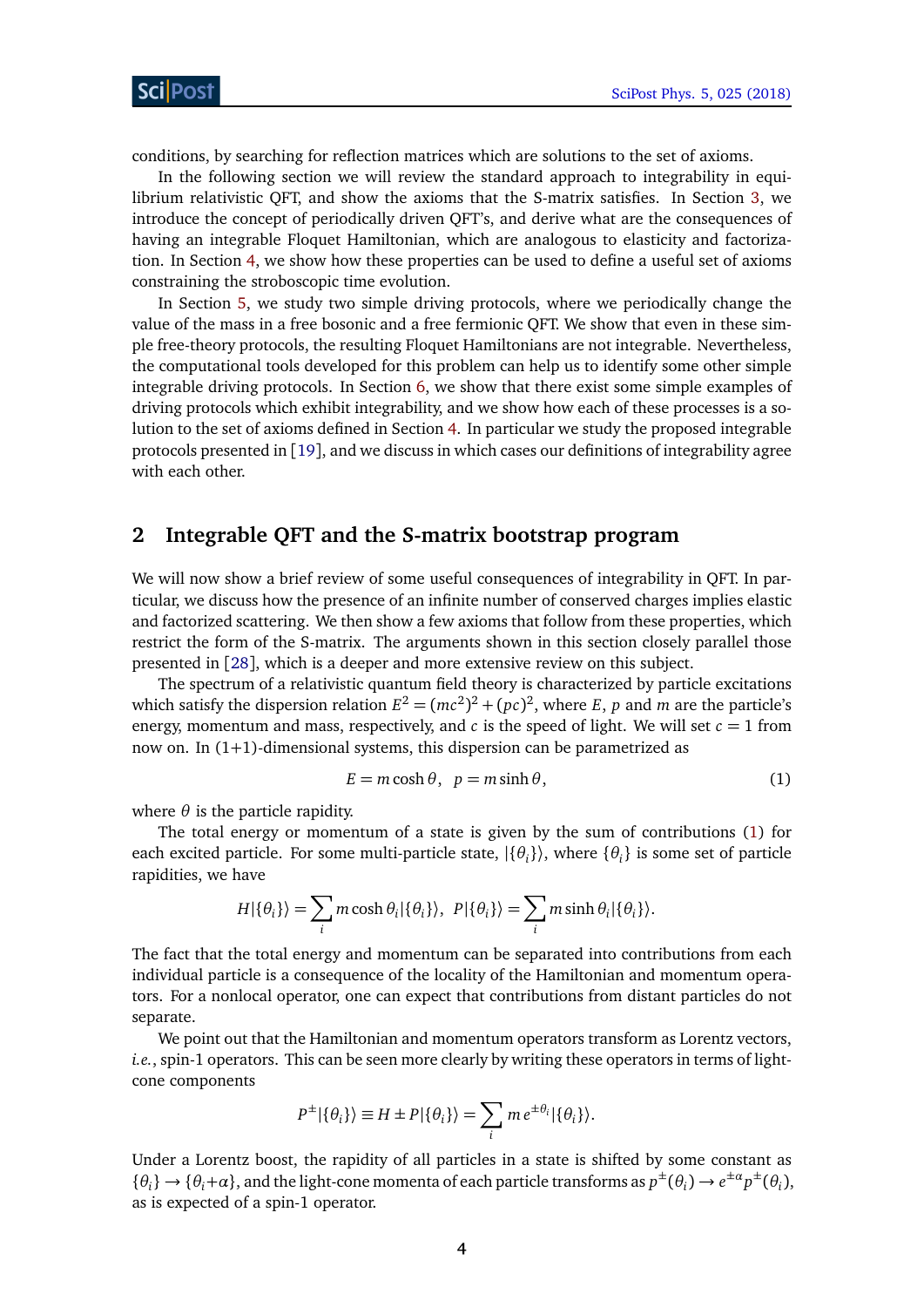conditions, by searching for reflection matrices which are solutions to the set of axioms.

In the following section we will review the standard approach to integrability in equilibrium relativistic QFT, and show the axioms that the S-matrix satisfies. In Section 3, we introduce the concept of periodically driven QFT's, and derive what are the consequences of having an integrable Floquet Hamiltonian, which are analogous to elasticity and factorization. In Section 4, we show how these properties can be used to define a useful set of axioms constraining the stroboscopic time evolution.

In Section 5, we study two simple driving protocols, where we periodically change the value of the mass in a free bosonic and a free fermionic QFT. We show that even in these simple free-theory protocols, the resulting Floquet Hamiltonians are not integrable. Nevertheless, the computational tools developed for this problem can help us to identify some other simple integrable driving protocols. In Section 6, we show that there exist some simple examples of driving protocols which exhibit integrability, and we show how each of these processes is a solution to the set of axioms defined in Section 4. In particular we study the proposed integrable protocols presented in [19], and we discuss in which cases our definitions of integrability agree with each other.

## 2 Integrable QFT and the S-matrix bootstrap program

We will now show a brief review of some useful consequences of integrability in QFT. In particular, we discuss how the presence of an infinite number of conserved charges implies elastic and factorized scattering. We then show a few axioms that follow from these properties, which restrict the form of the S-matrix. The arguments shown in this section closely parallel those presented in [28], which is a deeper and more extensive review on this subject.

The spectrum of a relativistic quantum field theory is characterized by particle excitations which satisfy the dispersion relation $E^2 = (mc^2)^2 + (pc)^2$, where $E$, $p$ and $m$ are the particle's energy, momentum and mass, respectively, and $c$ is the speed of light. We will set $c = 1$ from now on. In (1+1)-dimensional systems, this dispersion can be parametrized as

$$E = m\cosh\theta, \quad p = m\sinh\theta, \tag{1}$$

where $\theta$ is the particle rapidity.

The total energy or momentum of a state is given by the sum of contributions (1) for each excited particle. For some multi-particle state, $|\{\theta_i\}\rangle$, where $\{\theta_i\}$ is some set of particle rapidities, we have

$$H|\{\theta_i\}\rangle = \sum_i m\cosh\theta_i|\{\theta_i\}\rangle, \quad P|\{\theta_i\}\rangle = \sum_i m\sinh\theta_i|\{\theta_i\}\rangle.$$

The fact that the total energy and momentum can be separated into contributions from each individual particle is a consequence of the locality of the Hamiltonian and momentum operators. For a nonlocal operator, one can expect that contributions from distant particles do not separate.

We point out that the Hamiltonian and momentum operators transform as Lorentz vectors, *i.e.*, spin-1 operators. This can be seen more clearly by writing these operators in terms of light-cone components

$$P^{\pm}|\{\theta_i\}\rangle \equiv H \pm P|\{\theta_i\}\rangle = \sum_i m\, e^{\pm\theta_i}|\{\theta_i\}\rangle.$$

Under a Lorentz boost, the rapidity of all particles in a state is shifted by some constant as $\{\theta_i\} \to \{\theta_i + \alpha\}$, and the light-cone momenta of each particle transforms as $p^{\pm}(\theta_i) \to e^{\pm\alpha}p^{\pm}(\theta_i)$, as is expected of a spin-1 operator.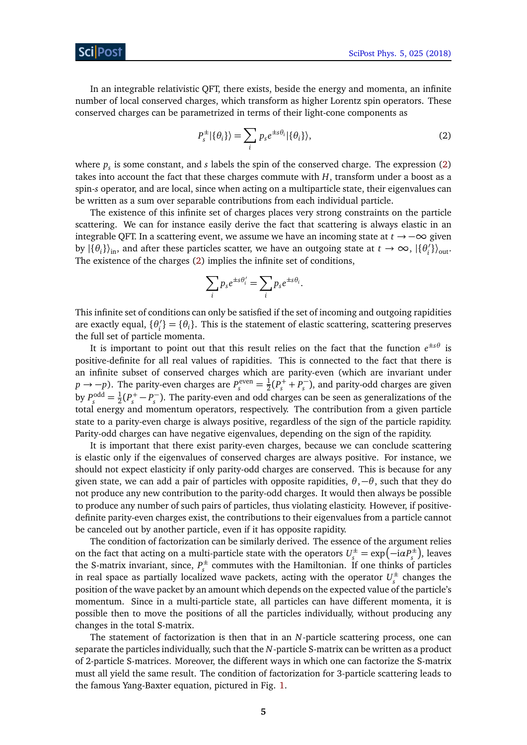In an integrable relativistic QFT, there exists, beside the energy and momenta, an infinite number of local conserved charges, which transform as higher Lorentz spin operators. These conserved charges can be parametrized in terms of their light-cone components as

$$P_s^{\pm}|\{\theta_i\}\rangle = \sum_i p_s e^{\pm s\theta_i}|\{\theta_i\}\rangle, \tag{2}$$

where $p_s$ is some constant, and $s$ labels the spin of the conserved charge. The expression (2) takes into account the fact that these charges commute with $H$, transform under a boost as a spin-$s$ operator, and are local, since when acting on a multiparticle state, their eigenvalues can be written as a sum over separable contributions from each individual particle.

The existence of this infinite set of charges places very strong constraints on the particle scattering. We can for instance easily derive the fact that scattering is always elastic in an integrable QFT. In a scattering event, we assume we have an incoming state at $t \to -\infty$ given by $|\{\theta_i\}\rangle_{\text{in}}$, and after these particles scatter, we have an outgoing state at $t \to \infty$, $|\{\theta_i'\}\rangle_{\text{out}}$. The existence of the charges (2) implies the infinite set of conditions,

$$\sum_i p_s e^{\pm s\theta_i'} = \sum_i p_s e^{\pm s\theta_i}.$$

This infinite set of conditions can only be satisfied if the set of incoming and outgoing rapidities are exactly equal, $\{\theta_i'\} = \{\theta_i\}$. This is the statement of elastic scattering, scattering preserves the full set of particle momenta.

It is important to point out that this result relies on the fact that the function $e^{\pm s\theta}$ is positive-definite for all real values of rapidities. This is connected to the fact that there is an infinite subset of conserved charges which are parity-even (which are invariant under $p \to -p$). The parity-even charges are $P_s^{\text{even}} = \frac{1}{2}(P_s^+ + P_s^-)$, and parity-odd charges are given by $P_s^{\text{odd}} = \frac{1}{2}(P_s^+ - P_s^-)$. The parity-even and odd charges can be seen as generalizations of the total energy and momentum operators, respectively. The contribution from a given particle state to a parity-even charge is always positive, regardless of the sign of the particle rapidity. Parity-odd charges can have negative eigenvalues, depending on the sign of the rapidity.

It is important that there exist parity-even charges, because we can conclude scattering is elastic only if the eigenvalues of conserved charges are always positive. For instance, we should not expect elasticity if only parity-odd charges are conserved. This is because for any given state, we can add a pair of particles with opposite rapidities, $\theta, -\theta$, such that they do not produce any new contribution to the parity-odd charges. It would then always be possible to produce any number of such pairs of particles, thus violating elasticity. However, if positive-definite parity-even charges exist, the contributions to their eigenvalues from a particle cannot be canceled out by another particle, even if it has opposite rapidity.

The condition of factorization can be similarly derived. The essence of the argument relies on the fact that acting on a multi-particle state with the operators $U_s^{\pm} = \exp\left(-\mathrm{i}\alpha P_s^{\pm}\right)$, leaves the S-matrix invariant, since, $P_s^{\pm}$ commutes with the Hamiltonian. If one thinks of particles in real space as partially localized wave packets, acting with the operator $U_s^{\pm}$ changes the position of the wave packet by an amount which depends on the expected value of the particle's momentum. Since in a multi-particle state, all particles can have different momenta, it is possible then to move the positions of all the particles individually, without producing any changes in the total S-matrix.

The statement of factorization is then that in an $N$-particle scattering process, one can separate the particles individually, such that the $N$-particle S-matrix can be written as a product of 2-particle S-matrices. Moreover, the different ways in which one can factorize the S-matrix must all yield the same result. The condition of factorization for 3-particle scattering leads to the famous Yang-Baxter equation, pictured in Fig. 1.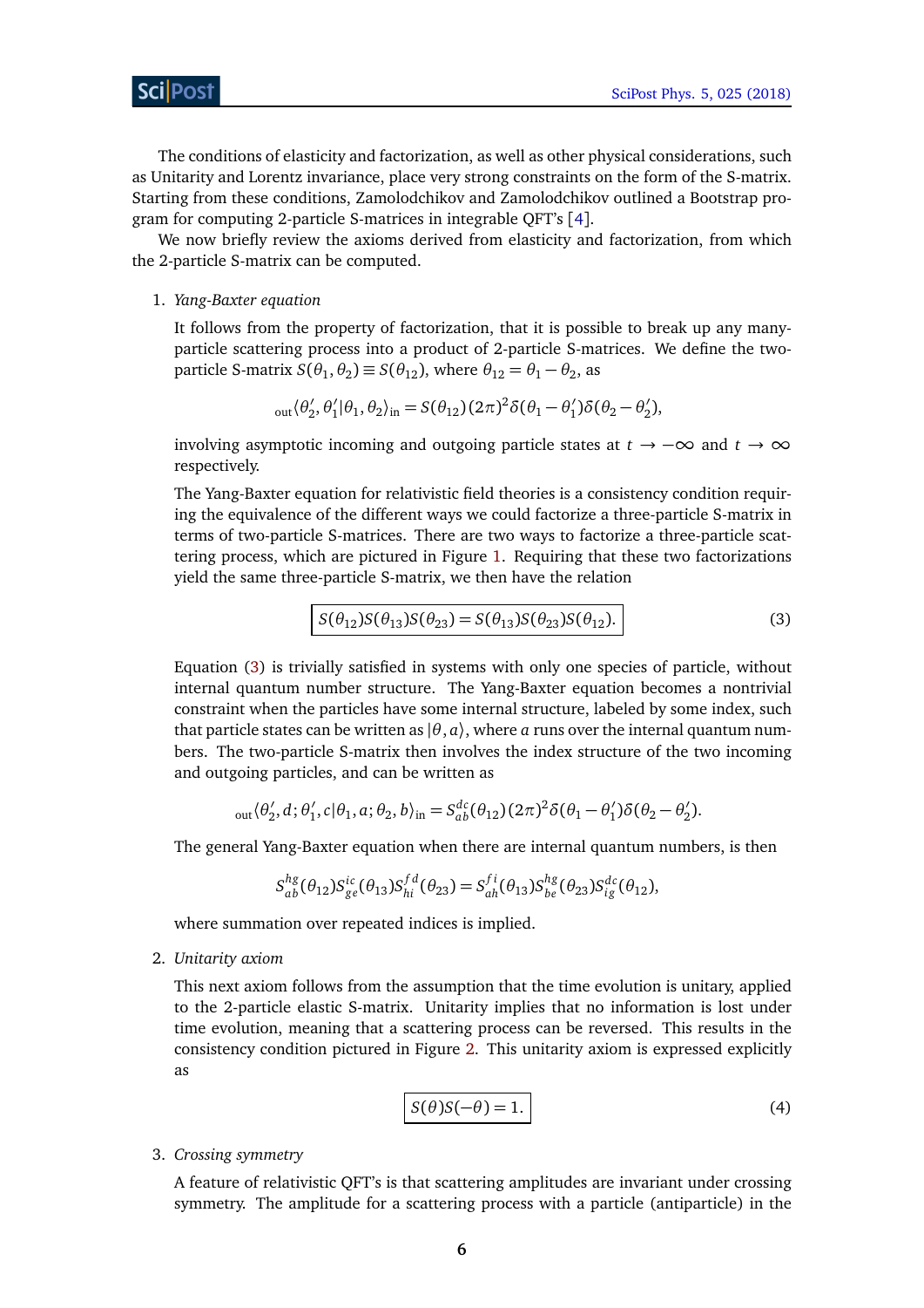The conditions of elasticity and factorization, as well as other physical considerations, such as Unitarity and Lorentz invariance, place very strong constraints on the form of the S-matrix. Starting from these conditions, Zamolodchikov and Zamolodchikov outlined a Bootstrap program for computing 2-particle S-matrices in integrable QFT's [4].

We now briefly review the axioms derived from elasticity and factorization, from which the 2-particle S-matrix can be computed.

1. *Yang-Baxter equation*

   It follows from the property of factorization, that it is possible to break up any many-particle scattering process into a product of 2-particle S-matrices. We define the two-particle S-matrix $S(\theta_1, \theta_2) \equiv S(\theta_{12})$, where $\theta_{12} = \theta_1 - \theta_2$, as

   $$_{\text{out}}\langle \theta_2', \theta_1' | \theta_1, \theta_2 \rangle_{\text{in}} = S(\theta_{12})(2\pi)^2 \delta(\theta_1 - \theta_1')\delta(\theta_2 - \theta_2'),$$

   involving asymptotic incoming and outgoing particle states at $t \to -\infty$ and $t \to \infty$ respectively.

   The Yang-Baxter equation for relativistic field theories is a consistency condition requiring the equivalence of the different ways we could factorize a three-particle S-matrix in terms of two-particle S-matrices. There are two ways to factorize a three-particle scattering process, which are pictured in Figure 1. Requiring that these two factorizations yield the same three-particle S-matrix, we then have the relation

   $$\boxed{S(\theta_{12})S(\theta_{13})S(\theta_{23}) = S(\theta_{13})S(\theta_{23})S(\theta_{12}).} \tag{3}$$

   Equation (3) is trivially satisfied in systems with only one species of particle, without internal quantum number structure. The Yang-Baxter equation becomes a nontrivial constraint when the particles have some internal structure, labeled by some index, such that particle states can be written as $|\theta, a\rangle$, where $a$ runs over the internal quantum numbers. The two-particle S-matrix then involves the index structure of the two incoming and outgoing particles, and can be written as

   $$_{\text{out}}\langle \theta_2', d; \theta_1', c | \theta_1, a; \theta_2, b \rangle_{\text{in}} = S_{ab}^{dc}(\theta_{12})(2\pi)^2 \delta(\theta_1 - \theta_1')\delta(\theta_2 - \theta_2').$$

   The general Yang-Baxter equation when there are internal quantum numbers, is then

   $$S_{ab}^{hg}(\theta_{12})S_{ge}^{ic}(\theta_{13})S_{hi}^{fd}(\theta_{23}) = S_{ah}^{fi}(\theta_{13})S_{be}^{hg}(\theta_{23})S_{ig}^{dc}(\theta_{12}),$$

   where summation over repeated indices is implied.

2. *Unitarity axiom*

   This next axiom follows from the assumption that the time evolution is unitary, applied to the 2-particle elastic S-matrix. Unitarity implies that no information is lost under time evolution, meaning that a scattering process can be reversed. This results in the consistency condition pictured in Figure 2. This unitarity axiom is expressed explicitly as

   $$\boxed{S(\theta)S(-\theta) = 1.} \tag{4}$$

3. *Crossing symmetry*

   A feature of relativistic QFT's is that scattering amplitudes are invariant under crossing symmetry. The amplitude for a scattering process with a particle (antiparticle) in the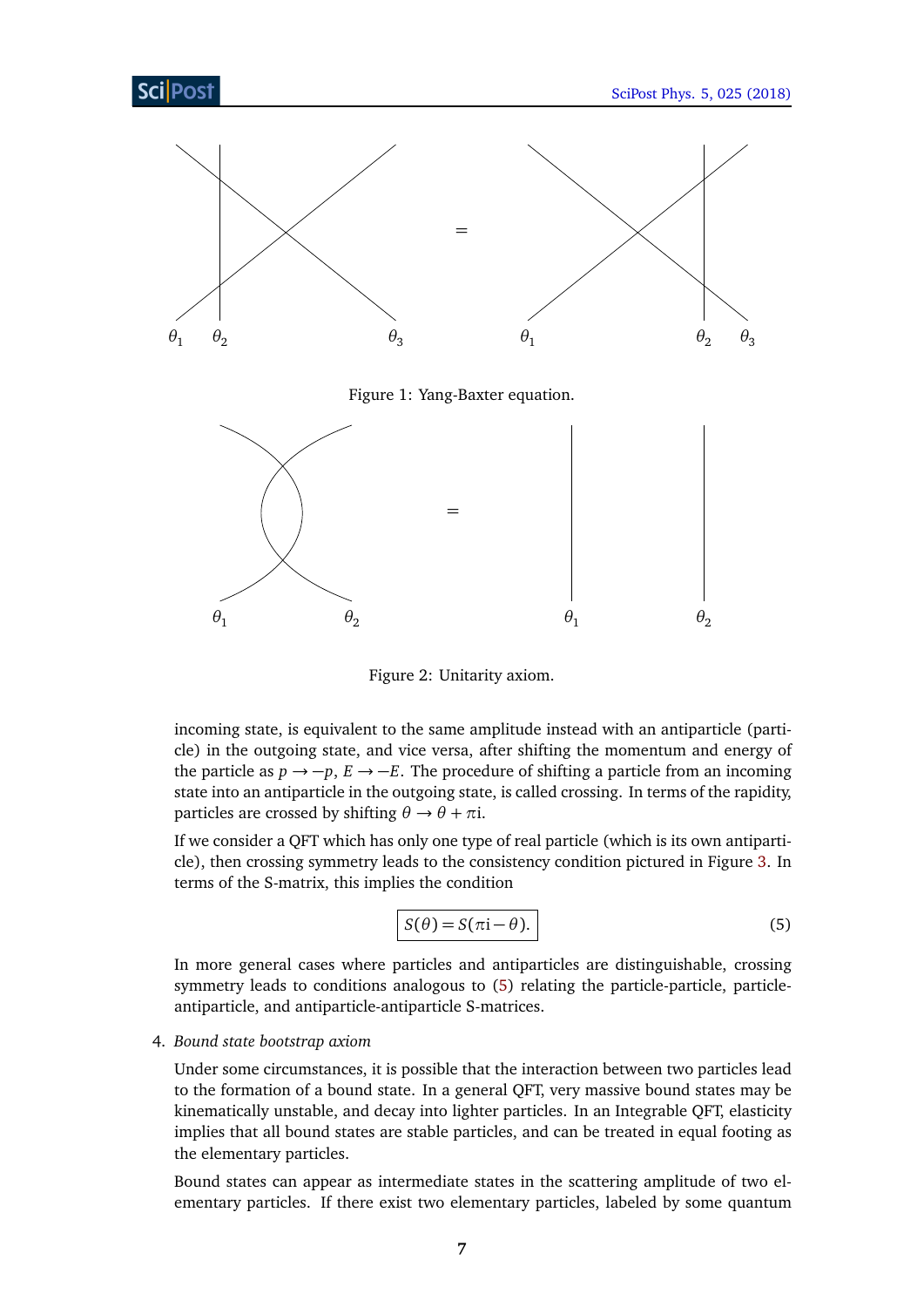Figure 1: Yang-Baxter equation.

Figure 2: Unitarity axiom.

incoming state, is equivalent to the same amplitude instead with an antiparticle (particle) in the outgoing state, and vice versa, after shifting the momentum and energy of the particle as $p \to -p$, $E \to -E$. The procedure of shifting a particle from an incoming state into an antiparticle in the outgoing state, is called crossing. In terms of the rapidity, particles are crossed by shifting $\theta \to \theta + \pi \mathrm{i}$.

If we consider a QFT which has only one type of real particle (which is its own antiparticle), then crossing symmetry leads to the consistency condition pictured in Figure 3. In terms of the S-matrix, this implies the condition

$$\boxed{S(\theta) = S(\pi \mathrm{i} - \theta).} \tag{5}$$

In more general cases where particles and antiparticles are distinguishable, crossing symmetry leads to conditions analogous to (5) relating the particle-particle, particle-antiparticle, and antiparticle-antiparticle S-matrices.

4. *Bound state bootstrap axiom*

   Under some circumstances, it is possible that the interaction between two particles lead to the formation of a bound state. In a general QFT, very massive bound states may be kinematically unstable, and decay into lighter particles. In an Integrable QFT, elasticity implies that all bound states are stable particles, and can be treated in equal footing as the elementary particles.

   Bound states can appear as intermediate states in the scattering amplitude of two elementary particles. If there exist two elementary particles, labeled by some quantum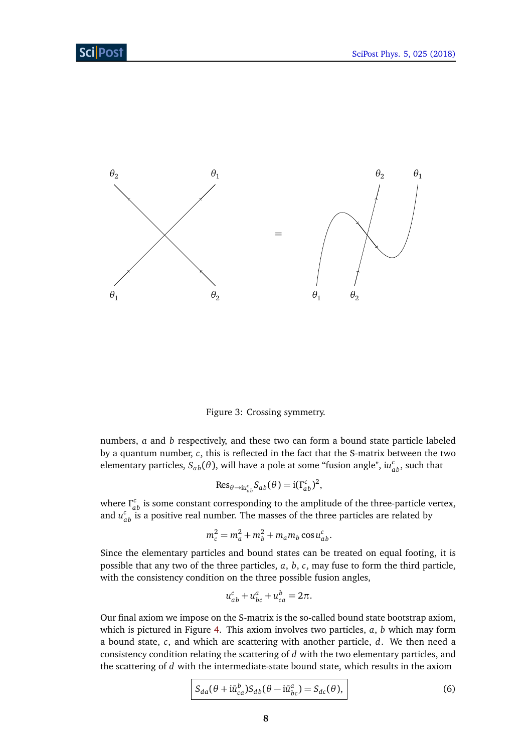Figure 3: Crossing symmetry.

numbers, $a$ and $b$ respectively, and these two can form a bound state particle labeled by a quantum number, $c$, this is reflected in the fact that the S-matrix between the two elementary particles, $S_{ab}(\theta)$, will have a pole at some "fusion angle", $\mathrm{i}u_{ab}^c$, such that

$$\mathrm{Res}_{\theta\to \mathrm{i}u_{ab}^c} S_{ab}(\theta) = \mathrm{i}(\Gamma_{ab}^c)^2,$$

where $\Gamma_{ab}^c$ is some constant corresponding to the amplitude of the three-particle vertex, and $u_{ab}^c$ is a positive real number. The masses of the three particles are related by

$$m_c^2 = m_a^2 + m_b^2 + m_a m_b \cos u_{ab}^c.$$

Since the elementary particles and bound states can be treated on equal footing, it is possible that any two of the three particles, $a$, $b$, $c$, may fuse to form the third particle, with the consistency condition on the three possible fusion angles,

$$u_{ab}^c + u_{bc}^a + u_{ca}^b = 2\pi.$$

Our final axiom we impose on the S-matrix is the so-called bound state bootstrap axiom, which is pictured in Figure 4. This axiom involves two particles, $a$, $b$ which may form a bound state, $c$, and which are scattering with another particle, $d$. We then need a consistency condition relating the scattering of $d$ with the two elementary particles, and the scattering of $d$ with the intermediate-state bound state, which results in the axiom

$$\boxed{S_{da}(\theta + \mathrm{i}\bar{u}_{ca}^b) S_{db}(\theta - \mathrm{i}\bar{u}_{bc}^a) = S_{dc}(\theta),} \tag{6}$$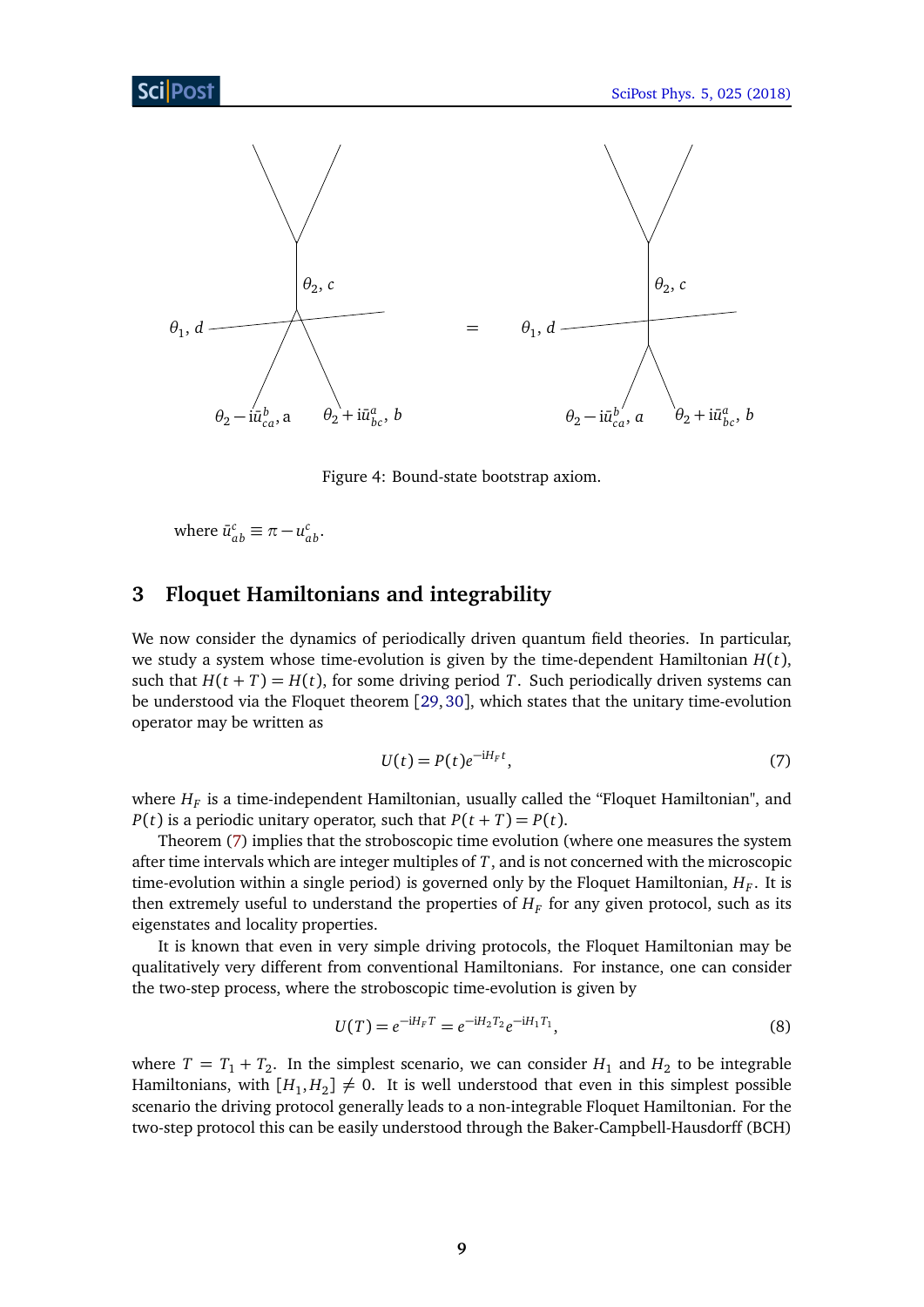Figure 4: Bound-state bootstrap axiom.

where $\bar{u}^c_{ab} \equiv \pi - u^c_{ab}$.

## 3 Floquet Hamiltonians and integrability

We now consider the dynamics of periodically driven quantum field theories. In particular, we study a system whose time-evolution is given by the time-dependent Hamiltonian $H(t)$, such that $H(t+T) = H(t)$, for some driving period $T$. Such periodically driven systems can be understood via the Floquet theorem [29, 30], which states that the unitary time-evolution operator may be written as

$$U(t) = P(t) e^{-\mathrm{i} H_F t}, \tag{7}$$

where $H_F$ is a time-independent Hamiltonian, usually called the "Floquet Hamiltonian", and $P(t)$ is a periodic unitary operator, such that $P(t+T) = P(t)$.

Theorem (7) implies that the stroboscopic time evolution (where one measures the system after time intervals which are integer multiples of $T$, and is not concerned with the microscopic time-evolution within a single period) is governed only by the Floquet Hamiltonian, $H_F$. It is then extremely useful to understand the properties of $H_F$ for any given protocol, such as its eigenstates and locality properties.

It is known that even in very simple driving protocols, the Floquet Hamiltonian may be qualitatively very different from conventional Hamiltonians. For instance, one can consider the two-step process, where the stroboscopic time-evolution is given by

$$U(T) = e^{-\mathrm{i} H_F T} = e^{-\mathrm{i} H_2 T_2} e^{-\mathrm{i} H_1 T_1}, \tag{8}$$

where $T = T_1 + T_2$. In the simplest scenario, we can consider $H_1$ and $H_2$ to be integrable Hamiltonians, with $[H_1, H_2] \neq 0$. It is well understood that even in this simplest possible scenario the driving protocol generally leads to a non-integrable Floquet Hamiltonian. For the two-step protocol this can be easily understood through the Baker-Campbell-Hausdorff (BCH)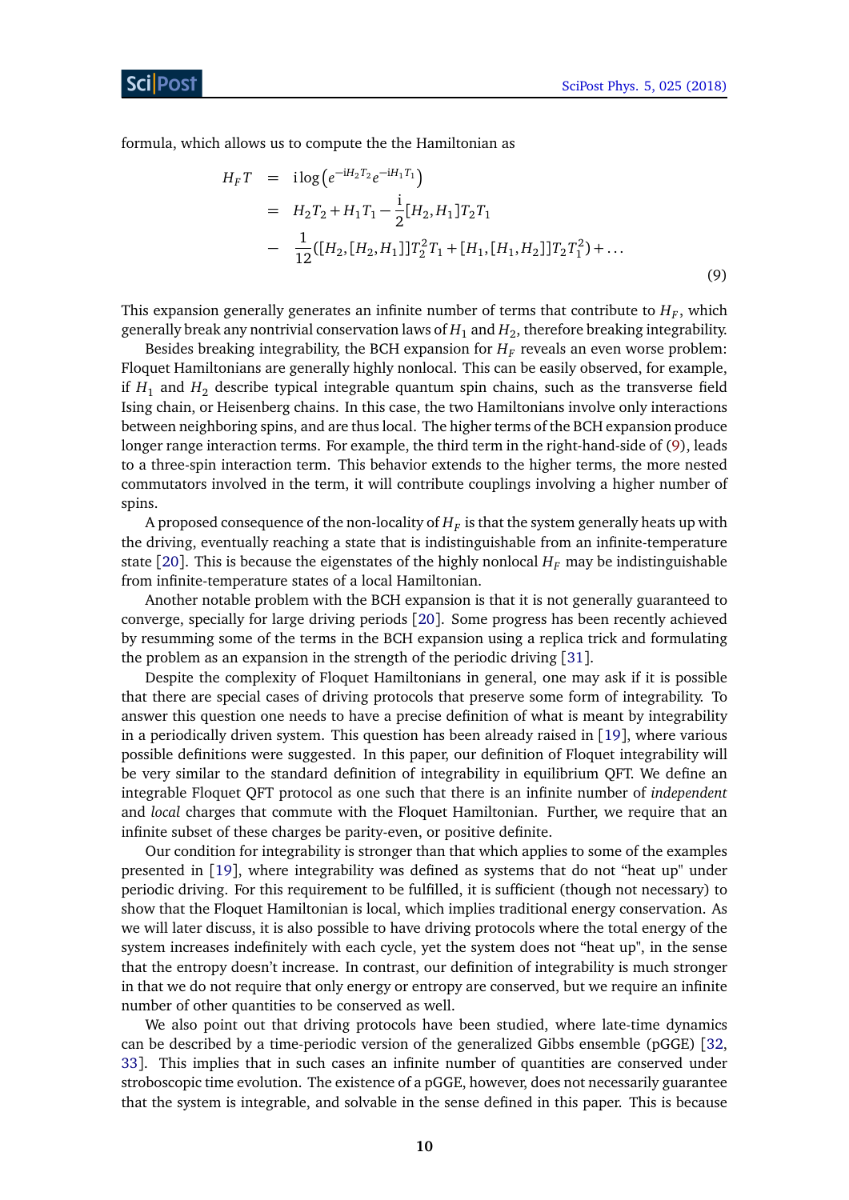formula, which allows us to compute the the Hamiltonian as

$$
\begin{aligned}
H_F T &= \mathrm{i}\log\left(e^{-\mathrm{i}H_2T_2}e^{-\mathrm{i}H_1T_1}\right) \\
&= H_2T_2 + H_1T_1 - \frac{\mathrm{i}}{2}[H_2,H_1]T_2T_1 \\
&- \frac{1}{12}([H_2,[H_2,H_1]]T_2^2T_1 + [H_1,[H_1,H_2]]T_2T_1^2) + \ldots
\end{aligned} \tag{9}
$$

This expansion generally generates an infinite number of terms that contribute to $H_F$, which generally break any nontrivial conservation laws of $H_1$ and $H_2$, therefore breaking integrability.

Besides breaking integrability, the BCH expansion for $H_F$ reveals an even worse problem: Floquet Hamiltonians are generally highly nonlocal. This can be easily observed, for example, if $H_1$ and $H_2$ describe typical integrable quantum spin chains, such as the transverse field Ising chain, or Heisenberg chains. In this case, the two Hamiltonians involve only interactions between neighboring spins, and are thus local. The higher terms of the BCH expansion produce longer range interaction terms. For example, the third term in the right-hand-side of (9), leads to a three-spin interaction term. This behavior extends to the higher terms, the more nested commutators involved in the term, it will contribute couplings involving a higher number of spins.

A proposed consequence of the non-locality of $H_F$ is that the system generally heats up with the driving, eventually reaching a state that is indistinguishable from an infinite-temperature state [20]. This is because the eigenstates of the highly nonlocal $H_F$ may be indistinguishable from infinite-temperature states of a local Hamiltonian.

Another notable problem with the BCH expansion is that it is not generally guaranteed to converge, specially for large driving periods [20]. Some progress has been recently achieved by resumming some of the terms in the BCH expansion using a replica trick and formulating the problem as an expansion in the strength of the periodic driving [31].

Despite the complexity of Floquet Hamiltonians in general, one may ask if it is possible that there are special cases of driving protocols that preserve some form of integrability. To answer this question one needs to have a precise definition of what is meant by integrability in a periodically driven system. This question has been already raised in [19], where various possible definitions were suggested. In this paper, our definition of Floquet integrability will be very similar to the standard definition of integrability in equilibrium QFT. We define an integrable Floquet QFT protocol as one such that there is an infinite number of *independent* and *local* charges that commute with the Floquet Hamiltonian. Further, we require that an infinite subset of these charges be parity-even, or positive definite.

Our condition for integrability is stronger than that which applies to some of the examples presented in [19], where integrability was defined as systems that do not "heat up" under periodic driving. For this requirement to be fulfilled, it is sufficient (though not necessary) to show that the Floquet Hamiltonian is local, which implies traditional energy conservation. As we will later discuss, it is also possible to have driving protocols where the total energy of the system increases indefinitely with each cycle, yet the system does not "heat up", in the sense that the entropy doesn't increase. In contrast, our definition of integrability is much stronger in that we do not require that only energy or entropy are conserved, but we require an infinite number of other quantities to be conserved as well.

We also point out that driving protocols have been studied, where late-time dynamics can be described by a time-periodic version of the generalized Gibbs ensemble (pGGE) [32, 33]. This implies that in such cases an infinite number of quantities are conserved under stroboscopic time evolution. The existence of a pGGE, however, does not necessarily guarantee that the system is integrable, and solvable in the sense defined in this paper. This is because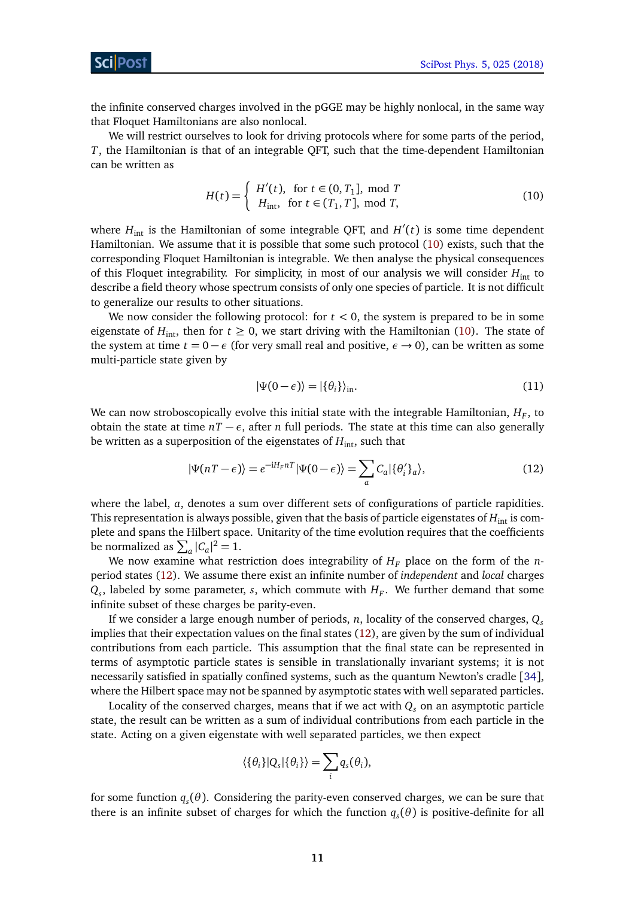the infinite conserved charges involved in the pGGE may be highly nonlocal, in the same way that Floquet Hamiltonians are also nonlocal.

We will restrict ourselves to look for driving protocols where for some parts of the period, $T$, the Hamiltonian is that of an integrable QFT, such that the time-dependent Hamiltonian can be written as

$$H(t) = \left\{ \begin{array}{ll} H'(t), & \text{for } t \in (0, T_1], \text{ mod } T \\ H_{\text{int}}, & \text{for } t \in (T_1, T], \text{ mod } T, \end{array} \right. \tag{10}$$

where $H_{\text{int}}$ is the Hamiltonian of some integrable QFT, and $H'(t)$ is some time dependent Hamiltonian. We assume that it is possible that some such protocol (10) exists, such that the corresponding Floquet Hamiltonian is integrable. We then analyse the physical consequences of this Floquet integrability. For simplicity, in most of our analysis we will consider $H_{\text{int}}$ to describe a field theory whose spectrum consists of only one species of particle. It is not difficult to generalize our results to other situations.

We now consider the following protocol: for $t < 0$, the system is prepared to be in some eigenstate of $H_{\text{int}}$, then for $t \geq 0$, we start driving with the Hamiltonian (10). The state of the system at time $t = 0 - \epsilon$ (for very small real and positive, $\epsilon \to 0$), can be written as some multi-particle state given by

$$|\Psi(0-\epsilon)\rangle = |\{\theta_i\}\rangle_{\text{in}}. \tag{11}$$

We can now stroboscopically evolve this initial state with the integrable Hamiltonian, $H_F$, to obtain the state at time $nT - \epsilon$, after $n$ full periods. The state at this time can also generally be written as a superposition of the eigenstates of $H_{\text{int}}$, such that

$$|\Psi(nT-\epsilon)\rangle = e^{-\mathrm{i}H_F nT}|\Psi(0-\epsilon)\rangle = \sum_a C_a |\{\theta_i'\}_a\rangle, \tag{12}$$

where the label, $a$, denotes a sum over different sets of configurations of particle rapidities. This representation is always possible, given that the basis of particle eigenstates of $H_{\text{int}}$ is complete and spans the Hilbert space. Unitarity of the time evolution requires that the coefficients be normalized as $\sum_a |C_a|^2 = 1$.

We now examine what restriction does integrability of $H_F$ place on the form of the $n$-period states (12). We assume there exist an infinite number of *independent* and *local* charges $Q_s$, labeled by some parameter, $s$, which commute with $H_F$. We further demand that some infinite subset of these charges be parity-even.

If we consider a large enough number of periods, $n$, locality of the conserved charges, $Q_s$ implies that their expectation values on the final states (12), are given by the sum of individual contributions from each particle. This assumption that the final state can be represented in terms of asymptotic particle states is sensible in translationally invariant systems; it is not necessarily satisfied in spatially confined systems, such as the quantum Newton's cradle [34], where the Hilbert space may not be spanned by asymptotic states with well separated particles.

Locality of the conserved charges, means that if we act with $Q_s$ on an asymptotic particle state, the result can be written as a sum of individual contributions from each particle in the state. Acting on a given eigenstate with well separated particles, we then expect

$$\langle\{\theta_i\}|Q_s|\{\theta_i\}\rangle = \sum_i q_s(\theta_i),$$

for some function $q_s(\theta)$. Considering the parity-even conserved charges, we can be sure that there is an infinite subset of charges for which the function $q_s(\theta)$ is positive-definite for all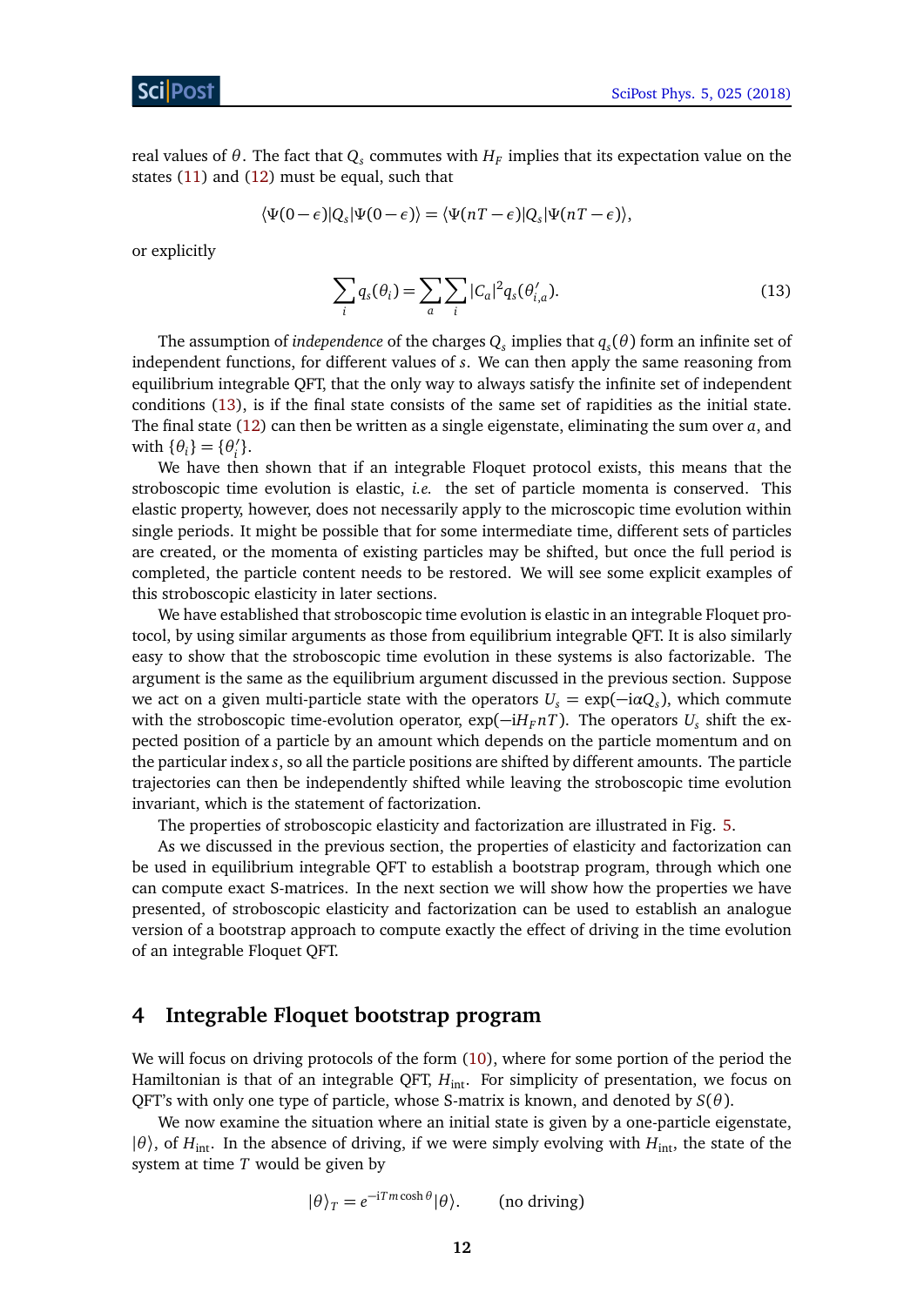real values of $\theta$. The fact that $Q_s$ commutes with $H_F$ implies that its expectation value on the states (11) and (12) must be equal, such that

$$\langle \Psi(0-\epsilon)|Q_s|\Psi(0-\epsilon)\rangle = \langle \Psi(nT-\epsilon)|Q_s|\Psi(nT-\epsilon)\rangle,$$

or explicitly

$$\sum_i q_s(\theta_i) = \sum_a \sum_i |C_a|^2 q_s(\theta'_{i,a}). \tag{13}$$

The assumption of *independence* of the charges $Q_s$ implies that $q_s(\theta)$ form an infinite set of independent functions, for different values of $s$. We can then apply the same reasoning from equilibrium integrable QFT, that the only way to always satisfy the infinite set of independent conditions (13), is if the final state consists of the same set of rapidities as the initial state. The final state (12) can then be written as a single eigenstate, eliminating the sum over $a$, and with $\{\theta_i\} = \{\theta'_i\}$.

We have then shown that if an integrable Floquet protocol exists, this means that the stroboscopic time evolution is elastic, *i.e.* the set of particle momenta is conserved. This elastic property, however, does not necessarily apply to the microscopic time evolution within single periods. It might be possible that for some intermediate time, different sets of particles are created, or the momenta of existing particles may be shifted, but once the full period is completed, the particle content needs to be restored. We will see some explicit examples of this stroboscopic elasticity in later sections.

We have established that stroboscopic time evolution is elastic in an integrable Floquet protocol, by using similar arguments as those from equilibrium integrable QFT. It is also similarly easy to show that the stroboscopic time evolution in these systems is also factorizable. The argument is the same as the equilibrium argument discussed in the previous section. Suppose we act on a given multi-particle state with the operators $U_s = \exp(-i\alpha Q_s)$, which commute with the stroboscopic time-evolution operator, $\exp(-iH_F nT)$. The operators $U_s$ shift the expected position of a particle by an amount which depends on the particle momentum and on the particular index $s$, so all the particle positions are shifted by different amounts. The particle trajectories can then be independently shifted while leaving the stroboscopic time evolution invariant, which is the statement of factorization.

The properties of stroboscopic elasticity and factorization are illustrated in Fig. 5.

As we discussed in the previous section, the properties of elasticity and factorization can be used in equilibrium integrable QFT to establish a bootstrap program, through which one can compute exact S-matrices. In the next section we will show how the properties we have presented, of stroboscopic elasticity and factorization can be used to establish an analogue version of a bootstrap approach to compute exactly the effect of driving in the time evolution of an integrable Floquet QFT.

## 4 Integrable Floquet bootstrap program

We will focus on driving protocols of the form (10), where for some portion of the period the Hamiltonian is that of an integrable QFT, $H_{\text{int}}$. For simplicity of presentation, we focus on QFT's with only one type of particle, whose S-matrix is known, and denoted by $S(\theta)$.

We now examine the situation where an initial state is given by a one-particle eigenstate, $|\theta\rangle$, of $H_{\text{int}}$. In the absence of driving, if we were simply evolving with $H_{\text{int}}$, the state of the system at time $T$ would be given by

$$|\theta\rangle_T = e^{-iTm\cosh\theta}|\theta\rangle. \qquad \text{(no driving)}$$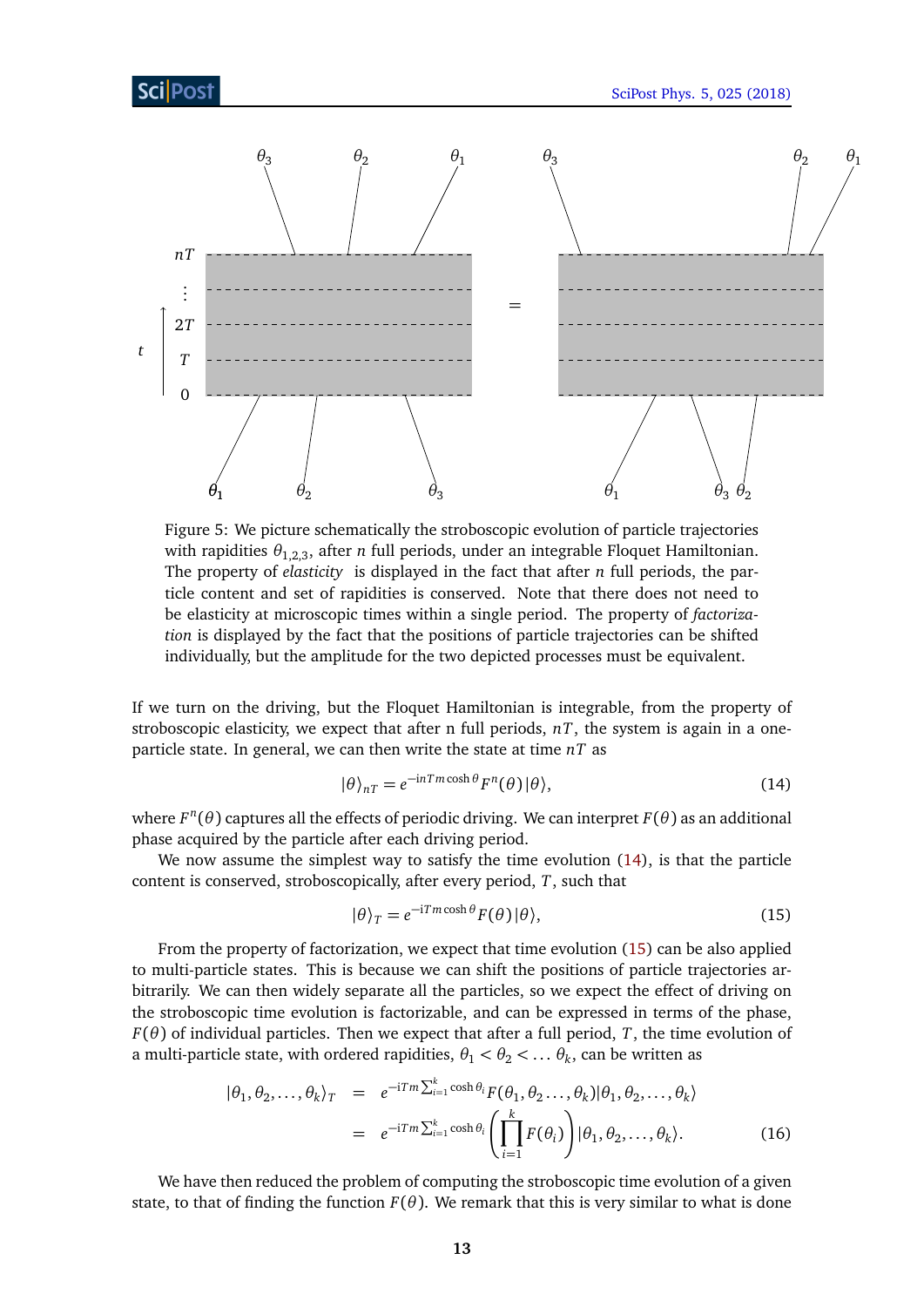Figure 5: We picture schematically the stroboscopic evolution of particle trajectories with rapidities $\theta_{1,2,3}$, after $n$ full periods, under an integrable Floquet Hamiltonian. The property of *elasticity* is displayed in the fact that after $n$ full periods, the particle content and set of rapidities is conserved. Note that there does not need to be elasticity at microscopic times within a single period. The property of *factorization* is displayed by the fact that the positions of particle trajectories can be shifted individually, but the amplitude for the two depicted processes must be equivalent.

If we turn on the driving, but the Floquet Hamiltonian is integrable, from the property of stroboscopic elasticity, we expect that after n full periods, $nT$, the system is again in a one-particle state. In general, we can then write the state at time $nT$ as

$$|\theta\rangle_{nT} = e^{-\mathrm{i}nTm\cosh\theta} F^n(\theta)\,|\theta\rangle, \tag{14}$$

where $F^n(\theta)$ captures all the effects of periodic driving. We can interpret $F(\theta)$ as an additional phase acquired by the particle after each driving period.

We now assume the simplest way to satisfy the time evolution (14), is that the particle content is conserved, stroboscopically, after every period, $T$, such that

$$|\theta\rangle_T = e^{-\mathrm{i}Tm\cosh\theta} F(\theta)\,|\theta\rangle, \tag{15}$$

From the property of factorization, we expect that time evolution (15) can be also applied to multi-particle states. This is because we can shift the positions of particle trajectories arbitrarily. We can then widely separate all the particles, so we expect the effect of driving on the stroboscopic time evolution is factorizable, and can be expressed in terms of the phase, $F(\theta)$ of individual particles. Then we expect that after a full period, $T$, the time evolution of a multi-particle state, with ordered rapidities, $\theta_1 < \theta_2 < \ldots \theta_k$, can be written as

$$\begin{aligned} |\theta_1, \theta_2, \ldots, \theta_k\rangle_T &= e^{-\mathrm{i}Tm\sum_{i=1}^{k}\cosh\theta_i} F(\theta_1, \theta_2 \ldots, \theta_k)|\theta_1, \theta_2, \ldots, \theta_k\rangle \\ &= e^{-\mathrm{i}Tm\sum_{i=1}^{k}\cosh\theta_i} \left(\prod_{i=1}^{k} F(\theta_i)\right)|\theta_1, \theta_2, \ldots, \theta_k\rangle. \end{aligned} \tag{16}$$

We have then reduced the problem of computing the stroboscopic time evolution of a given state, to that of finding the function $F(\theta)$. We remark that this is very similar to what is done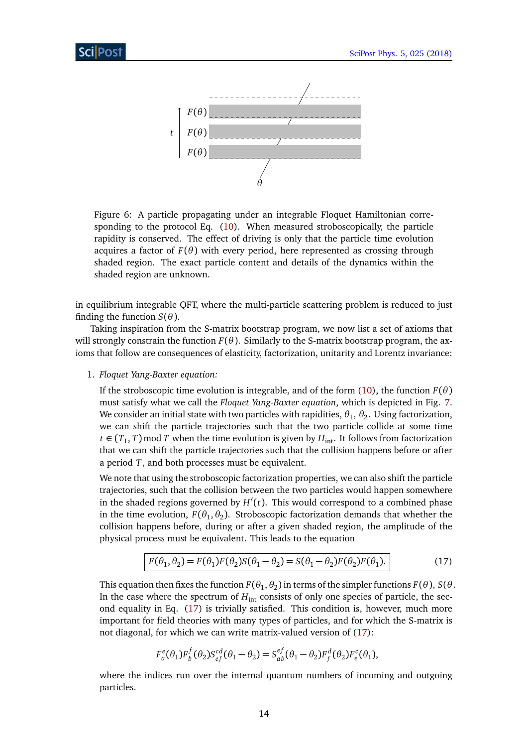Figure 6: A particle propagating under an integrable Floquet Hamiltonian corresponding to the protocol Eq. (10). When measured stroboscopically, the particle rapidity is conserved. The effect of driving is only that the particle time evolution acquires a factor of $F(\theta)$ with every period, here represented as crossing through shaded region. The exact particle content and details of the dynamics within the shaded region are unknown.

in equilibrium integrable QFT, where the multi-particle scattering problem is reduced to just finding the function $S(\theta)$.

Taking inspiration from the S-matrix bootstrap program, we now list a set of axioms that will strongly constrain the function $F(\theta)$. Similarly to the S-matrix bootstrap program, the axioms that follow are consequences of elasticity, factorization, unitarity and Lorentz invariance:

1. *Floquet Yang-Baxter equation:*

   If the stroboscopic time evolution is integrable, and of the form (10), the function $F(\theta)$ must satisfy what we call the *Floquet Yang-Baxter equation*, which is depicted in Fig. 7. We consider an initial state with two particles with rapidities, $\theta_1$, $\theta_2$. Using factorization, we can shift the particle trajectories such that the two particle collide at some time $t \in (T_1, T) \bmod T$ when the time evolution is given by $H_{\text{int}}$. It follows from factorization that we can shift the particle trajectories such that the collision happens before or after a period $T$, and both processes must be equivalent.

   We note that using the stroboscopic factorization properties, we can also shift the particle trajectories, such that the collision between the two particles would happen somewhere in the shaded regions governed by $H'(t)$. This would correspond to a combined phase in the time evolution, $F(\theta_1, \theta_2)$. Stroboscopic factorization demands that whether the collision happens before, during or after a given shaded region, the amplitude of the physical process must be equivalent. This leads to the equation

   $$\boxed{F(\theta_1, \theta_2) = F(\theta_1)F(\theta_2)S(\theta_1 - \theta_2) = S(\theta_1 - \theta_2)F(\theta_2)F(\theta_1).} \tag{17}$$

   This equation then fixes the function $F(\theta_1, \theta_2)$ in terms of the simpler functions $F(\theta)$, $S(\theta$. In the case where the spectrum of $H_{\text{int}}$ consists of only one species of particle, the second equality in Eq. (17) is trivially satisfied. This condition is, however, much more important for field theories with many types of particles, and for which the S-matrix is not diagonal, for which we can write matrix-valued version of (17):

   $$F^e_a(\theta_1)F^f_b(\theta_2)S^{cd}_{ef}(\theta_1 - \theta_2) = S^{ef}_{ab}(\theta_1 - \theta_2)F^d_f(\theta_2)F^c_e(\theta_1),$$

   where the indices run over the internal quantum numbers of incoming and outgoing particles.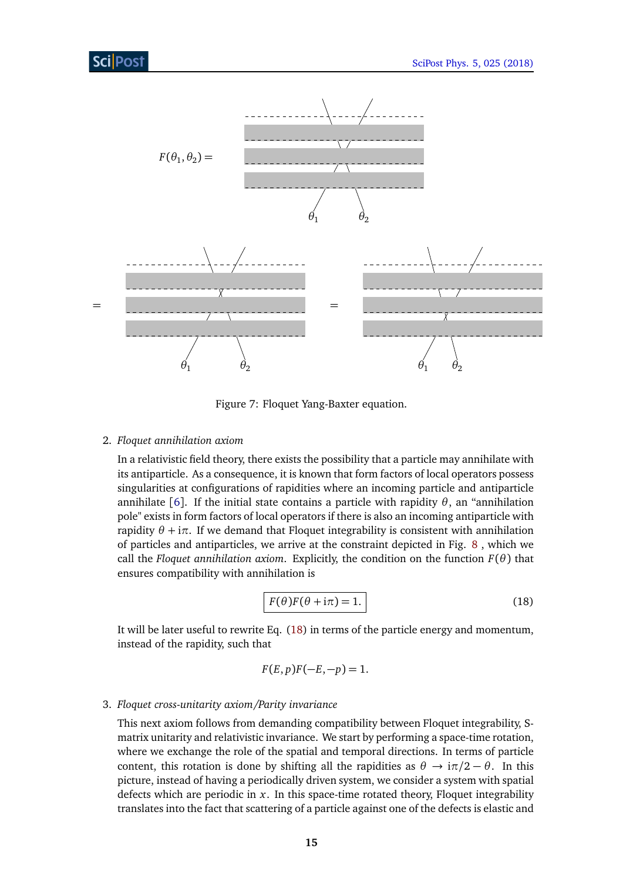$$F(\theta_1, \theta_2) =$$

$$=$$

$$=$$

Figure 7: Floquet Yang-Baxter equation.

2. *Floquet annihilation axiom*

 In a relativistic field theory, there exists the possibility that a particle may annihilate with its antiparticle. As a consequence, it is known that form factors of local operators possess singularities at configurations of rapidities where an incoming particle and antiparticle annihilate [6]. If the initial state contains a particle with rapidity $\theta$, an "annihilation pole" exists in form factors of local operators if there is also an incoming antiparticle with rapidity $\theta + \mathrm{i}\pi$. If we demand that Floquet integrability is consistent with annihilation of particles and antiparticles, we arrive at the constraint depicted in Fig. 8 , which we call the *Floquet annihilation axiom*. Explicitly, the condition on the function $F(\theta)$ that ensures compatibility with annihilation is

$$\boxed{F(\theta)F(\theta + \mathrm{i}\pi) = 1.} \tag{18}$$

 It will be later useful to rewrite Eq. (18) in terms of the particle energy and momentum, instead of the rapidity, such that

$$F(E, p)F(-E, -p) = 1.$$

3. *Floquet cross-unitarity axiom/Parity invariance*

 This next axiom follows from demanding compatibility between Floquet integrability, S-matrix unitarity and relativistic invariance. We start by performing a space-time rotation, where we exchange the role of the spatial and temporal directions. In terms of particle content, this rotation is done by shifting all the rapidities as $\theta \to \mathrm{i}\pi/2 - \theta$. In this picture, instead of having a periodically driven system, we consider a system with spatial defects which are periodic in $x$. In this space-time rotated theory, Floquet integrability translates into the fact that scattering of a particle against one of the defects is elastic and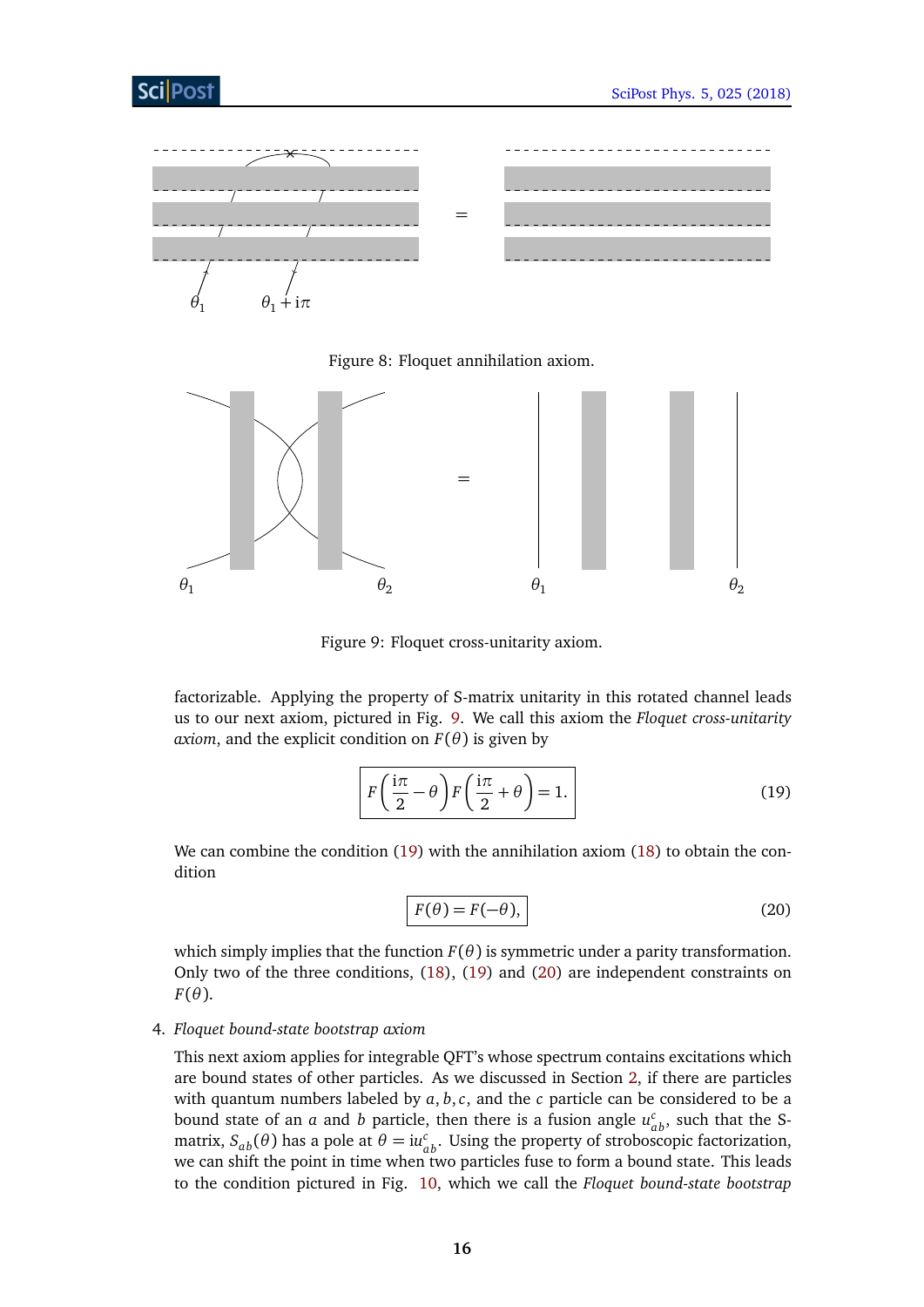Figure 8: Floquet annihilation axiom.

Figure 9: Floquet cross-unitarity axiom.

factorizable. Applying the property of S-matrix unitarity in this rotated channel leads us to our next axiom, pictured in Fig. 9. We call this axiom the *Floquet cross-unitarity axiom*, and the explicit condition on $F(\theta)$ is given by

$$\boxed{F\left(\frac{i\pi}{2}-\theta\right)F\left(\frac{i\pi}{2}+\theta\right)=1.} \tag{19}$$

We can combine the condition (19) with the annihilation axiom (18) to obtain the condition

$$\boxed{F(\theta)=F(-\theta),} \tag{20}$$

which simply implies that the function $F(\theta)$ is symmetric under a parity transformation. Only two of the three conditions, (18), (19) and (20) are independent constraints on $F(\theta)$.

4. *Floquet bound-state bootstrap axiom*

   This next axiom applies for integrable QFT's whose spectrum contains excitations which are bound states of other particles. As we discussed in Section 2, if there are particles with quantum numbers labeled by $a, b, c$, and the $c$ particle can be considered to be a bound state of an $a$ and $b$ particle, then there is a fusion angle $u_{ab}^{c}$, such that the S-matrix, $S_{ab}(\theta)$ has a pole at $\theta = iu_{ab}^{c}$. Using the property of stroboscopic factorization, we can shift the point in time when two particles fuse to form a bound state. This leads to the condition pictured in Fig. 10, which we call the *Floquet bound-state bootstrap*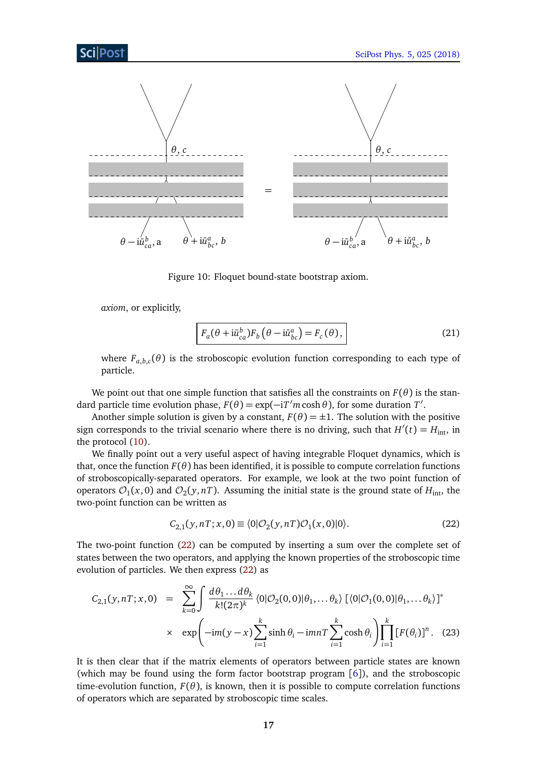Figure 10: Floquet bound-state bootstrap axiom.

*axiom*, or explicitly,

$$\boxed{F_a(\theta + \mathrm{i}\bar{u}^b_{ca})F_b\left(\theta - \mathrm{i}\bar{u}^a_{bc}\right) = F_c(\theta)}, \tag{21}$$

where $F_{a,b,c}(\theta)$ is the stroboscopic evolution function corresponding to each type of particle.

We point out that one simple function that satisfies all the constraints on $F(\theta)$ is the standard particle time evolution phase, $F(\theta) = \exp(-\mathrm{i}T' m \cosh\theta)$, for some duration $T'$.

Another simple solution is given by a constant, $F(\theta) = \pm 1$. The solution with the positive sign corresponds to the trivial scenario where there is no driving, such that $H'(t) = H_{\text{int}}$, in the protocol (10).

We finally point out a very useful aspect of having integrable Floquet dynamics, which is that, once the function $F(\theta)$ has been identified, it is possible to compute correlation functions of stroboscopically-separated operators. For example, we look at the two point function of operators $\mathcal{O}_1(x,0)$ and $\mathcal{O}_2(y,nT)$. Assuming the initial state is the ground state of $H_{\text{int}}$, the two-point function can be written as

$$C_{2,1}(y,nT;x,0) \equiv \langle 0|\mathcal{O}_2(y,nT)\mathcal{O}_1(x,0)|0\rangle. \tag{22}$$

The two-point function (22) can be computed by inserting a sum over the complete set of states between the two operators, and applying the known properties of the stroboscopic time evolution of particles. We then express (22) as

$$\begin{aligned} C_{2,1}(y,nT;x,0) &= \sum_{k=0}^{\infty} \int \frac{d\theta_1 \dots d\theta_k}{k!(2\pi)^k} \langle 0|\mathcal{O}_2(0,0)|\theta_1, \dots \theta_k\rangle \left[\langle 0|\mathcal{O}_1(0,0)|\theta_1, \dots \theta_k\rangle\right]^* \\ &\times \exp\left(-\mathrm{i}m(y-x)\sum_{i=1}^{k}\sinh\theta_i - \mathrm{i}mnT\sum_{i=1}^{k}\cosh\theta_i\right)\prod_{i=1}^{k}\left[F(\theta_i)\right]^n. \end{aligned} \tag{23}$$

It is then clear that if the matrix elements of operators between particle states are known (which may be found using the form factor bootstrap program [6]), and the stroboscopic time-evolution function, $F(\theta)$, is known, then it is possible to compute correlation functions of operators which are separated by stroboscopic time scales.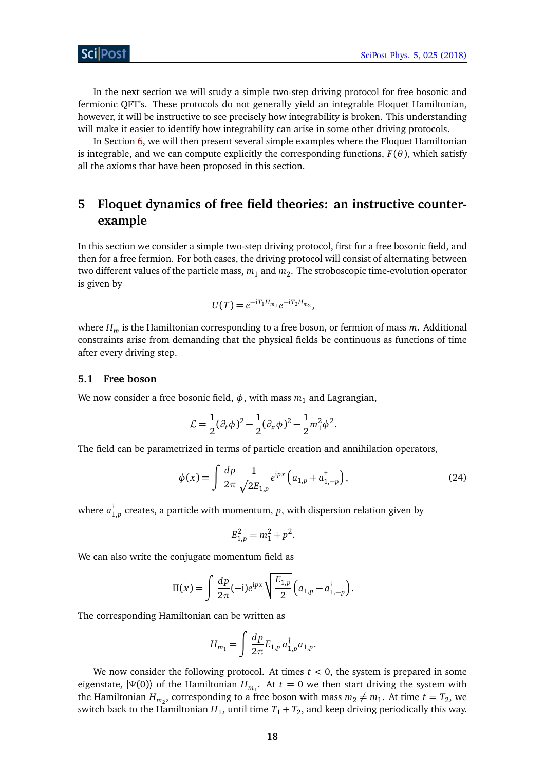In the next section we will study a simple two-step driving protocol for free bosonic and fermionic QFT's. These protocols do not generally yield an integrable Floquet Hamiltonian, however, it will be instructive to see precisely how integrability is broken. This understanding will make it easier to identify how integrability can arise in some other driving protocols.

In Section 6, we will then present several simple examples where the Floquet Hamiltonian is integrable, and we can compute explicitly the corresponding functions, $F(\theta)$, which satisfy all the axioms that have been proposed in this section.

## 5 Floquet dynamics of free field theories: an instructive counter-example

In this section we consider a simple two-step driving protocol, first for a free bosonic field, and then for a free fermion. For both cases, the driving protocol will consist of alternating between two different values of the particle mass, $m_1$ and $m_2$. The stroboscopic time-evolution operator is given by

$$U(T) = e^{-iT_1 H_{m_1}} e^{-iT_2 H_{m_2}},$$

where $H_m$ is the Hamiltonian corresponding to a free boson, or fermion of mass $m$. Additional constraints arise from demanding that the physical fields be continuous as functions of time after every driving step.

### 5.1 Free boson

We now consider a free bosonic field, $\phi$, with mass $m_1$ and Lagrangian,

$$\mathcal{L} = \frac{1}{2}(\partial_t \phi)^2 - \frac{1}{2}(\partial_x \phi)^2 - \frac{1}{2}m_1^2 \phi^2.$$

The field can be parametrized in terms of particle creation and annihilation operators,

$$\phi(x) = \int \frac{dp}{2\pi} \frac{1}{\sqrt{2E_{1,p}}} e^{ipx} \left( a_{1,p} + a_{1,-p}^\dagger \right), \tag{24}$$

where $a_{1,p}^\dagger$ creates, a particle with momentum, $p$, with dispersion relation given by

$$E_{1,p}^2 = m_1^2 + p^2.$$

We can also write the conjugate momentum field as

$$\Pi(x) = \int \frac{dp}{2\pi} (-i) e^{ipx} \sqrt{\frac{E_{1,p}}{2}} \left( a_{1,p} - a_{1,-p}^\dagger \right).$$

The corresponding Hamiltonian can be written as

$$H_{m_1} = \int \frac{dp}{2\pi} E_{1,p} \, a_{1,p}^\dagger a_{1,p}.$$

We now consider the following protocol. At times $t < 0$, the system is prepared in some eigenstate, $|\Psi(0)\rangle$ of the Hamiltonian $H_{m_1}$. At $t = 0$ we then start driving the system with the Hamiltonian $H_{m_2}$, corresponding to a free boson with mass $m_2 \neq m_1$. At time $t = T_2$, we switch back to the Hamiltonian $H_1$, until time $T_1 + T_2$, and keep driving periodically this way.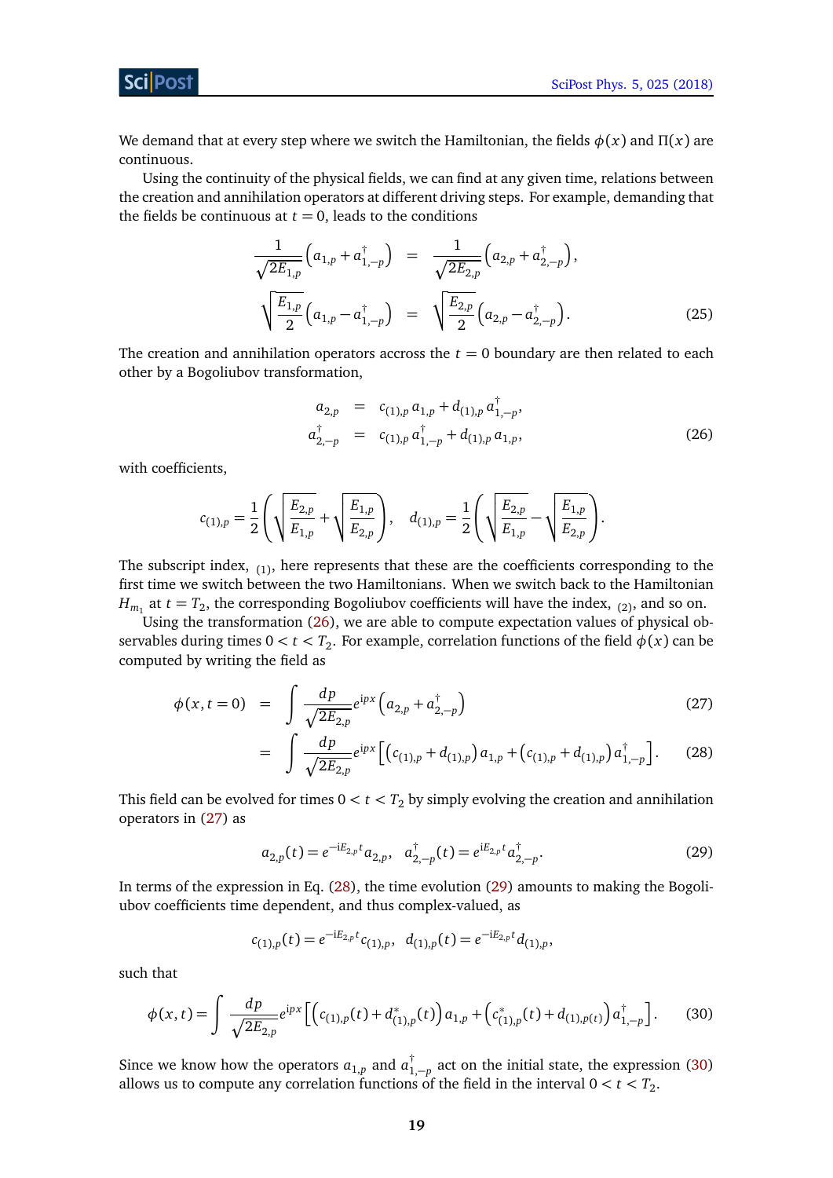We demand that at every step where we switch the Hamiltonian, the fields $\phi(x)$ and $\Pi(x)$ are continuous.

Using the continuity of the physical fields, we can find at any given time, relations between the creation and annihilation operators at different driving steps. For example, demanding that the fields be continuous at $t = 0$, leads to the conditions

$$
\begin{aligned}
\frac{1}{\sqrt{2E_{1,p}}}\left(a_{1,p} + a^{\dagger}_{1,-p}\right) &= \frac{1}{\sqrt{2E_{2,p}}}\left(a_{2,p} + a^{\dagger}_{2,-p}\right), \\
\sqrt{\frac{E_{1,p}}{2}}\left(a_{1,p} - a^{\dagger}_{1,-p}\right) &= \sqrt{\frac{E_{2,p}}{2}}\left(a_{2,p} - a^{\dagger}_{2,-p}\right).
\end{aligned} \tag{25}
$$

The creation and annihilation operators accross the $t = 0$ boundary are then related to each other by a Bogoliubov transformation,

$$
\begin{aligned}
a_{2,p} &= c_{(1),p}\, a_{1,p} + d_{(1),p}\, a^{\dagger}_{1,-p}, \\
a^{\dagger}_{2,-p} &= c_{(1),p}\, a^{\dagger}_{1,-p} + d_{(1),p}\, a_{1,p},
\end{aligned} \tag{26}
$$

with coefficients,

$$
c_{(1),p} = \frac{1}{2}\left(\sqrt{\frac{E_{2,p}}{E_{1,p}}} + \sqrt{\frac{E_{1,p}}{E_{2,p}}}\right), \quad d_{(1),p} = \frac{1}{2}\left(\sqrt{\frac{E_{2,p}}{E_{1,p}}} - \sqrt{\frac{E_{1,p}}{E_{2,p}}}\right).
$$

The subscript index, $_{(1)}$, here represents that these are the coefficients corresponding to the first time we switch between the two Hamiltonians. When we switch back to the Hamiltonian $H_{m_1}$ at $t = T_2$, the corresponding Bogoliubov coefficients will have the index, $_{(2)}$, and so on.

Using the transformation (26), we are able to compute expectation values of physical observables during times $0 < t < T_2$. For example, correlation functions of the field $\phi(x)$ can be computed by writing the field as

$$
\begin{aligned}
\phi(x, t = 0) &= \int \frac{dp}{\sqrt{2E_{2,p}}} e^{ipx}\left(a_{2,p} + a^{\dagger}_{2,-p}\right) &(27)\\
&= \int \frac{dp}{\sqrt{2E_{2,p}}} e^{ipx}\left[\left(c_{(1),p} + d_{(1),p}\right) a_{1,p} + \left(c_{(1),p} + d_{(1),p}\right) a^{\dagger}_{1,-p}\right]. &(28)
\end{aligned}
$$

This field can be evolved for times $0 < t < T_2$ by simply evolving the creation and annihilation operators in (27) as

$$
a_{2,p}(t) = e^{-iE_{2,p}t} a_{2,p}, \quad a^{\dagger}_{2,-p}(t) = e^{iE_{2,p}t} a^{\dagger}_{2,-p}. \tag{29}
$$

In terms of the expression in Eq. (28), the time evolution (29) amounts to making the Bogoliubov coefficients time dependent, and thus complex-valued, as

$$
c_{(1),p}(t) = e^{-iE_{2,p}t} c_{(1),p}, \quad d_{(1),p}(t) = e^{-iE_{2,p}t} d_{(1),p},
$$

such that

$$
\phi(x, t) = \int \frac{dp}{\sqrt{2E_{2,p}}} e^{ipx}\left[\left(c_{(1),p}(t) + d^{*}_{(1),p}(t)\right) a_{1,p} + \left(c^{*}_{(1),p}(t) + d_{(1),p(t)}\right) a^{\dagger}_{1,-p}\right]. \tag{30}
$$

Since we know how the operators $a_{1,p}$ and $a^{\dagger}_{1,-p}$ act on the initial state, the expression (30) allows us to compute any correlation functions of the field in the interval $0 < t < T_2$.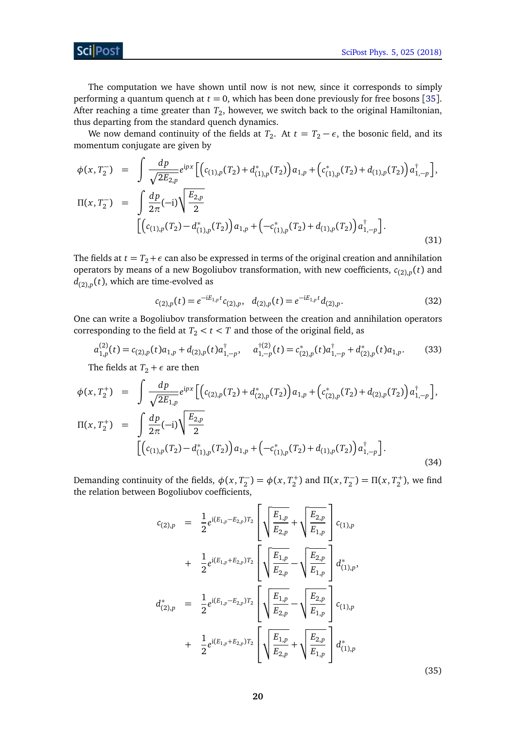The computation we have shown until now is not new, since it corresponds to simply performing a quantum quench at $t = 0$, which has been done previously for free bosons [35]. After reaching a time greater than $T_2$, however, we switch back to the original Hamiltonian, thus departing from the standard quench dynamics.

We now demand continuity of the fields at $T_2$. At $t = T_2 - \epsilon$, the bosonic field, and its momentum conjugate are given by

$$
\begin{aligned}
\phi(x, T_2^-) &= \int \frac{dp}{\sqrt{2E_{2,p}}} e^{ipx} \left[ \left( c_{(1),p}(T_2) + d^*_{(1),p}(T_2) \right) a_{1,p} + \left( c^*_{(1),p}(T_2) + d_{(1),p}(T_2) \right) a^\dagger_{1,-p} \right], \\
\Pi(x, T_2^-) &= \int \frac{dp}{2\pi} (-\mathrm{i}) \sqrt{\frac{E_{2,p}}{2}} \\
&\quad \left[ \left( c_{(1),p}(T_2) - d^*_{(1),p}(T_2) \right) a_{1,p} + \left( -c^*_{(1),p}(T_2) + d_{(1),p}(T_2) \right) a^\dagger_{1,-p} \right].
\end{aligned} \tag{31}
$$

The fields at $t = T_2 + \epsilon$ can also be expressed in terms of the original creation and annihilation operators by means of a new Bogoliubov transformation, with new coefficients, $c_{(2),p}(t)$ and $d_{(2),p}(t)$, which are time-evolved as

$$
c_{(2),p}(t) = e^{-\mathrm{i}E_{1,p}t} c_{(2),p}, \quad d_{(2),p}(t) = e^{-\mathrm{i}E_{1,p}t} d_{(2),p}. \tag{32}
$$

One can write a Bogoliubov transformation between the creation and annihilation operators corresponding to the field at $T_2 < t < T$ and those of the original field, as

$$
a^{(2)}_{1,p}(t) = c_{(2),p}(t) a_{1,p} + d_{(2),p}(t) a^\dagger_{1,-p}, \quad a^{\dagger(2)}_{1,-p}(t) = c^*_{(2),p}(t) a^\dagger_{1,-p} + d^*_{(2),p}(t) a_{1,p}. \tag{33}
$$

The fields at $T_2 + \epsilon$ are then

$$
\begin{aligned}
\phi(x, T_2^+) &= \int \frac{dp}{\sqrt{2E_{1,p}}} e^{ipx} \left[ \left( c_{(2),p}(T_2) + d^*_{(2),p}(T_2) \right) a_{1,p} + \left( c^*_{(2),p}(T_2) + d_{(2),p}(T_2) \right) a^\dagger_{1,-p} \right], \\
\Pi(x, T_2^+) &= \int \frac{dp}{2\pi} (-\mathrm{i}) \sqrt{\frac{E_{2,p}}{2}} \\
&\quad \left[ \left( c_{(1),p}(T_2) - d^*_{(1),p}(T_2) \right) a_{1,p} + \left( -c^*_{(1),p}(T_2) + d_{(1),p}(T_2) \right) a^\dagger_{1,-p} \right].
\end{aligned} \tag{34}
$$

Demanding continuity of the fields, $\phi(x, T_2^-) = \phi(x, T_2^+)$ and $\Pi(x, T_2^-) = \Pi(x, T_2^+)$, we find the relation between Bogoliubov coefficients,

$$
\begin{aligned}
c_{(2),p} &= \frac{1}{2} e^{\mathrm{i}(E_{1,p} - E_{2,p})T_2} \left[ \sqrt{\frac{E_{1,p}}{E_{2,p}}} + \sqrt{\frac{E_{2,p}}{E_{1,p}}} \right] c_{(1),p} \\
&\quad + \frac{1}{2} e^{\mathrm{i}(E_{1,p} + E_{2,p})T_2} \left[ \sqrt{\frac{E_{1,p}}{E_{2,p}}} - \sqrt{\frac{E_{2,p}}{E_{1,p}}} \right] d^*_{(1),p}, \\
d^*_{(2),p} &= \frac{1}{2} e^{\mathrm{i}(E_{1,p} - E_{2,p})T_2} \left[ \sqrt{\frac{E_{1,p}}{E_{2,p}}} - \sqrt{\frac{E_{2,p}}{E_{1,p}}} \right] c_{(1),p} \\
&\quad + \frac{1}{2} e^{\mathrm{i}(E_{1,p} + E_{2,p})T_2} \left[ \sqrt{\frac{E_{1,p}}{E_{2,p}}} + \sqrt{\frac{E_{2,p}}{E_{1,p}}} \right] d^*_{(1),p}
\end{aligned} \tag{35}
$$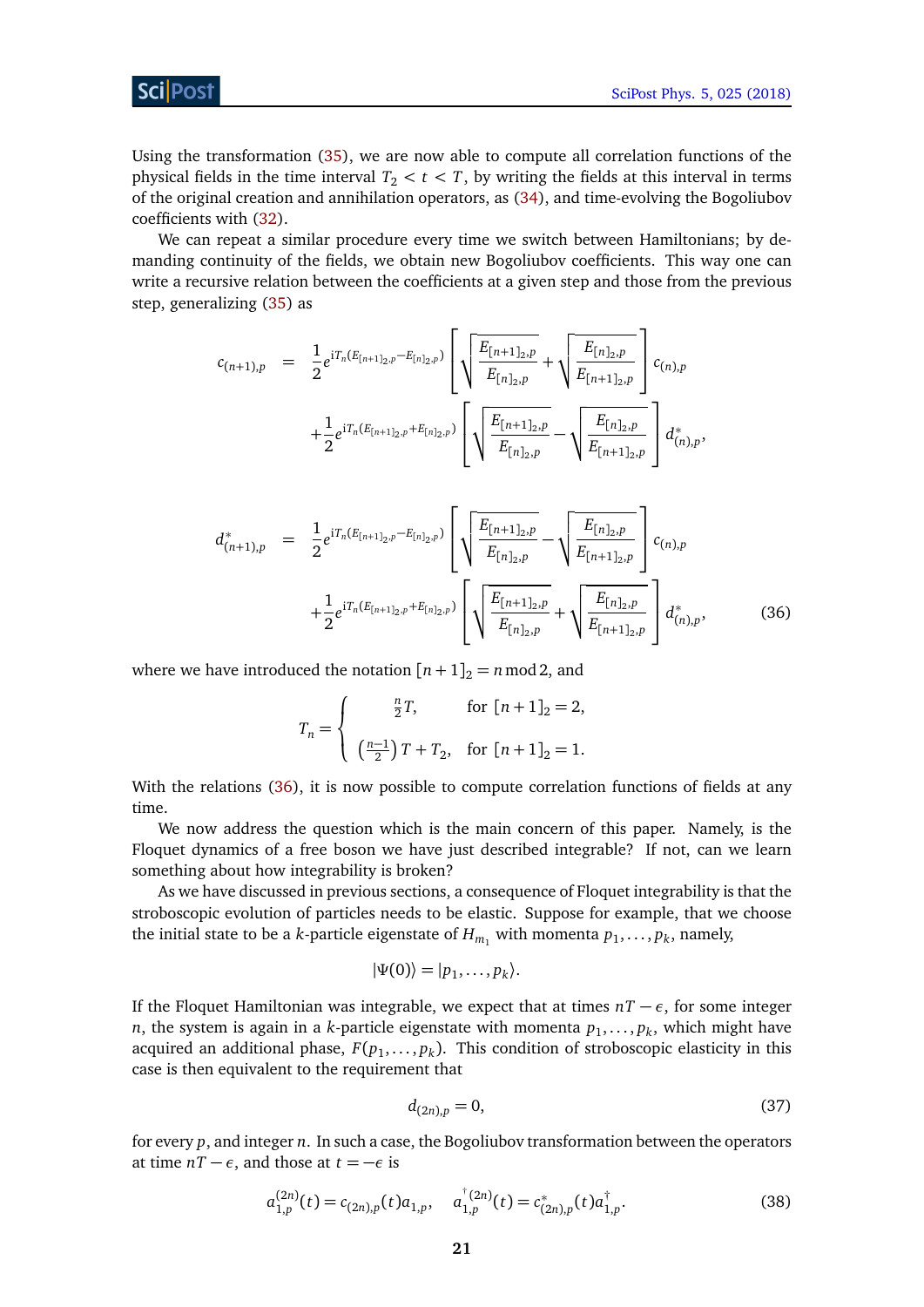Using the transformation (35), we are now able to compute all correlation functions of the physical fields in the time interval $T_2 < t < T$, by writing the fields at this interval in terms of the original creation and annihilation operators, as (34), and time-evolving the Bogoliubov coefficients with (32).

We can repeat a similar procedure every time we switch between Hamiltonians; by demanding continuity of the fields, we obtain new Bogoliubov coefficients. This way one can write a recursive relation between the coefficients at a given step and those from the previous step, generalizing (35) as

$$
\begin{aligned}
c_{(n+1),p} &= \frac{1}{2} e^{\mathrm{i}T_n (E_{[n+1]_2,p} - E_{[n]_2,p})} \left[ \sqrt{\frac{E_{[n+1]_2,p}}{E_{[n]_2,p}}} + \sqrt{\frac{E_{[n]_2,p}}{E_{[n+1]_2,p}}} \right] c_{(n),p} \\
&\quad + \frac{1}{2} e^{\mathrm{i}T_n (E_{[n+1]_2,p} + E_{[n]_2,p})} \left[ \sqrt{\frac{E_{[n+1]_2,p}}{E_{[n]_2,p}}} - \sqrt{\frac{E_{[n]_2,p}}{E_{[n+1]_2,p}}} \right] d^*_{(n),p}, \\
d^*_{(n+1),p} &= \frac{1}{2} e^{\mathrm{i}T_n (E_{[n+1]_2,p} - E_{[n]_2,p})} \left[ \sqrt{\frac{E_{[n+1]_2,p}}{E_{[n]_2,p}}} - \sqrt{\frac{E_{[n]_2,p}}{E_{[n+1]_2,p}}} \right] c_{(n),p} \\
&\quad + \frac{1}{2} e^{\mathrm{i}T_n (E_{[n+1]_2,p} + E_{[n]_2,p})} \left[ \sqrt{\frac{E_{[n+1]_2,p}}{E_{[n]_2,p}}} + \sqrt{\frac{E_{[n]_2,p}}{E_{[n+1]_2,p}}} \right] d^*_{(n),p}, 
\end{aligned} \tag{36}
$$

where we have introduced the notation $[n+1]_2 = n \bmod 2$, and

$$
T_n = \begin{cases} \frac{n}{2} T, & \text{for } [n+1]_2 = 2, \\ \left(\frac{n-1}{2}\right) T + T_2, & \text{for } [n+1]_2 = 1. \end{cases}
$$

With the relations (36), it is now possible to compute correlation functions of fields at any time.

We now address the question which is the main concern of this paper. Namely, is the Floquet dynamics of a free boson we have just described integrable? If not, can we learn something about how integrability is broken?

As we have discussed in previous sections, a consequence of Floquet integrability is that the stroboscopic evolution of particles needs to be elastic. Suppose for example, that we choose the initial state to be a $k$-particle eigenstate of $H_{m_1}$ with momenta $p_1, \ldots, p_k$, namely,

$$
|\Psi(0)\rangle = |p_1, \ldots, p_k\rangle.
$$

If the Floquet Hamiltonian was integrable, we expect that at times $nT - \epsilon$, for some integer $n$, the system is again in a $k$-particle eigenstate with momenta $p_1, \ldots, p_k$, which might have acquired an additional phase, $F(p_1, \ldots, p_k)$. This condition of stroboscopic elasticity in this case is then equivalent to the requirement that

$$
d_{(2n),p} = 0, \tag{37}
$$

for every $p$, and integer $n$. In such a case, the Bogoliubov transformation between the operators at time $nT - \epsilon$, and those at $t = -\epsilon$ is

$$
a^{(2n)}_{1,p}(t) = c_{(2n),p}(t) a_{1,p}, \quad a^{\dagger\,(2n)}_{1,p}(t) = c^*_{(2n),p}(t) a^\dagger_{1,p}. \tag{38}
$$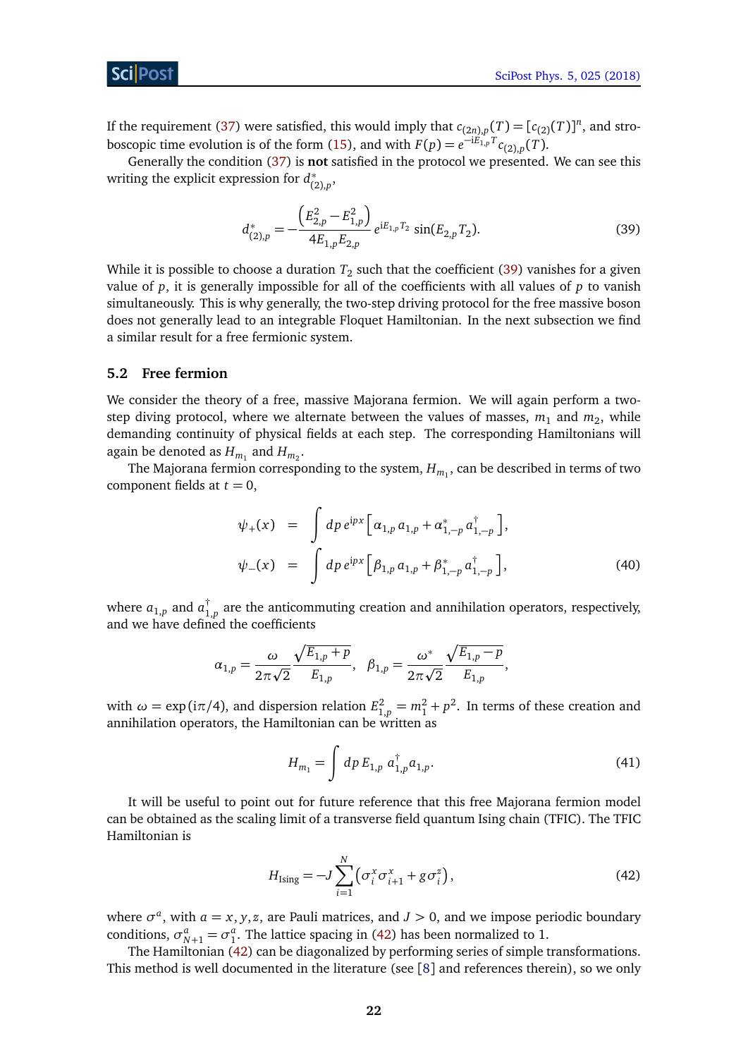If the requirement (37) were satisfied, this would imply that $c_{(2n),p}(T) = [c_{(2)}(T)]^n$, and stroboscopic time evolution is of the form (15), and with $F(p) = e^{-\mathrm{i}E_{1,p}T}c_{(2),p}(T)$.

Generally the condition (37) is **not** satisfied in the protocol we presented. We can see this writing the explicit expression for $d^*_{(2),p}$,

$$
d^*_{(2),p} = -\frac{\left(E^2_{2,p} - E^2_{1,p}\right)}{4E_{1,p}E_{2,p}} e^{\mathrm{i}E_{1,p}T_2} \sin(E_{2,p}T_2). \tag{39}
$$

While it is possible to choose a duration $T_2$ such that the coefficient (39) vanishes for a given value of $p$, it is generally impossible for all of the coefficients with all values of $p$ to vanish simultaneously. This is why generally, the two-step driving protocol for the free massive boson does not generally lead to an integrable Floquet Hamiltonian. In the next subsection we find a similar result for a free fermionic system.

## 5.2 Free fermion

We consider the theory of a free, massive Majorana fermion. We will again perform a two-step diving protocol, where we alternate between the values of masses, $m_1$ and $m_2$, while demanding continuity of physical fields at each step. The corresponding Hamiltonians will again be denoted as $H_{m_1}$ and $H_{m_2}$.

The Majorana fermion corresponding to the system, $H_{m_1}$, can be described in terms of two component fields at $t = 0$,

$$
\begin{aligned}
\psi_+(x) &= \int dp\, e^{\mathrm{i}px}\left[\alpha_{1,p}\, a_{1,p} + \alpha^*_{1,-p}\, a^\dagger_{1,-p}\right], \\
\psi_-(x) &= \int dp\, e^{\mathrm{i}px}\left[\beta_{1,p}\, a_{1,p} + \beta^*_{1,-p}\, a^\dagger_{1,-p}\right],
\end{aligned} \tag{40}
$$

where $a_{1,p}$ and $a^\dagger_{1,p}$ are the anticommuting creation and annihilation operators, respectively, and we have defined the coefficients

$$
\alpha_{1,p} = \frac{\omega}{2\pi\sqrt{2}} \frac{\sqrt{E_{1,p}+p}}{E_{1,p}}, \quad \beta_{1,p} = \frac{\omega^*}{2\pi\sqrt{2}} \frac{\sqrt{E_{1,p}-p}}{E_{1,p}},
$$

with $\omega = \exp(\mathrm{i}\pi/4)$, and dispersion relation $E^2_{1,p} = m^2_1 + p^2$. In terms of these creation and annihilation operators, the Hamiltonian can be written as

$$
H_{m_1} = \int dp\, E_{1,p}\, a^\dagger_{1,p} a_{1,p}. \tag{41}
$$

It will be useful to point out for future reference that this free Majorana fermion model can be obtained as the scaling limit of a transverse field quantum Ising chain (TFIC). The TFIC Hamiltonian is

$$
H_{\text{Ising}} = -J \sum_{i=1}^{N} \left(\sigma^x_i \sigma^x_{i+1} + g\sigma^z_i\right), \tag{42}
$$

where $\sigma^a$, with $a = x, y, z$, are Pauli matrices, and $J > 0$, and we impose periodic boundary conditions, $\sigma^a_{N+1} = \sigma^a_1$. The lattice spacing in (42) has been normalized to 1.

The Hamiltonian (42) can be diagonalized by performing series of simple transformations. This method is well documented in the literature (see [8] and references therein), so we only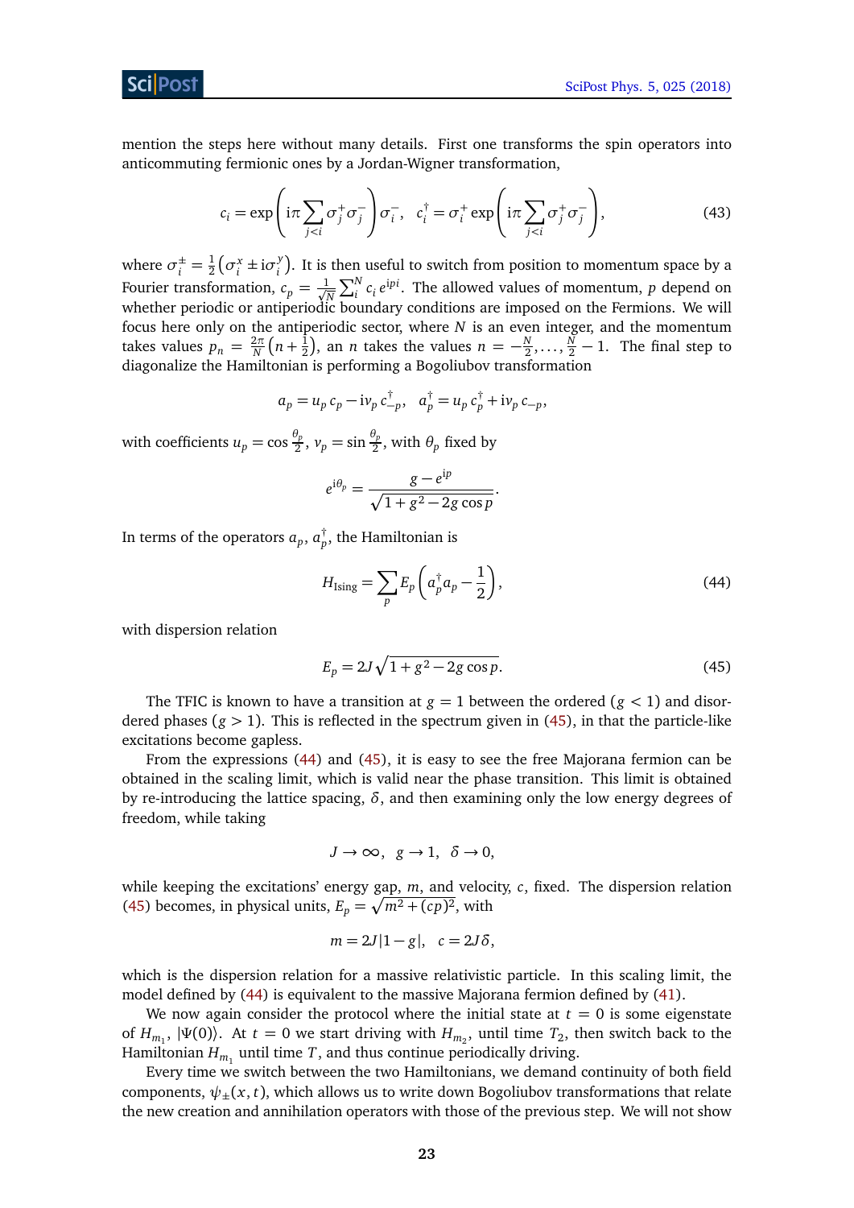mention the steps here without many details. First one transforms the spin operators into anticommuting fermionic ones by a Jordan-Wigner transformation,

$$c_i = \exp\left(\mathrm{i}\pi \sum_{j<i} \sigma_j^+ \sigma_j^-\right) \sigma_i^-, \quad c_i^\dagger = \sigma_i^+ \exp\left(\mathrm{i}\pi \sum_{j<i} \sigma_j^+ \sigma_j^-\right), \tag{43}$$

where $\sigma_i^\pm = \frac{1}{2}\left(\sigma_i^x \pm \mathrm{i}\sigma_i^y\right)$. It is then useful to switch from position to momentum space by a Fourier transformation, $c_p = \frac{1}{\sqrt{N}} \sum_i^N c_i \, e^{\mathrm{i}pi}$. The allowed values of momentum, $p$ depend on whether periodic or antiperiodic boundary conditions are imposed on the Fermions. We will focus here only on the antiperiodic sector, where $N$ is an even integer, and the momentum takes values $p_n = \frac{2\pi}{N}\left(n + \frac{1}{2}\right)$, an $n$ takes the values $n = -\frac{N}{2}, \ldots, \frac{N}{2} - 1$. The final step to diagonalize the Hamiltonian is performing a Bogoliubov transformation

$$a_p = u_p \, c_p - \mathrm{i}v_p \, c_{-p}^\dagger, \quad a_p^\dagger = u_p \, c_p^\dagger + \mathrm{i}v_p \, c_{-p},$$

with coefficients $u_p = \cos \frac{\theta_p}{2}$, $v_p = \sin \frac{\theta_p}{2}$, with $\theta_p$ fixed by

$$e^{\mathrm{i}\theta_p} = \frac{g - e^{\mathrm{i}p}}{\sqrt{1 + g^2 - 2g \cos p}}.$$

In terms of the operators $a_p$, $a_p^\dagger$, the Hamiltonian is

$$H_{\text{Ising}} = \sum_p E_p \left(a_p^\dagger a_p - \frac{1}{2}\right), \tag{44}$$

with dispersion relation

$$E_p = 2J\sqrt{1 + g^2 - 2g \cos p}. \tag{45}$$

The TFIC is known to have a transition at $g = 1$ between the ordered ($g < 1$) and disordered phases ($g > 1$). This is reflected in the spectrum given in (45), in that the particle-like excitations become gapless.

From the expressions (44) and (45), it is easy to see the free Majorana fermion can be obtained in the scaling limit, which is valid near the phase transition. This limit is obtained by re-introducing the lattice spacing, $\delta$, and then examining only the low energy degrees of freedom, while taking

$$J \to \infty, \quad g \to 1, \quad \delta \to 0,$$

while keeping the excitations' energy gap, $m$, and velocity, $c$, fixed. The dispersion relation (45) becomes, in physical units, $E_p = \sqrt{m^2 + (cp)^2}$, with

$$m = 2J|1 - g|, \quad c = 2J\delta,$$

which is the dispersion relation for a massive relativistic particle. In this scaling limit, the model defined by (44) is equivalent to the massive Majorana fermion defined by (41).

We now again consider the protocol where the initial state at $t = 0$ is some eigenstate of $H_{m_1}$, $|\Psi(0)\rangle$. At $t = 0$ we start driving with $H_{m_2}$, until time $T_2$, then switch back to the Hamiltonian $H_{m_1}$ until time $T$, and thus continue periodically driving.

Every time we switch between the two Hamiltonians, we demand continuity of both field components, $\psi_\pm(x, t)$, which allows us to write down Bogoliubov transformations that relate the new creation and annihilation operators with those of the previous step. We will not show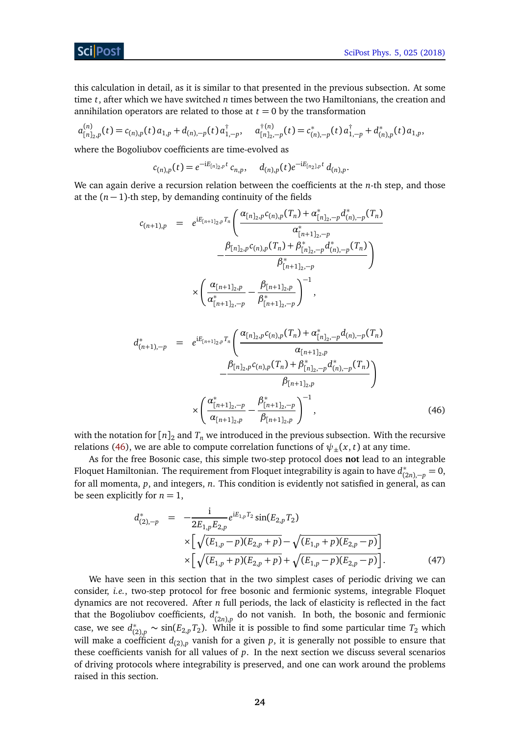this calculation in detail, as it is similar to that presented in the previous subsection. At some time $t$, after which we have switched $n$ times between the two Hamiltonians, the creation and annihilation operators are related to those at $t=0$ by the transformation

$$a^{(n)}_{[n]_2,p}(t) = c_{(n),p}(t)\, a_{1,p} + d_{(n),-p}(t)\, a^{\dagger}_{1,-p}, \quad a^{\dagger(n)}_{[n]_2,-p}(t) = c^{*}_{(n),-p}(t)\, a^{\dagger}_{1,-p} + d^{*}_{(n),p}(t)\, a_{1,p},$$

where the Bogoliubov coefficients are time-evolved as

$$c_{(n),p}(t) = e^{-\mathrm{i}E_{[n]_2,p}t}\, c_{n,p}, \quad d_{(n),p}(t) e^{-\mathrm{i}E_{[n_2],p}t}\, d_{(n),p}.$$

We can again derive a recursion relation between the coefficients at the $n$-th step, and those at the $(n-1)$-th step, by demanding continuity of the fields

$$\begin{aligned}
c_{(n+1),p} &= e^{\mathrm{i}E_{[n+1]_2,p}T_n} \left( \frac{\alpha_{[n]_2,p} c_{(n),p}(T_n) + \alpha^{*}_{[n]_2,-p} d^{*}_{(n),-p}(T_n)}{\alpha^{*}_{[n+1]_2,-p}} \right. \\
&\qquad \left. - \frac{\beta_{[n]_2,p} c_{(n),p}(T_n) + \beta^{*}_{[n]_2,-p} d^{*}_{(n),-p}(T_n)}{\beta^{*}_{[n+1]_2,-p}} \right) \\
&\qquad \times \left( \frac{\alpha_{[n+1]_2,p}}{\alpha^{*}_{[n+1]_2,-p}} - \frac{\beta_{[n+1]_2,p}}{\beta^{*}_{[n+1]_2,-p}} \right)^{-1}, \\
d^{*}_{(n+1),-p} &= e^{\mathrm{i}E_{[n+1]_2,p}T_n} \left( \frac{\alpha_{[n]_2,p} c_{(n),p}(T_n) + \alpha^{*}_{[n]_2,-p} d_{(n),-p}(T_n)}{\alpha_{[n+1]_2,p}} \right. \\
&\qquad \left. - \frac{\beta_{[n]_2,p} c_{(n),p}(T_n) + \beta^{*}_{[n]_2,-p} d^{*}_{(n),-p}(T_n)}{\beta_{[n+1]_2,p}} \right) \\
&\qquad \times \left( \frac{\alpha^{*}_{[n+1]_2,-p}}{\alpha_{[n+1]_2,p}} - \frac{\beta^{*}_{[n+1]_2,-p}}{\beta_{[n+1]_2,p}} \right)^{-1},
\end{aligned} \tag{46}$$

with the notation for $[n]_2$ and $T_n$ we introduced in the previous subsection. With the recursive relations (46), we are able to compute correlation functions of $\psi_{\pm}(x,t)$ at any time.

As for the free Bosonic case, this simple two-step protocol does **not** lead to an integrable Floquet Hamiltonian. The requirement from Floquet integrability is again to have $d^{*}_{(2n),-p} = 0$, for all momenta, $p$, and integers, $n$. This condition is evidently not satisfied in general, as can be seen explicitly for $n=1$,

$$\begin{aligned}
d^{*}_{(2),-p} &= -\frac{\mathrm{i}}{2E_{1,p}E_{2,p}} e^{\mathrm{i}E_{1,p}T_2} \sin(E_{2,p}T_2) \\
&\quad \times \left[ \sqrt{(E_{1,p}-p)(E_{2,p}+p)} - \sqrt{(E_{1,p}+p)(E_{2,p}-p)} \right] \\
&\quad \times \left[ \sqrt{(E_{1,p}+p)(E_{2,p}+p)} + \sqrt{(E_{1,p}-p)(E_{2,p}-p)} \right].
\end{aligned} \tag{47}$$

We have seen in this section that in the two simplest cases of periodic driving we can consider, *i.e.*, two-step protocol for free bosonic and fermionic systems, integrable Floquet dynamics are not recovered. After $n$ full periods, the lack of elasticity is reflected in the fact that the Bogoliubov coefficients, $d^{*}_{(2n),p}$ do not vanish. In both, the bosonic and fermionic case, we see $d^{*}_{(2),p} \sim \sin(E_{2,p}T_2)$. While it is possible to find some particular time $T_2$ which will make a coefficient $d_{(2),p}$ vanish for a given $p$, it is generally not possible to ensure that these coefficients vanish for all values of $p$. In the next section we discuss several scenarios of driving protocols where integrability is preserved, and one can work around the problems raised in this section.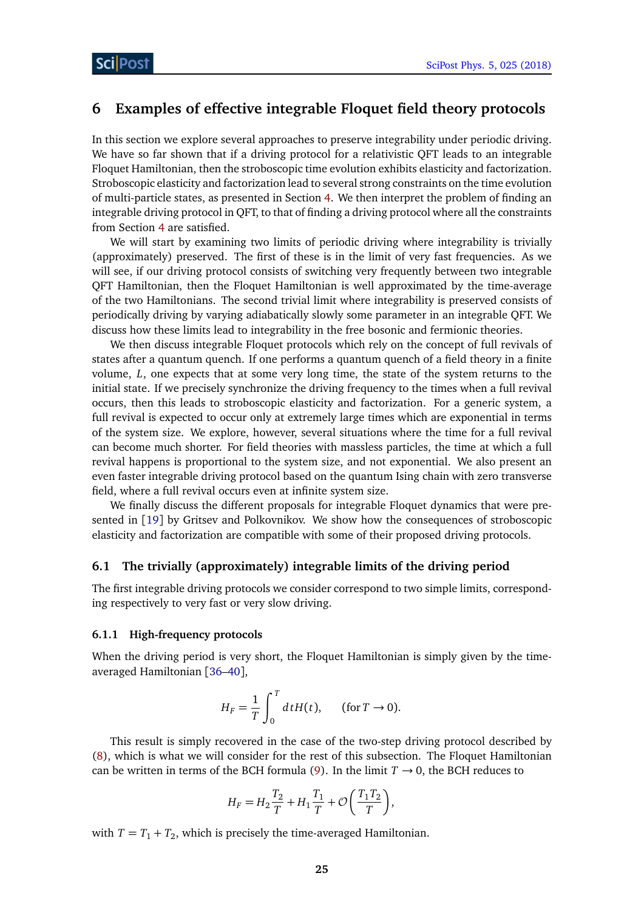## 6 Examples of effective integrable Floquet field theory protocols

In this section we explore several approaches to preserve integrability under periodic driving. We have so far shown that if a driving protocol for a relativistic QFT leads to an integrable Floquet Hamiltonian, then the stroboscopic time evolution exhibits elasticity and factorization. Stroboscopic elasticity and factorization lead to several strong constraints on the time evolution of multi-particle states, as presented in Section 4. We then interpret the problem of finding an integrable driving protocol in QFT, to that of finding a driving protocol where all the constraints from Section 4 are satisfied.

We will start by examining two limits of periodic driving where integrability is trivially (approximately) preserved. The first of these is in the limit of very fast frequencies. As we will see, if our driving protocol consists of switching very frequently between two integrable QFT Hamiltonian, then the Floquet Hamiltonian is well approximated by the time-average of the two Hamiltonians. The second trivial limit where integrability is preserved consists of periodically driving by varying adiabatically slowly some parameter in an integrable QFT. We discuss how these limits lead to integrability in the free bosonic and fermionic theories.

We then discuss integrable Floquet protocols which rely on the concept of full revivals of states after a quantum quench. If one performs a quantum quench of a field theory in a finite volume, $L$, one expects that at some very long time, the state of the system returns to the initial state. If we precisely synchronize the driving frequency to the times when a full revival occurs, then this leads to stroboscopic elasticity and factorization. For a generic system, a full revival is expected to occur only at extremely large times which are exponential in terms of the system size. We explore, however, several situations where the time for a full revival can become much shorter. For field theories with massless particles, the time at which a full revival happens is proportional to the system size, and not exponential. We also present an even faster integrable driving protocol based on the quantum Ising chain with zero transverse field, where a full revival occurs even at infinite system size.

We finally discuss the different proposals for integrable Floquet dynamics that were presented in [19] by Gritsev and Polkovnikov. We show how the consequences of stroboscopic elasticity and factorization are compatible with some of their proposed driving protocols.

### 6.1 The trivially (approximately) integrable limits of the driving period

The first integrable driving protocols we consider correspond to two simple limits, corresponding respectively to very fast or very slow driving.

#### 6.1.1 High-frequency protocols

When the driving period is very short, the Floquet Hamiltonian is simply given by the time-averaged Hamiltonian [36–40],

$$H_F = \frac{1}{T}\int_0^T dt H(t), \qquad (\text{for } T \to 0).$$

This result is simply recovered in the case of the two-step driving protocol described by (8), which is what we will consider for the rest of this subsection. The Floquet Hamiltonian can be written in terms of the BCH formula (9). In the limit $T \to 0$, the BCH reduces to

$$H_F = H_2 \frac{T_2}{T} + H_1 \frac{T_1}{T} + \mathcal{O}\left(\frac{T_1 T_2}{T}\right),$$

with $T = T_1 + T_2$, which is precisely the time-averaged Hamiltonian.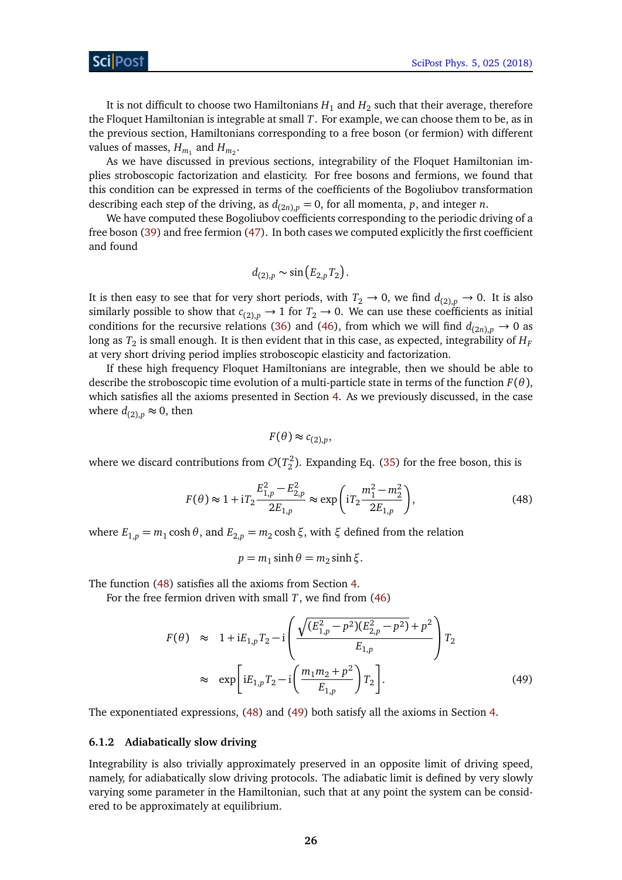It is not difficult to choose two Hamiltonians $H_1$ and $H_2$ such that their average, therefore the Floquet Hamiltonian is integrable at small $T$. For example, we can choose them to be, as in the previous section, Hamiltonians corresponding to a free boson (or fermion) with different values of masses, $H_{m_1}$ and $H_{m_2}$.

As we have discussed in previous sections, integrability of the Floquet Hamiltonian implies stroboscopic factorization and elasticity. For free bosons and fermions, we found that this condition can be expressed in terms of the coefficients of the Bogoliubov transformation describing each step of the driving, as $d_{(2n),p} = 0$, for all momenta, $p$, and integer $n$.

We have computed these Bogoliubov coefficients corresponding to the periodic driving of a free boson (39) and free fermion (47). In both cases we computed explicitly the first coefficient and found

$$d_{(2),p} \sim \sin\left(E_{2,p} T_2\right).$$

It is then easy to see that for very short periods, with $T_2 \to 0$, we find $d_{(2),p} \to 0$. It is also similarly possible to show that $c_{(2),p} \to 1$ for $T_2 \to 0$. We can use these coefficients as initial conditions for the recursive relations (36) and (46), from which we will find $d_{(2n),p} \to 0$ as long as $T_2$ is small enough. It is then evident that in this case, as expected, integrability of $H_F$ at very short driving period implies stroboscopic elasticity and factorization.

If these high frequency Floquet Hamiltonians are integrable, then we should be able to describe the stroboscopic time evolution of a multi-particle state in terms of the function $F(\theta)$, which satisfies all the axioms presented in Section 4. As we previously discussed, in the case where $d_{(2),p} \approx 0$, then

$$F(\theta) \approx c_{(2),p},$$

where we discard contributions from $\mathcal{O}(T_2^2)$. Expanding Eq. (35) for the free boson, this is

$$F(\theta) \approx 1 + \mathrm{i} T_2 \frac{E_{1,p}^2 - E_{2,p}^2}{2E_{1,p}} \approx \exp\left(\mathrm{i} T_2 \frac{m_1^2 - m_2^2}{2E_{1,p}}\right), \tag{48}$$

where $E_{1,p} = m_1 \cosh\theta$, and $E_{2,p} = m_2 \cosh\xi$, with $\xi$ defined from the relation

$$p = m_1 \sinh\theta = m_2 \sinh\xi.$$

The function (48) satisfies all the axioms from Section 4.

For the free fermion driven with small $T$, we find from (46)

$$\begin{aligned}
F(\theta) &\approx 1 + \mathrm{i} E_{1,p} T_2 - \mathrm{i}\left(\frac{\sqrt{(E_{1,p}^2 - p^2)(E_{2,p}^2 - p^2)} + p^2}{E_{1,p}}\right) T_2 \\
&\approx \exp\left[\mathrm{i} E_{1,p} T_2 - \mathrm{i}\left(\frac{m_1 m_2 + p^2}{E_{1,p}}\right) T_2\right].
\end{aligned} \tag{49}$$

The exponentiated expressions, (48) and (49) both satisfy all the axioms in Section 4.

### 6.1.2 Adiabatically slow driving

Integrability is also trivially approximately preserved in an opposite limit of driving speed, namely, for adiabatically slow driving protocols. The adiabatic limit is defined by very slowly varying some parameter in the Hamiltonian, such that at any point the system can be considered to be approximately at equilibrium.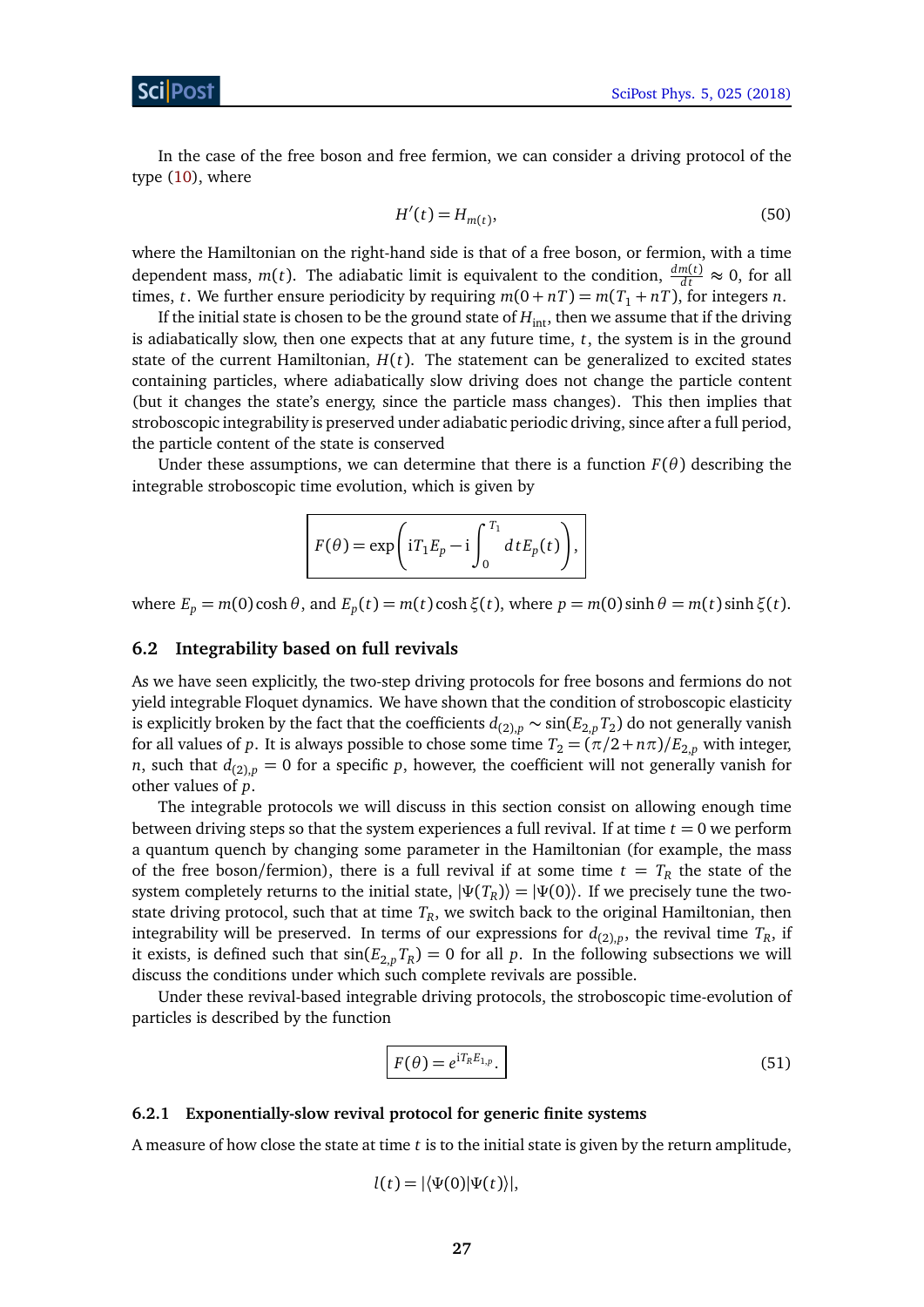In the case of the free boson and free fermion, we can consider a driving protocol of the type (10), where

$$H'(t) = H_{m(t)}, \tag{50}$$

where the Hamiltonian on the right-hand side is that of a free boson, or fermion, with a time dependent mass, $m(t)$. The adiabatic limit is equivalent to the condition, $\frac{dm(t)}{dt} \approx 0$, for all times, $t$. We further ensure periodicity by requiring $m(0+nT) = m(T_1+nT)$, for integers $n$.

If the initial state is chosen to be the ground state of $H_{\text{int}}$, then we assume that if the driving is adiabatically slow, then one expects that at any future time, $t$, the system is in the ground state of the current Hamiltonian, $H(t)$. The statement can be generalized to excited states containing particles, where adiabatically slow driving does not change the particle content (but it changes the state's energy, since the particle mass changes). This then implies that stroboscopic integrability is preserved under adiabatic periodic driving, since after a full period, the particle content of the state is conserved

Under these assumptions, we can determine that there is a function $F(\theta)$ describing the integrable stroboscopic time evolution, which is given by

$$\boxed{F(\theta) = \exp\left(\mathrm{i}T_1 E_p - \mathrm{i}\int_0^{T_1} dt E_p(t)\right)},$$

where $E_p = m(0)\cosh\theta$, and $E_p(t) = m(t)\cosh\xi(t)$, where $p = m(0)\sinh\theta = m(t)\sinh\xi(t)$.

### 6.2 Integrability based on full revivals

As we have seen explicitly, the two-step driving protocols for free bosons and fermions do not yield integrable Floquet dynamics. We have shown that the condition of stroboscopic elasticity is explicitly broken by the fact that the coefficients $d_{(2),p} \sim \sin(E_{2,p}T_2)$ do not generally vanish for all values of $p$. It is always possible to chose some time $T_2 = (\pi/2 + n\pi)/E_{2,p}$ with integer, $n$, such that $d_{(2),p} = 0$ for a specific $p$, however, the coefficient will not generally vanish for other values of $p$.

The integrable protocols we will discuss in this section consist on allowing enough time between driving steps so that the system experiences a full revival. If at time $t = 0$ we perform a quantum quench by changing some parameter in the Hamiltonian (for example, the mass of the free boson/fermion), there is a full revival if at some time $t = T_R$ the state of the system completely returns to the initial state, $|\Psi(T_R)\rangle = |\Psi(0)\rangle$. If we precisely tune the two-state driving protocol, such that at time $T_R$, we switch back to the original Hamiltonian, then integrability will be preserved. In terms of our expressions for $d_{(2),p}$, the revival time $T_R$, if it exists, is defined such that $\sin(E_{2,p}T_R) = 0$ for all $p$. In the following subsections we will discuss the conditions under which such complete revivals are possible.

Under these revival-based integrable driving protocols, the stroboscopic time-evolution of particles is described by the function

$$\boxed{F(\theta) = e^{\mathrm{i}T_R E_{1,p}}.} \tag{51}$$

#### 6.2.1 Exponentially-slow revival protocol for generic finite systems

A measure of how close the state at time $t$ is to the initial state is given by the return amplitude,

$$l(t) = |\langle\Psi(0)|\Psi(t)\rangle|,$$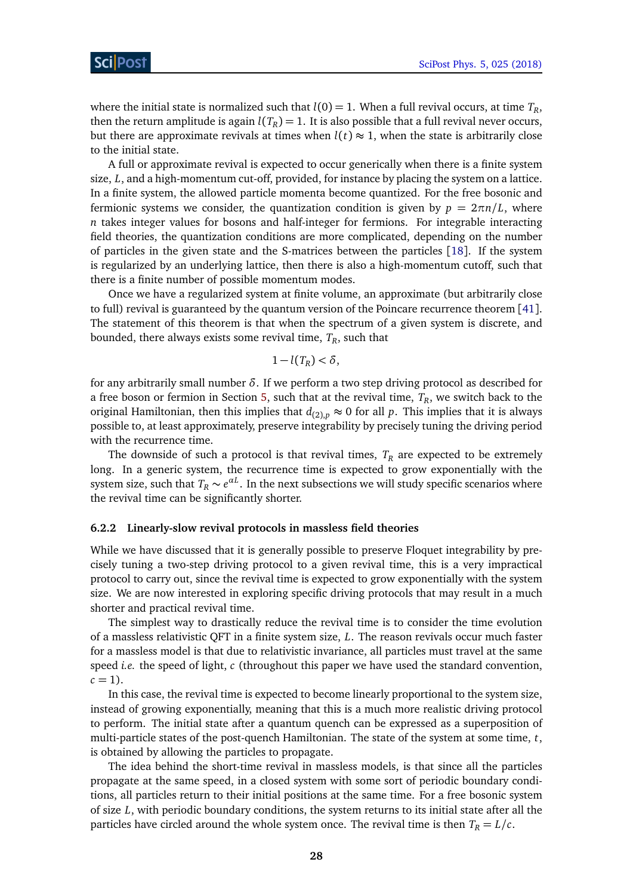where the initial state is normalized such that $l(0) = 1$. When a full revival occurs, at time $T_R$, then the return amplitude is again $l(T_R) = 1$. It is also possible that a full revival never occurs, but there are approximate revivals at times when $l(t) \approx 1$, when the state is arbitrarily close to the initial state.

A full or approximate revival is expected to occur generically when there is a finite system size, $L$, and a high-momentum cut-off, provided, for instance by placing the system on a lattice. In a finite system, the allowed particle momenta become quantized. For the free bosonic and fermionic systems we consider, the quantization condition is given by $p = 2\pi n/L$, where $n$ takes integer values for bosons and half-integer for fermions. For integrable interacting field theories, the quantization conditions are more complicated, depending on the number of particles in the given state and the S-matrices between the particles [18]. If the system is regularized by an underlying lattice, then there is also a high-momentum cutoff, such that there is a finite number of possible momentum modes.

Once we have a regularized system at finite volume, an approximate (but arbitrarily close to full) revival is guaranteed by the quantum version of the Poincare recurrence theorem [41]. The statement of this theorem is that when the spectrum of a given system is discrete, and bounded, there always exists some revival time, $T_R$, such that

$$1 - l(T_R) < \delta,$$

for any arbitrarily small number $\delta$. If we perform a two step driving protocol as described for a free boson or fermion in Section 5, such that at the revival time, $T_R$, we switch back to the original Hamiltonian, then this implies that $d_{(2),p} \approx 0$ for all $p$. This implies that it is always possible to, at least approximately, preserve integrability by precisely tuning the driving period with the recurrence time.

The downside of such a protocol is that revival times, $T_R$ are expected to be extremely long. In a generic system, the recurrence time is expected to grow exponentially with the system size, such that $T_R \sim e^{\alpha L}$. In the next subsections we will study specific scenarios where the revival time can be significantly shorter.

### 6.2.2 Linearly-slow revival protocols in massless field theories

While we have discussed that it is generally possible to preserve Floquet integrability by precisely tuning a two-step driving protocol to a given revival time, this is a very impractical protocol to carry out, since the revival time is expected to grow exponentially with the system size. We are now interested in exploring specific driving protocols that may result in a much shorter and practical revival time.

The simplest way to drastically reduce the revival time is to consider the time evolution of a massless relativistic QFT in a finite system size, $L$. The reason revivals occur much faster for a massless model is that due to relativistic invariance, all particles must travel at the same speed *i.e.* the speed of light, $c$ (throughout this paper we have used the standard convention, $c = 1$).

In this case, the revival time is expected to become linearly proportional to the system size, instead of growing exponentially, meaning that this is a much more realistic driving protocol to perform. The initial state after a quantum quench can be expressed as a superposition of multi-particle states of the post-quench Hamiltonian. The state of the system at some time, $t$, is obtained by allowing the particles to propagate.

The idea behind the short-time revival in massless models, is that since all the particles propagate at the same speed, in a closed system with some sort of periodic boundary conditions, all particles return to their initial positions at the same time. For a free bosonic system of size $L$, with periodic boundary conditions, the system returns to its initial state after all the particles have circled around the whole system once. The revival time is then $T_R = L/c$.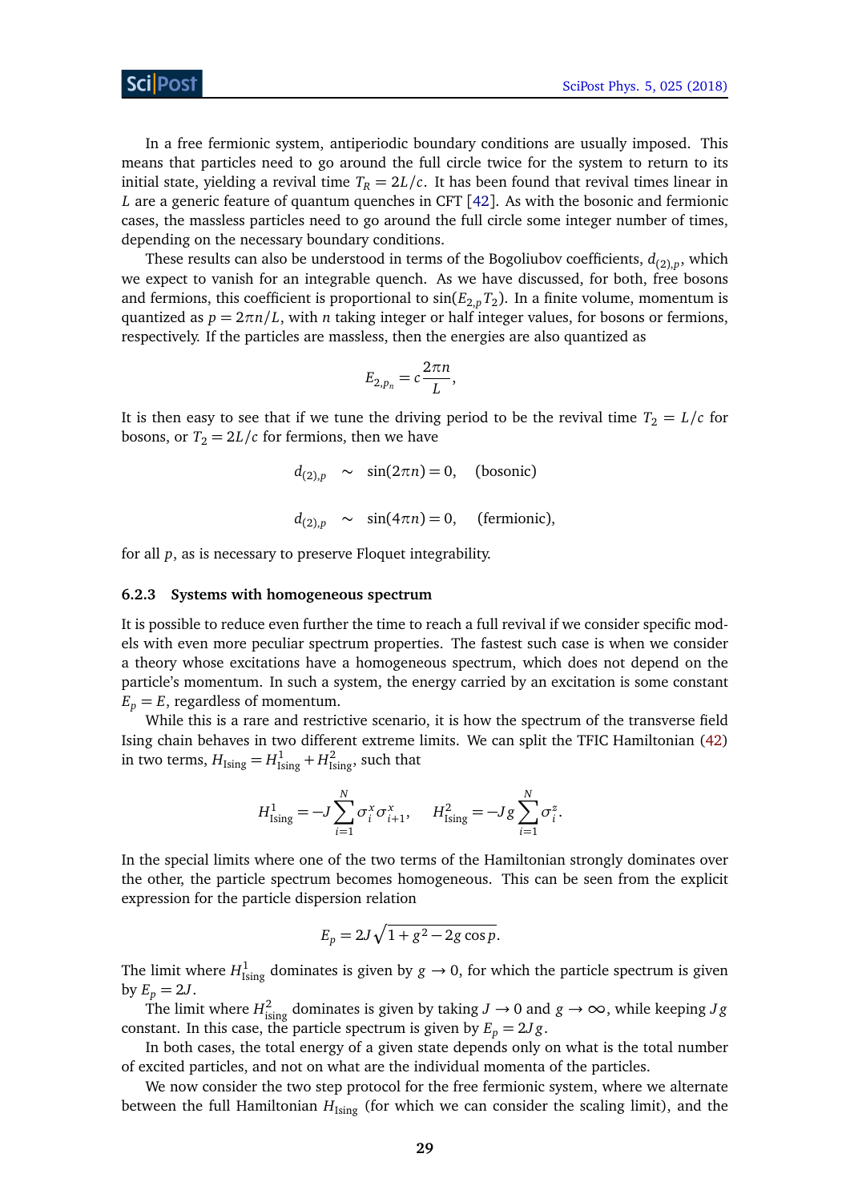In a free fermionic system, antiperiodic boundary conditions are usually imposed. This means that particles need to go around the full circle twice for the system to return to its initial state, yielding a revival time $T_R = 2L/c$. It has been found that revival times linear in $L$ are a generic feature of quantum quenches in CFT [42]. As with the bosonic and fermionic cases, the massless particles need to go around the full circle some integer number of times, depending on the necessary boundary conditions.

These results can also be understood in terms of the Bogoliubov coefficients, $d_{(2),p}$, which we expect to vanish for an integrable quench. As we have discussed, for both, free bosons and fermions, this coefficient is proportional to $\sin(E_{2,p}T_2)$. In a finite volume, momentum is quantized as $p = 2\pi n/L$, with $n$ taking integer or half integer values, for bosons or fermions, respectively. If the particles are massless, then the energies are also quantized as

$$E_{2,p_n} = c\frac{2\pi n}{L},$$

It is then easy to see that if we tune the driving period to be the revival time $T_2 = L/c$ for bosons, or $T_2 = 2L/c$ for fermions, then we have

$$d_{(2),p} \quad \sim \quad \sin(2\pi n) = 0, \quad \text{(bosonic)}$$

$$d_{(2),p} \quad \sim \quad \sin(4\pi n) = 0, \quad \text{(fermionic)},$$

for all $p$, as is necessary to preserve Floquet integrability.

### 6.2.3 Systems with homogeneous spectrum

It is possible to reduce even further the time to reach a full revival if we consider specific models with even more peculiar spectrum properties. The fastest such case is when we consider a theory whose excitations have a homogeneous spectrum, which does not depend on the particle's momentum. In such a system, the energy carried by an excitation is some constant $E_p = E$, regardless of momentum.

While this is a rare and restrictive scenario, it is how the spectrum of the transverse field Ising chain behaves in two different extreme limits. We can split the TFIC Hamiltonian (42) in two terms, $H_{\text{Ising}} = H^1_{\text{Ising}} + H^2_{\text{Ising}}$, such that

$$H^1_{\text{Ising}} = -J\sum_{i=1}^{N} \sigma^x_i \sigma^x_{i+1}, \qquad H^2_{\text{Ising}} = -Jg\sum_{i=1}^{N} \sigma^z_i.$$

In the special limits where one of the two terms of the Hamiltonian strongly dominates over the other, the particle spectrum becomes homogeneous. This can be seen from the explicit expression for the particle dispersion relation

$$E_p = 2J\sqrt{1 + g^2 - 2g\cos p}.$$

The limit where $H^1_{\text{Ising}}$ dominates is given by $g \to 0$, for which the particle spectrum is given by $E_p = 2J$.

The limit where $H^2_{\text{ising}}$ dominates is given by taking $J \to 0$ and $g \to \infty$, while keeping $Jg$ constant. In this case, the particle spectrum is given by $E_p = 2Jg$.

In both cases, the total energy of a given state depends only on what is the total number of excited particles, and not on what are the individual momenta of the particles.

We now consider the two step protocol for the free fermionic system, where we alternate between the full Hamiltonian $H_{\text{Ising}}$ (for which we can consider the scaling limit), and the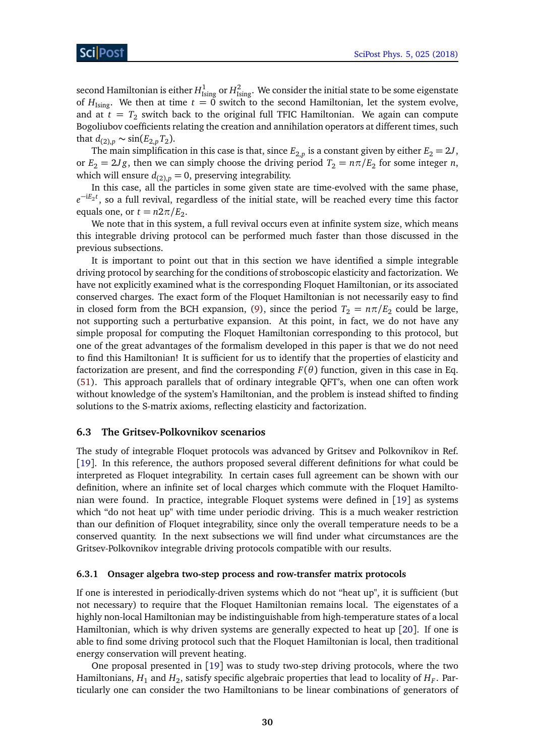second Hamiltonian is either $H^1_{\text{Ising}}$ or $H^2_{\text{Ising}}$. We consider the initial state to be some eigenstate of $H_{\text{Ising}}$. We then at time $t = 0$ switch to the second Hamiltonian, let the system evolve, and at $t = T_2$ switch back to the original full TFIC Hamiltonian. We again can compute Bogoliubov coefficients relating the creation and annihilation operators at different times, such that $d_{(2),p} \sim \sin(E_{2,p} T_2)$.

The main simplification in this case is that, since $E_{2,p}$ is a constant given by either $E_2 = 2J$, or $E_2 = 2Jg$, then we can simply choose the driving period $T_2 = n\pi/E_2$ for some integer $n$, which will ensure $d_{(2),p} = 0$, preserving integrability.

In this case, all the particles in some given state are time-evolved with the same phase, $e^{-iE_2 t}$, so a full revival, regardless of the initial state, will be reached every time this factor equals one, or $t = n2\pi/E_2$.

We note that in this system, a full revival occurs even at infinite system size, which means this integrable driving protocol can be performed much faster than those discussed in the previous subsections.

It is important to point out that in this section we have identified a simple integrable driving protocol by searching for the conditions of stroboscopic elasticity and factorization. We have not explicitly examined what is the corresponding Floquet Hamiltonian, or its associated conserved charges. The exact form of the Floquet Hamiltonian is not necessarily easy to find in closed form from the BCH expansion, (9), since the period $T_2 = n\pi/E_2$ could be large, not supporting such a perturbative expansion. At this point, in fact, we do not have any simple proposal for computing the Floquet Hamiltonian corresponding to this protocol, but one of the great advantages of the formalism developed in this paper is that we do not need to find this Hamiltonian! It is sufficient for us to identify that the properties of elasticity and factorization are present, and find the corresponding $F(\theta)$ function, given in this case in Eq. (51). This approach parallels that of ordinary integrable QFT's, when one can often work without knowledge of the system's Hamiltonian, and the problem is instead shifted to finding solutions to the S-matrix axioms, reflecting elasticity and factorization.

### 6.3 The Gritsev-Polkovnikov scenarios

The study of integrable Floquet protocols was advanced by Gritsev and Polkovnikov in Ref. [19]. In this reference, the authors proposed several different definitions for what could be interpreted as Floquet integrability. In certain cases full agreement can be shown with our definition, where an infinite set of local charges which commute with the Floquet Hamiltonian were found. In practice, integrable Floquet systems were defined in [19] as systems which "do not heat up" with time under periodic driving. This is a much weaker restriction than our definition of Floquet integrability, since only the overall temperature needs to be a conserved quantity. In the next subsections we will find under what circumstances are the Gritsev-Polkovnikov integrable driving protocols compatible with our results.

#### 6.3.1 Onsager algebra two-step process and row-transfer matrix protocols

If one is interested in periodically-driven systems which do not "heat up", it is sufficient (but not necessary) to require that the Floquet Hamiltonian remains local. The eigenstates of a highly non-local Hamiltonian may be indistinguishable from high-temperature states of a local Hamiltonian, which is why driven systems are generally expected to heat up [20]. If one is able to find some driving protocol such that the Floquet Hamiltonian is local, then traditional energy conservation will prevent heating.

One proposal presented in [19] was to study two-step driving protocols, where the two Hamiltonians, $H_1$ and $H_2$, satisfy specific algebraic properties that lead to locality of $H_F$. Particularly one can consider the two Hamiltonians to be linear combinations of generators of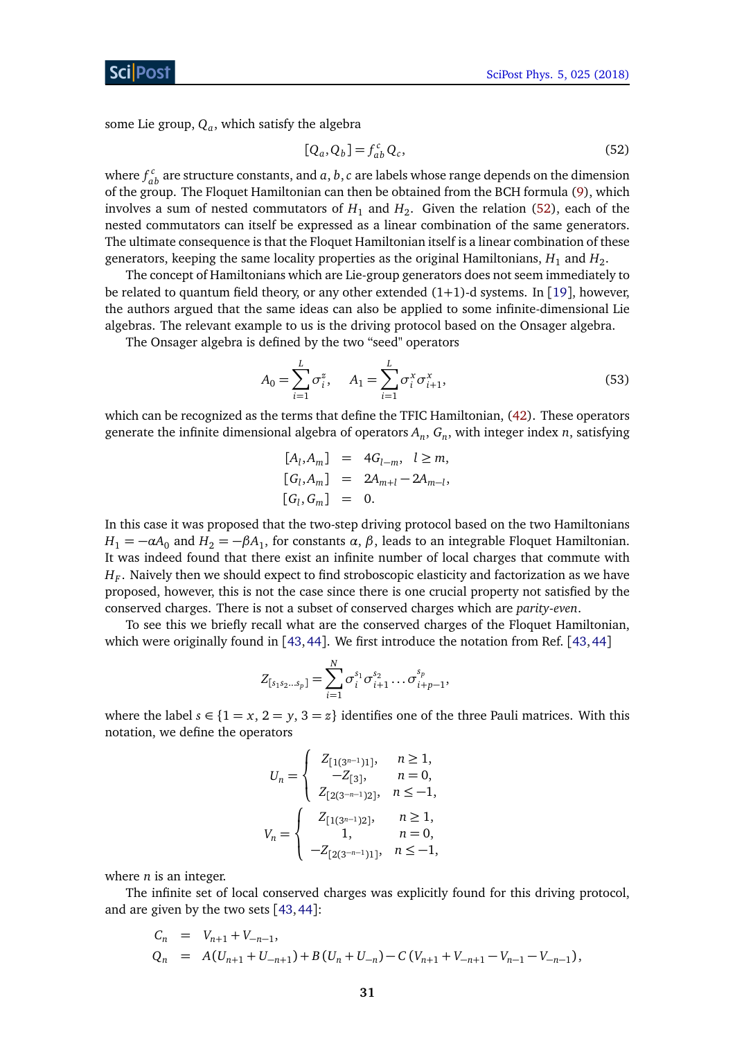some Lie group, $Q_a$, which satisfy the algebra

$$[Q_a, Q_b] = f_{ab}^{c} Q_c, \tag{52}$$

where $f_{ab}^{c}$ are structure constants, and $a, b, c$ are labels whose range depends on the dimension of the group. The Floquet Hamiltonian can then be obtained from the BCH formula (9), which involves a sum of nested commutators of $H_1$ and $H_2$. Given the relation (52), each of the nested commutators can itself be expressed as a linear combination of the same generators. The ultimate consequence is that the Floquet Hamiltonian itself is a linear combination of these generators, keeping the same locality properties as the original Hamiltonians, $H_1$ and $H_2$.

The concept of Hamiltonians which are Lie-group generators does not seem immediately to be related to quantum field theory, or any other extended (1+1)-d systems. In [19], however, the authors argued that the same ideas can also be applied to some infinite-dimensional Lie algebras. The relevant example to us is the driving protocol based on the Onsager algebra.

The Onsager algebra is defined by the two "seed" operators

$$A_0 = \sum_{i=1}^{L} \sigma_i^z, \quad A_1 = \sum_{i=1}^{L} \sigma_i^x \sigma_{i+1}^x, \tag{53}$$

which can be recognized as the terms that define the TFIC Hamiltonian, (42). These operators generate the infinite dimensional algebra of operators $A_n$, $G_n$, with integer index $n$, satisfying

$$\begin{aligned}
[A_l, A_m] &= 4G_{l-m}, \quad l \geq m, \\
[G_l, A_m] &= 2A_{m+l} - 2A_{m-l}, \\
[G_l, G_m] &= 0.
\end{aligned}$$

In this case it was proposed that the two-step driving protocol based on the two Hamiltonians $H_1 = -\alpha A_0$ and $H_2 = -\beta A_1$, for constants $\alpha$, $\beta$, leads to an integrable Floquet Hamiltonian. It was indeed found that there exist an infinite number of local charges that commute with $H_F$. Naively then we should expect to find stroboscopic elasticity and factorization as we have proposed, however, this is not the case since there is one crucial property not satisfied by the conserved charges. There is not a subset of conserved charges which are *parity-even*.

To see this we briefly recall what are the conserved charges of the Floquet Hamiltonian, which were originally found in [43, 44]. We first introduce the notation from Ref. [43, 44]

$$Z_{[s_1 s_2 \ldots s_p]} = \sum_{i=1}^{N} \sigma_i^{s_1} \sigma_{i+1}^{s_2} \ldots \sigma_{i+p-1}^{s_p},$$

where the label $s \in \{1 = x, 2 = y, 3 = z\}$ identifies one of the three Pauli matrices. With this notation, we define the operators

$$U_n = \begin{cases} Z_{[1(3^{n-1})1]}, & n \geq 1, \\ -Z_{[3]}, & n = 0, \\ Z_{[2(3^{-n-1})2]}, & n \leq -1, \end{cases}$$

$$V_n = \begin{cases} Z_{[1(3^{n-1})2]}, & n \geq 1, \\ 1, & n = 0, \\ -Z_{[2(3^{-n-1})1]}, & n \leq -1, \end{cases}$$

where $n$ is an integer.

The infinite set of local conserved charges was explicitly found for this driving protocol, and are given by the two sets [43, 44]:

$$\begin{aligned}
C_n &= V_{n+1} + V_{-n-1}, \\
Q_n &= A(U_{n+1} + U_{-n+1}) + B(U_n + U_{-n}) - C(V_{n+1} + V_{-n+1} - V_{n-1} - V_{-n-1}),
\end{aligned}$$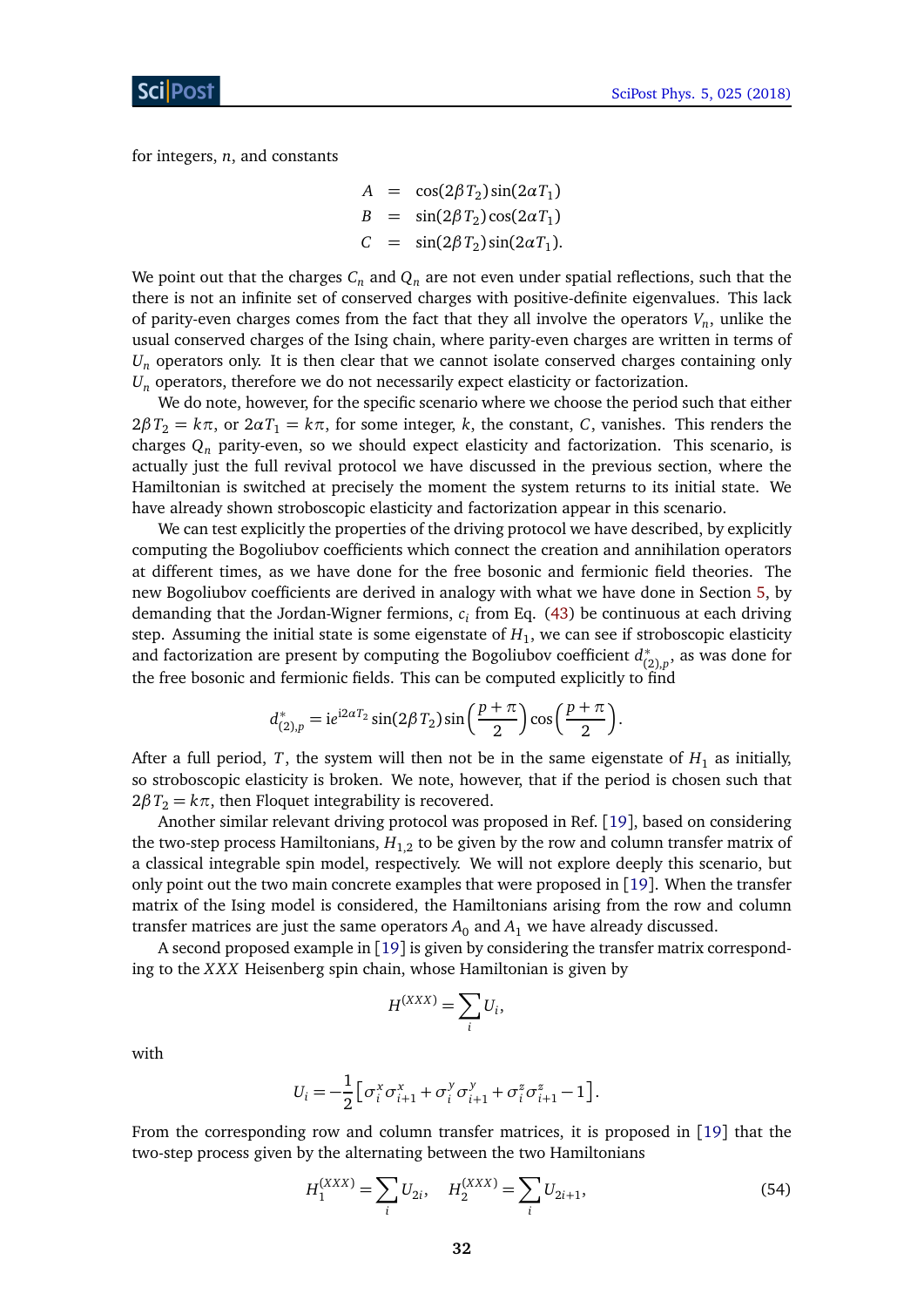for integers, $n$, and constants

$$
\begin{aligned}
A &= \cos(2\beta T_2)\sin(2\alpha T_1) \\
B &= \sin(2\beta T_2)\cos(2\alpha T_1) \\
C &= \sin(2\beta T_2)\sin(2\alpha T_1).
\end{aligned}
$$

We point out that the charges $C_n$ and $Q_n$ are not even under spatial reflections, such that the there is not an infinite set of conserved charges with positive-definite eigenvalues. This lack of parity-even charges comes from the fact that they all involve the operators $V_n$, unlike the usual conserved charges of the Ising chain, where parity-even charges are written in terms of $U_n$ operators only. It is then clear that we cannot isolate conserved charges containing only $U_n$ operators, therefore we do not necessarily expect elasticity or factorization.

We do note, however, for the specific scenario where we choose the period such that either $2\beta T_2 = k\pi$, or $2\alpha T_1 = k\pi$, for some integer, $k$, the constant, $C$, vanishes. This renders the charges $Q_n$ parity-even, so we should expect elasticity and factorization. This scenario, is actually just the full revival protocol we have discussed in the previous section, where the Hamiltonian is switched at precisely the moment the system returns to its initial state. We have already shown stroboscopic elasticity and factorization appear in this scenario.

We can test explicitly the properties of the driving protocol we have described, by explicitly computing the Bogoliubov coefficients which connect the creation and annihilation operators at different times, as we have done for the free bosonic and fermionic field theories. The new Bogoliubov coefficients are derived in analogy with what we have done in Section 5, by demanding that the Jordan-Wigner fermions, $c_i$ from Eq. (43) be continuous at each driving step. Assuming the initial state is some eigenstate of $H_1$, we can see if stroboscopic elasticity and factorization are present by computing the Bogoliubov coefficient $d^*_{(2),p}$, as was done for the free bosonic and fermionic fields. This can be computed explicitly to find

$$
d^*_{(2),p} = \mathrm{i}e^{\mathrm{i}2\alpha T_2}\sin(2\beta T_2)\sin\left(\frac{p+\pi}{2}\right)\cos\left(\frac{p+\pi}{2}\right).
$$

After a full period, $T$, the system will then not be in the same eigenstate of $H_1$ as initially, so stroboscopic elasticity is broken. We note, however, that if the period is chosen such that $2\beta T_2 = k\pi$, then Floquet integrability is recovered.

Another similar relevant driving protocol was proposed in Ref. [19], based on considering the two-step process Hamiltonians, $H_{1,2}$ to be given by the row and column transfer matrix of a classical integrable spin model, respectively. We will not explore deeply this scenario, but only point out the two main concrete examples that were proposed in [19]. When the transfer matrix of the Ising model is considered, the Hamiltonians arising from the row and column transfer matrices are just the same operators $A_0$ and $A_1$ we have already discussed.

A second proposed example in [19] is given by considering the transfer matrix corresponding to the $XXX$ Heisenberg spin chain, whose Hamiltonian is given by

$$
H^{(XXX)} = \sum_i U_i,
$$

with

$$
U_i = -\frac{1}{2}\left[\sigma_i^x\sigma_{i+1}^x + \sigma_i^y\sigma_{i+1}^y + \sigma_i^z\sigma_{i+1}^z - 1\right].
$$

From the corresponding row and column transfer matrices, it is proposed in [19] that the two-step process given by the alternating between the two Hamiltonians

$$
H_1^{(XXX)} = \sum_i U_{2i}, \quad H_2^{(XXX)} = \sum_i U_{2i+1}, \tag{54}
$$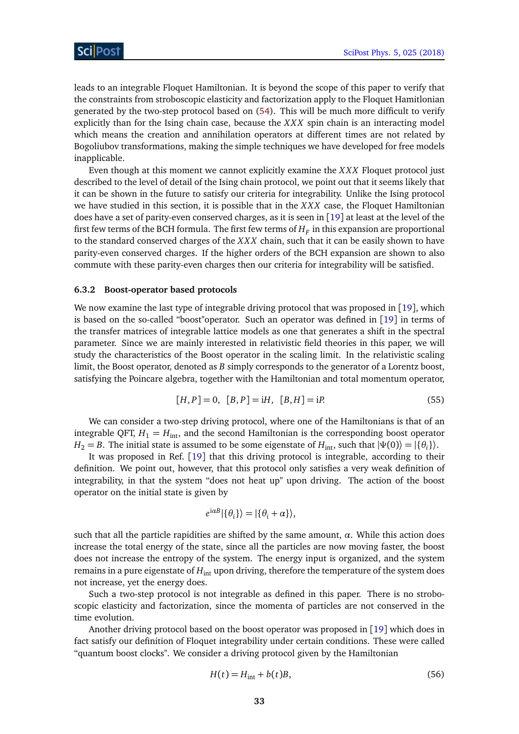leads to an integrable Floquet Hamiltonian. It is beyond the scope of this paper to verify that the constraints from stroboscopic elasticity and factorization apply to the Floquet Hamiltonian generated by the two-step protocol based on (54). This will be much more difficult to verify explicitly than for the Ising chain case, because the $XXX$ spin chain is an interacting model which means the creation and annihilation operators at different times are not related by Bogoliubov transformations, making the simple techniques we have developed for free models inapplicable.

Even though at this moment we cannot explicitly examine the $XXX$ Floquet protocol just described to the level of detail of the Ising chain protocol, we point out that it seems likely that it can be shown in the future to satisfy our criteria for integrability. Unlike the Ising protocol we have studied in this section, it is possible that in the $XXX$ case, the Floquet Hamiltonian does have a set of parity-even conserved charges, as it is seen in [19] at least at the level of the first few terms of the BCH formula. The first few terms of $H_F$ in this expansion are proportional to the standard conserved charges of the $XXX$ chain, such that it can be easily shown to have parity-even conserved charges. If the higher orders of the BCH expansion are shown to also commute with these parity-even charges then our criteria for integrability will be satisfied.

### 6.3.2 Boost-operator based protocols

We now examine the last type of integrable driving protocol that was proposed in [19], which is based on the so-called "boost"operator. Such an operator was defined in [19] in terms of the transfer matrices of integrable lattice models as one that generates a shift in the spectral parameter. Since we are mainly interested in relativistic field theories in this paper, we will study the characteristics of the Boost operator in the scaling limit. In the relativistic scaling limit, the Boost operator, denoted as $B$ simply corresponds to the generator of a Lorentz boost, satisfying the Poincare algebra, together with the Hamiltonian and total momentum operator,

$$[H,P]=0, \quad [B,P]=\mathrm{i}H, \quad [B,H]=\mathrm{i}P. \tag{55}$$

We can consider a two-step driving protocol, where one of the Hamiltonians is that of an integrable QFT, $H_1 = H_{\text{int}}$, and the second Hamiltonian is the corresponding boost operator $H_2 = B$. The initial state is assumed to be some eigenstate of $H_{\text{int}}$, such that $|\Psi(0)\rangle = |\{\theta_i\}\rangle$.

It was proposed in Ref. [19] that this driving protocol is integrable, according to their definition. We point out, however, that this protocol only satisfies a very weak definition of integrability, in that the system "does not heat up" upon driving. The action of the boost operator on the initial state is given by

$$e^{\mathrm{i}\alpha B}|\{\theta_i\}\rangle = |\{\theta_i+\alpha\}\rangle,$$

such that all the particle rapidities are shifted by the same amount, $\alpha$. While this action does increase the total energy of the state, since all the particles are now moving faster, the boost does not increase the entropy of the system. The energy input is organized, and the system remains in a pure eigenstate of $H_{\text{int}}$ upon driving, therefore the temperature of the system does not increase, yet the energy does.

Such a two-step protocol is not integrable as defined in this paper. There is no stroboscopic elasticity and factorization, since the momenta of particles are not conserved in the time evolution.

Another driving protocol based on the boost operator was proposed in [19] which does in fact satisfy our definition of Floquet integrability under certain conditions. These were called "quantum boost clocks". We consider a driving protocol given by the Hamiltonian

$$H(t) = H_{\text{int}} + b(t)B, \tag{56}$$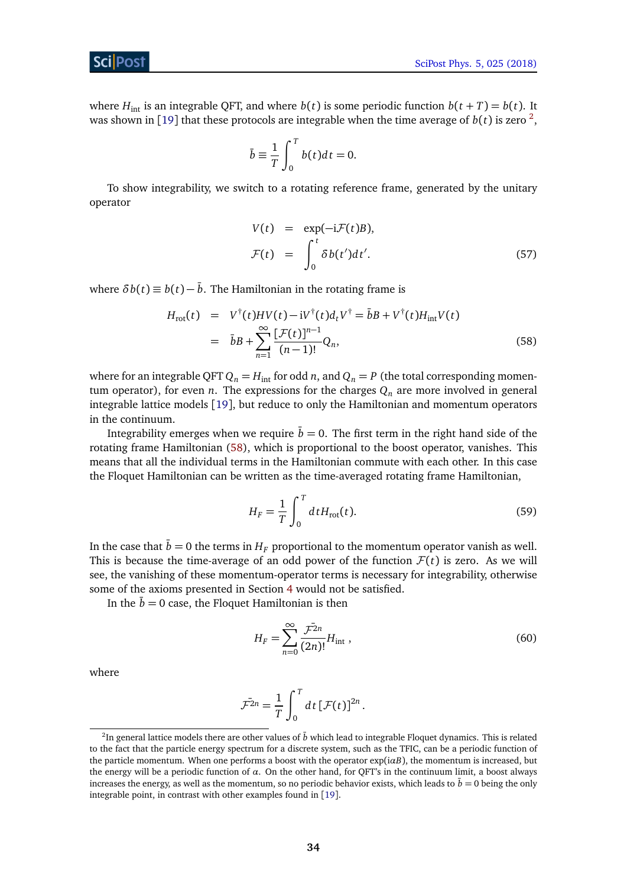where $H_{\text{int}}$ is an integrable QFT, and where $b(t)$ is some periodic function $b(t+T) = b(t)$. It was shown in [19] that these protocols are integrable when the time average of $b(t)$ is zero [2],

$$\bar{b} \equiv \frac{1}{T}\int_0^T b(t)dt = 0.$$

To show integrability, we switch to a rotating reference frame, generated by the unitary operator

$$\begin{aligned} V(t) &= \exp(-\mathrm{i}\mathcal{F}(t)B), \\ \mathcal{F}(t) &= \int_0^t \delta b(t')dt'. \end{aligned} \tag{57}$$

where $\delta b(t) \equiv b(t) - \bar{b}$. The Hamiltonian in the rotating frame is

$$\begin{aligned} H_{\text{rot}}(t) &= V^\dagger(t)HV(t) - \mathrm{i}V^\dagger(t)d_t V^\dagger = \bar{b}B + V^\dagger(t)H_{\text{int}}V(t) \\ &= \bar{b}B + \sum_{n=1}^{\infty}\frac{[\mathcal{F}(t)]^{n-1}}{(n-1)!}Q_n, \end{aligned} \tag{58}$$

where for an integrable QFT $Q_n = H_{\text{int}}$ for odd $n$, and $Q_n = P$ (the total corresponding momentum operator), for even $n$. The expressions for the charges $Q_n$ are more involved in general integrable lattice models [19], but reduce to only the Hamiltonian and momentum operators in the continuum.

Integrability emerges when we require $\bar{b} = 0$. The first term in the right hand side of the rotating frame Hamiltonian (58), which is proportional to the boost operator, vanishes. This means that all the individual terms in the Hamiltonian commute with each other. In this case the Floquet Hamiltonian can be written as the time-averaged rotating frame Hamiltonian,

$$H_F = \frac{1}{T}\int_0^T dt H_{\text{rot}}(t). \tag{59}$$

In the case that $\bar{b} = 0$ the terms in $H_F$ proportional to the momentum operator vanish as well. This is because the time-average of an odd power of the function $\mathcal{F}(t)$ is zero. As we will see, the vanishing of these momentum-operator terms is necessary for integrability, otherwise some of the axioms presented in Section 4 would not be satisfied.

In the $\bar{b} = 0$ case, the Floquet Hamiltonian is then

$$H_F = \sum_{n=0}^{\infty}\frac{\bar{\mathcal{F}^{2n}}}{(2n)!}H_{\text{int}}\,, \tag{60}$$

where

$$\bar{\mathcal{F}^{2n}} = \frac{1}{T}\int_0^T dt\,[\mathcal{F}(t)]^{2n}\,.$$

---

[2] In general lattice models there are other values of $\bar{b}$ which lead to integrable Floquet dynamics. This is related to the fact that the particle energy spectrum for a discrete system, such as the TFIC, can be a periodic function of the particle momentum. When one performs a boost with the operator $\exp(\mathrm{i}\alpha B)$, the momentum is increased, but the energy will be a periodic function of $\alpha$. On the other hand, for QFT's in the continuum limit, a boost always increases the energy, as well as the momentum, so no periodic behavior exists, which leads to $\bar{b} = 0$ being the only integrable point, in contrast with other examples found in [19].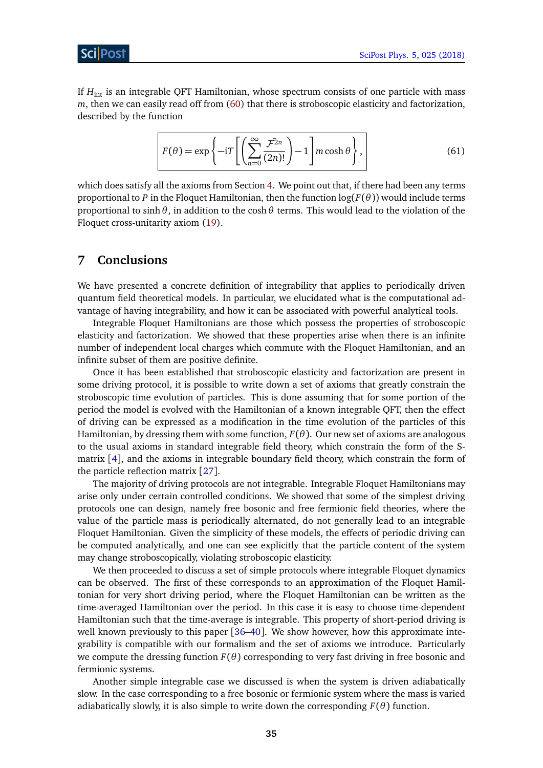If $H_{\text{int}}$ is an integrable QFT Hamiltonian, whose spectrum consists of one particle with mass $m$, then we can easily read off from (60) that there is stroboscopic elasticity and factorization, described by the function

$$F(\theta) = \exp\left\{-\mathrm{i}T\left[\left(\sum_{n=0}^{\infty}\frac{\bar{\mathcal{F}}^{2n}}{(2n)!}\right)-1\right]m\cosh\theta\right\}, \tag{61}$$

which does satisfy all the axioms from Section 4. We point out that, if there had been any terms proportional to $P$ in the Floquet Hamiltonian, then the function $\log(F(\theta))$ would include terms proportional to $\sinh\theta$, in addition to the $\cosh\theta$ terms. This would lead to the violation of the Floquet cross-unitarity axiom (19).

# 7 Conclusions

We have presented a concrete definition of integrability that applies to periodically driven quantum field theoretical models. In particular, we elucidated what is the computational advantage of having integrability, and how it can be associated with powerful analytical tools.

Integrable Floquet Hamiltonians are those which possess the properties of stroboscopic elasticity and factorization. We showed that these properties arise when there is an infinite number of independent local charges which commute with the Floquet Hamiltonian, and an infinite subset of them are positive definite.

Once it has been established that stroboscopic elasticity and factorization are present in some driving protocol, it is possible to write down a set of axioms that greatly constrain the stroboscopic time evolution of particles. This is done assuming that for some portion of the period the model is evolved with the Hamiltonian of a known integrable QFT, then the effect of driving can be expressed as a modification in the time evolution of the particles of this Hamiltonian, by dressing them with some function, $F(\theta)$. Our new set of axioms are analogous to the usual axioms in standard integrable field theory, which constrain the form of the S-matrix [4], and the axioms in integrable boundary field theory, which constrain the form of the particle reflection matrix [27].

The majority of driving protocols are not integrable. Integrable Floquet Hamiltonians may arise only under certain controlled conditions. We showed that some of the simplest driving protocols one can design, namely free bosonic and free fermionic field theories, where the value of the particle mass is periodically alternated, do not generally lead to an integrable Floquet Hamiltonian. Given the simplicity of these models, the effects of periodic driving can be computed analytically, and one can see explicitly that the particle content of the system may change stroboscopically, violating stroboscopic elasticity.

We then proceeded to discuss a set of simple protocols where integrable Floquet dynamics can be observed. The first of these corresponds to an approximation of the Floquet Hamiltonian for very short driving period, where the Floquet Hamiltonian can be written as the time-averaged Hamiltonian over the period. In this case it is easy to choose time-dependent Hamiltonian such that the time-average is integrable. This property of short-period driving is well known previously to this paper [36–40]. We show however, how this approximate integrability is compatible with our formalism and the set of axioms we introduce. Particularly we compute the dressing function $F(\theta)$ corresponding to very fast driving in free bosonic and fermionic systems.

Another simple integrable case we discussed is when the system is driven adiabatically slow. In the case corresponding to a free bosonic or fermionic system where the mass is varied adiabatically slowly, it is also simple to write down the corresponding $F(\theta)$ function.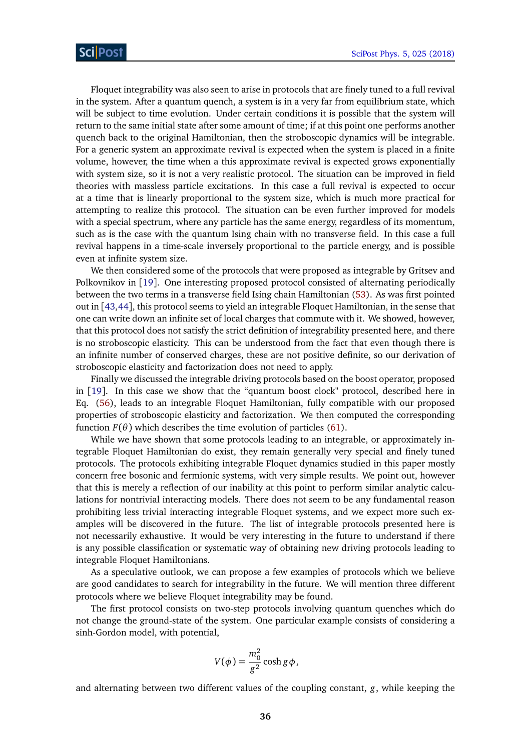Floquet integrability was also seen to arise in protocols that are finely tuned to a full revival in the system. After a quantum quench, a system is in a very far from equilibrium state, which will be subject to time evolution. Under certain conditions it is possible that the system will return to the same initial state after some amount of time; if at this point one performs another quench back to the original Hamiltonian, then the stroboscopic dynamics will be integrable. For a generic system an approximate revival is expected when the system is placed in a finite volume, however, the time when a this approximate revival is expected grows exponentially with system size, so it is not a very realistic protocol. The situation can be improved in field theories with massless particle excitations. In this case a full revival is expected to occur at a time that is linearly proportional to the system size, which is much more practical for attempting to realize this protocol. The situation can be even further improved for models with a special spectrum, where any particle has the same energy, regardless of its momentum, such as is the case with the quantum Ising chain with no transverse field. In this case a full revival happens in a time-scale inversely proportional to the particle energy, and is possible even at infinite system size.

We then considered some of the protocols that were proposed as integrable by Gritsev and Polkovnikov in [19]. One interesting proposed protocol consisted of alternating periodically between the two terms in a transverse field Ising chain Hamiltonian (53). As was first pointed out in [43,44], this protocol seems to yield an integrable Floquet Hamiltonian, in the sense that one can write down an infinite set of local charges that commute with it. We showed, however, that this protocol does not satisfy the strict definition of integrability presented here, and there is no stroboscopic elasticity. This can be understood from the fact that even though there is an infinite number of conserved charges, these are not positive definite, so our derivation of stroboscopic elasticity and factorization does not need to apply.

Finally we discussed the integrable driving protocols based on the boost operator, proposed in [19]. In this case we show that the "quantum boost clock" protocol, described here in Eq. (56), leads to an integrable Floquet Hamiltonian, fully compatible with our proposed properties of stroboscopic elasticity and factorization. We then computed the corresponding function $F(\theta)$ which describes the time evolution of particles (61).

While we have shown that some protocols leading to an integrable, or approximately integrable Floquet Hamiltonian do exist, they remain generally very special and finely tuned protocols. The protocols exhibiting integrable Floquet dynamics studied in this paper mostly concern free bosonic and fermionic systems, with very simple results. We point out, however that this is merely a reflection of our inability at this point to perform similar analytic calculations for nontrivial interacting models. There does not seem to be any fundamental reason prohibiting less trivial interacting integrable Floquet systems, and we expect more such examples will be discovered in the future. The list of integrable protocols presented here is not necessarily exhaustive. It would be very interesting in the future to understand if there is any possible classification or systematic way of obtaining new driving protocols leading to integrable Floquet Hamiltonians.

As a speculative outlook, we can propose a few examples of protocols which we believe are good candidates to search for integrability in the future. We will mention three different protocols where we believe Floquet integrability may be found.

The first protocol consists on two-step protocols involving quantum quenches which do not change the ground-state of the system. One particular example consists of considering a sinh-Gordon model, with potential,

$$V(\phi) = \frac{m_0^2}{g^2} \cosh g\phi,$$

and alternating between two different values of the coupling constant, $g$, while keeping the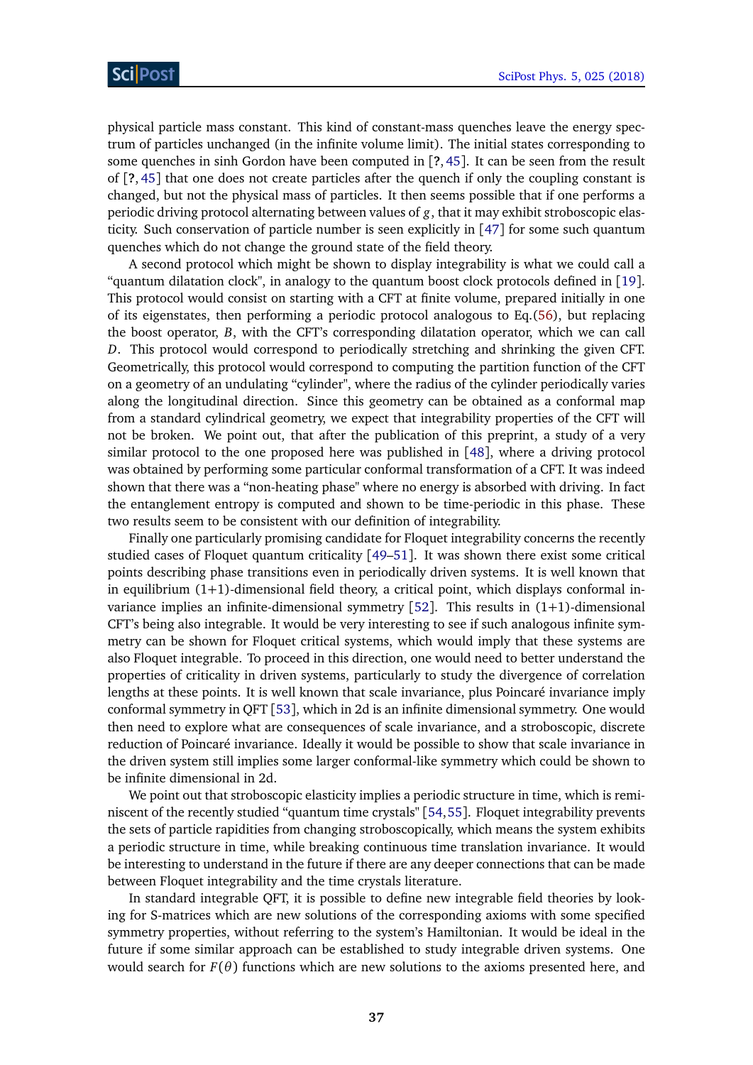physical particle mass constant. This kind of constant-mass quenches leave the energy spectrum of particles unchanged (in the infinite volume limit). The initial states corresponding to some quenches in sinh Gordon have been computed in [**?**, 45]. It can be seen from the result of [**?**, 45] that one does not create particles after the quench if only the coupling constant is changed, but not the physical mass of particles. It then seems possible that if one performs a periodic driving protocol alternating between values of $g$, that it may exhibit stroboscopic elasticity. Such conservation of particle number is seen explicitly in [47] for some such quantum quenches which do not change the ground state of the field theory.

A second protocol which might be shown to display integrability is what we could call a "quantum dilatation clock", in analogy to the quantum boost clock protocols defined in [19]. This protocol would consist on starting with a CFT at finite volume, prepared initially in one of its eigenstates, then performing a periodic protocol analogous to Eq.(56), but replacing the boost operator, $B$, with the CFT's corresponding dilatation operator, which we can call $D$. This protocol would correspond to periodically stretching and shrinking the given CFT. Geometrically, this protocol would correspond to computing the partition function of the CFT on a geometry of an undulating "cylinder", where the radius of the cylinder periodically varies along the longitudinal direction. Since this geometry can be obtained as a conformal map from a standard cylindrical geometry, we expect that integrability properties of the CFT will not be broken. We point out, that after the publication of this preprint, a study of a very similar protocol to the one proposed here was published in [48], where a driving protocol was obtained by performing some particular conformal transformation of a CFT. It was indeed shown that there was a "non-heating phase" where no energy is absorbed with driving. In fact the entanglement entropy is computed and shown to be time-periodic in this phase. These two results seem to be consistent with our definition of integrability.

Finally one particularly promising candidate for Floquet integrability concerns the recently studied cases of Floquet quantum criticality [49–51]. It was shown there exist some critical points describing phase transitions even in periodically driven systems. It is well known that in equilibrium (1+1)-dimensional field theory, a critical point, which displays conformal invariance implies an infinite-dimensional symmetry [52]. This results in (1+1)-dimensional CFT's being also integrable. It would be very interesting to see if such analogous infinite symmetry can be shown for Floquet critical systems, which would imply that these systems are also Floquet integrable. To proceed in this direction, one would need to better understand the properties of criticality in driven systems, particularly to study the divergence of correlation lengths at these points. It is well known that scale invariance, plus Poincaré invariance imply conformal symmetry in QFT [53], which in 2d is an infinite dimensional symmetry. One would then need to explore what are consequences of scale invariance, and a stroboscopic, discrete reduction of Poincaré invariance. Ideally it would be possible to show that scale invariance in the driven system still implies some larger conformal-like symmetry which could be shown to be infinite dimensional in 2d.

We point out that stroboscopic elasticity implies a periodic structure in time, which is reminiscent of the recently studied "quantum time crystals" [54,55]. Floquet integrability prevents the sets of particle rapidities from changing stroboscopically, which means the system exhibits a periodic structure in time, while breaking continuous time translation invariance. It would be interesting to understand in the future if there are any deeper connections that can be made between Floquet integrability and the time crystals literature.

In standard integrable QFT, it is possible to define new integrable field theories by looking for S-matrices which are new solutions of the corresponding axioms with some specified symmetry properties, without referring to the system's Hamiltonian. It would be ideal in the future if some similar approach can be established to study integrable driven systems. One would search for $F(\theta)$ functions which are new solutions to the axioms presented here, and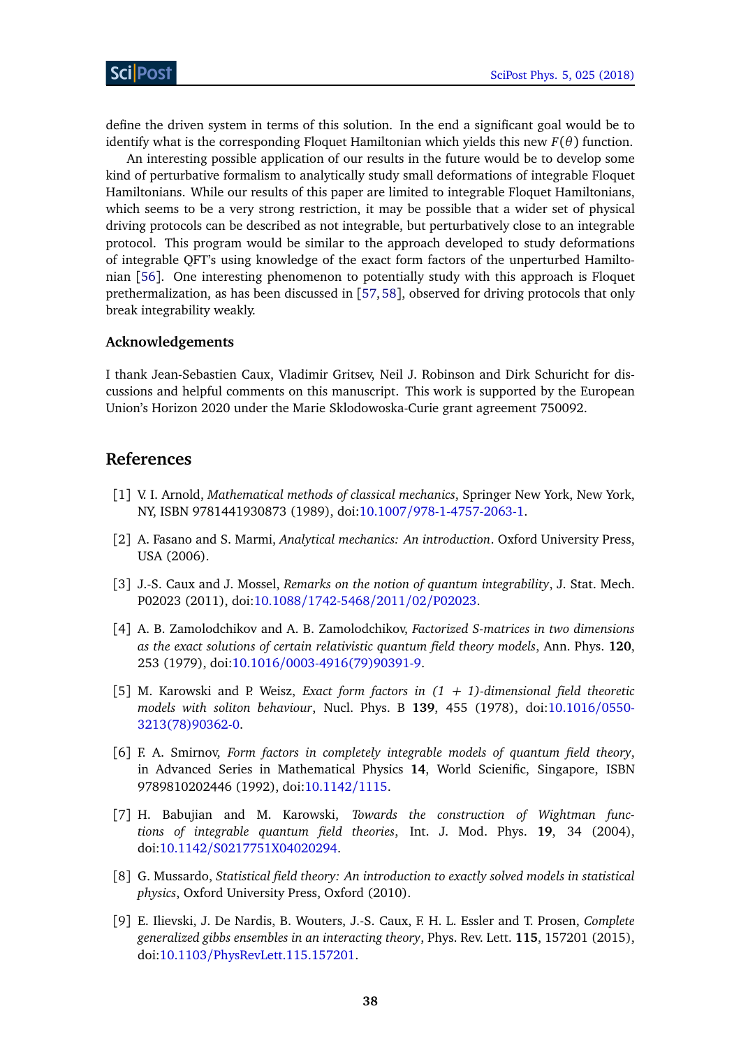define the driven system in terms of this solution. In the end a significant goal would be to identify what is the corresponding Floquet Hamiltonian which yields this new $F(\theta)$ function.

An interesting possible application of our results in the future would be to develop some kind of perturbative formalism to analytically study small deformations of integrable Floquet Hamiltonians. While our results of this paper are limited to integrable Floquet Hamiltonians, which seems to be a very strong restriction, it may be possible that a wider set of physical driving protocols can be described as not integrable, but perturbatively close to an integrable protocol. This program would be similar to the approach developed to study deformations of integrable QFT's using knowledge of the exact form factors of the unperturbed Hamiltonian [56]. One interesting phenomenon to potentially study with this approach is Floquet prethermalization, as has been discussed in [57, 58], observed for driving protocols that only break integrability weakly.

### Acknowledgements

I thank Jean-Sebastien Caux, Vladimir Gritsev, Neil J. Robinson and Dirk Schuricht for discussions and helpful comments on this manuscript. This work is supported by the European Union's Horizon 2020 under the Marie Sklodowoska-Curie grant agreement 750092.

## References

[1] V. I. Arnold, *Mathematical methods of classical mechanics*, Springer New York, New York, NY, ISBN 9781441930873 (1989), doi:10.1007/978-1-4757-2063-1.

[2] A. Fasano and S. Marmi, *Analytical mechanics: An introduction*. Oxford University Press, USA (2006).

[3] J.-S. Caux and J. Mossel, *Remarks on the notion of quantum integrability*, J. Stat. Mech. P02023 (2011), doi:10.1088/1742-5468/2011/02/P02023.

[4] A. B. Zamolodchikov and A. B. Zamolodchikov, *Factorized S-matrices in two dimensions as the exact solutions of certain relativistic quantum field theory models*, Ann. Phys. **120**, 253 (1979), doi:10.1016/0003-4916(79)90391-9.

[5] M. Karowski and P. Weisz, *Exact form factors in (1 + 1)-dimensional field theoretic models with soliton behaviour*, Nucl. Phys. B **139**, 455 (1978), doi:10.1016/0550-3213(78)90362-0.

[6] F. A. Smirnov, *Form factors in completely integrable models of quantum field theory*, in Advanced Series in Mathematical Physics **14**, World Scienific, Singapore, ISBN 9789810202446 (1992), doi:10.1142/1115.

[7] H. Babujian and M. Karowski, *Towards the construction of Wightman functions of integrable quantum field theories*, Int. J. Mod. Phys. **19**, 34 (2004), doi:10.1142/S0217751X04020294.

[8] G. Mussardo, *Statistical field theory: An introduction to exactly solved models in statistical physics*, Oxford University Press, Oxford (2010).

[9] E. Ilievski, J. De Nardis, B. Wouters, J.-S. Caux, F. H. L. Essler and T. Prosen, *Complete generalized gibbs ensembles in an interacting theory*, Phys. Rev. Lett. **115**, 157201 (2015), doi:10.1103/PhysRevLett.115.157201.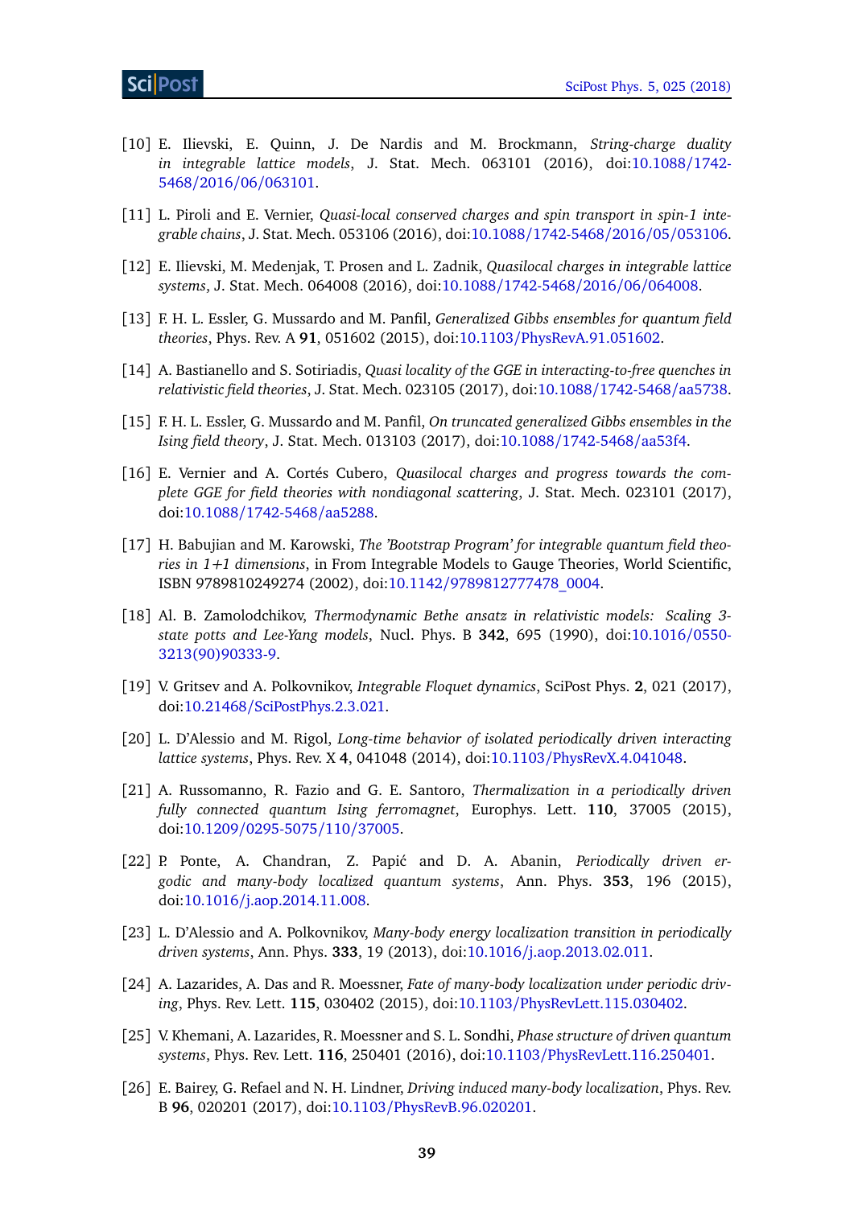[10] E. Ilievski, E. Quinn, J. De Nardis and M. Brockmann, *String-charge duality in integrable lattice models*, J. Stat. Mech. 063101 (2016), doi:10.1088/1742-5468/2016/06/063101.

[11] L. Piroli and E. Vernier, *Quasi-local conserved charges and spin transport in spin-1 integrable chains*, J. Stat. Mech. 053106 (2016), doi:10.1088/1742-5468/2016/05/053106.

[12] E. Ilievski, M. Medenjak, T. Prosen and L. Zadnik, *Quasilocal charges in integrable lattice systems*, J. Stat. Mech. 064008 (2016), doi:10.1088/1742-5468/2016/06/064008.

[13] F. H. L. Essler, G. Mussardo and M. Panfil, *Generalized Gibbs ensembles for quantum field theories*, Phys. Rev. A **91**, 051602 (2015), doi:10.1103/PhysRevA.91.051602.

[14] A. Bastianello and S. Sotiriadis, *Quasi locality of the GGE in interacting-to-free quenches in relativistic field theories*, J. Stat. Mech. 023105 (2017), doi:10.1088/1742-5468/aa5738.

[15] F. H. L. Essler, G. Mussardo and M. Panfil, *On truncated generalized Gibbs ensembles in the Ising field theory*, J. Stat. Mech. 013103 (2017), doi:10.1088/1742-5468/aa53f4.

[16] E. Vernier and A. Cortés Cubero, *Quasilocal charges and progress towards the complete GGE for field theories with nondiagonal scattering*, J. Stat. Mech. 023101 (2017), doi:10.1088/1742-5468/aa5288.

[17] H. Babujian and M. Karowski, *The 'Bootstrap Program' for integrable quantum field theories in 1+1 dimensions*, in From Integrable Models to Gauge Theories, World Scientific, ISBN 9789810249274 (2002), doi:10.1142/9789812777478_0004.

[18] Al. B. Zamolodchikov, *Thermodynamic Bethe ansatz in relativistic models: Scaling 3-state potts and Lee-Yang models*, Nucl. Phys. B **342**, 695 (1990), doi:10.1016/0550-3213(90)90333-9.

[19] V. Gritsev and A. Polkovnikov, *Integrable Floquet dynamics*, SciPost Phys. **2**, 021 (2017), doi:10.21468/SciPostPhys.2.3.021.

[20] L. D'Alessio and M. Rigol, *Long-time behavior of isolated periodically driven interacting lattice systems*, Phys. Rev. X **4**, 041048 (2014), doi:10.1103/PhysRevX.4.041048.

[21] A. Russomanno, R. Fazio and G. E. Santoro, *Thermalization in a periodically driven fully connected quantum Ising ferromagnet*, Europhys. Lett. **110**, 37005 (2015), doi:10.1209/0295-5075/110/37005.

[22] P. Ponte, A. Chandran, Z. Papić and D. A. Abanin, *Periodically driven ergodic and many-body localized quantum systems*, Ann. Phys. **353**, 196 (2015), doi:10.1016/j.aop.2014.11.008.

[23] L. D'Alessio and A. Polkovnikov, *Many-body energy localization transition in periodically driven systems*, Ann. Phys. **333**, 19 (2013), doi:10.1016/j.aop.2013.02.011.

[24] A. Lazarides, A. Das and R. Moessner, *Fate of many-body localization under periodic driving*, Phys. Rev. Lett. **115**, 030402 (2015), doi:10.1103/PhysRevLett.115.030402.

[25] V. Khemani, A. Lazarides, R. Moessner and S. L. Sondhi, *Phase structure of driven quantum systems*, Phys. Rev. Lett. **116**, 250401 (2016), doi:10.1103/PhysRevLett.116.250401.

[26] E. Bairey, G. Refael and N. H. Lindner, *Driving induced many-body localization*, Phys. Rev. B **96**, 020201 (2017), doi:10.1103/PhysRevB.96.020201.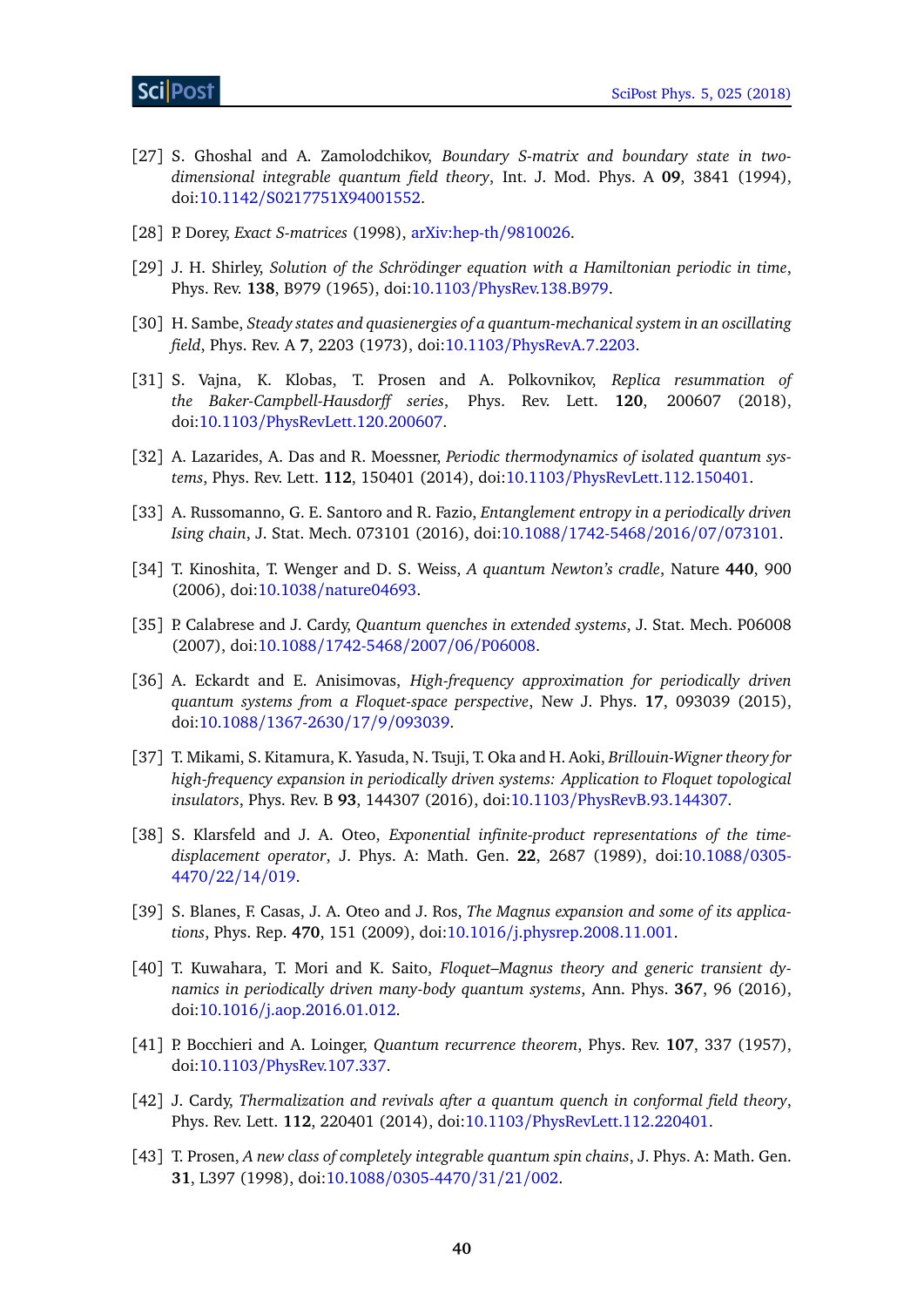[27] S. Ghoshal and A. Zamolodchikov, *Boundary S-matrix and boundary state in two-dimensional integrable quantum field theory*, Int. J. Mod. Phys. A **09**, 3841 (1994), doi:10.1142/S0217751X94001552.

[28] P. Dorey, *Exact S-matrices* (1998), arXiv:hep-th/9810026.

[29] J. H. Shirley, *Solution of the Schrödinger equation with a Hamiltonian periodic in time*, Phys. Rev. **138**, B979 (1965), doi:10.1103/PhysRev.138.B979.

[30] H. Sambe, *Steady states and quasienergies of a quantum-mechanical system in an oscillating field*, Phys. Rev. A **7**, 2203 (1973), doi:10.1103/PhysRevA.7.2203.

[31] S. Vajna, K. Klobas, T. Prosen and A. Polkovnikov, *Replica resummation of the Baker-Campbell-Hausdorff series*, Phys. Rev. Lett. **120**, 200607 (2018), doi:10.1103/PhysRevLett.120.200607.

[32] A. Lazarides, A. Das and R. Moessner, *Periodic thermodynamics of isolated quantum systems*, Phys. Rev. Lett. **112**, 150401 (2014), doi:10.1103/PhysRevLett.112.150401.

[33] A. Russomanno, G. E. Santoro and R. Fazio, *Entanglement entropy in a periodically driven Ising chain*, J. Stat. Mech. 073101 (2016), doi:10.1088/1742-5468/2016/07/073101.

[34] T. Kinoshita, T. Wenger and D. S. Weiss, *A quantum Newton's cradle*, Nature **440**, 900 (2006), doi:10.1038/nature04693.

[35] P. Calabrese and J. Cardy, *Quantum quenches in extended systems*, J. Stat. Mech. P06008 (2007), doi:10.1088/1742-5468/2007/06/P06008.

[36] A. Eckardt and E. Anisimovas, *High-frequency approximation for periodically driven quantum systems from a Floquet-space perspective*, New J. Phys. **17**, 093039 (2015), doi:10.1088/1367-2630/17/9/093039.

[37] T. Mikami, S. Kitamura, K. Yasuda, N. Tsuji, T. Oka and H. Aoki, *Brillouin-Wigner theory for high-frequency expansion in periodically driven systems: Application to Floquet topological insulators*, Phys. Rev. B **93**, 144307 (2016), doi:10.1103/PhysRevB.93.144307.

[38] S. Klarsfeld and J. A. Oteo, *Exponential infinite-product representations of the time-displacement operator*, J. Phys. A: Math. Gen. **22**, 2687 (1989), doi:10.1088/0305-4470/22/14/019.

[39] S. Blanes, F. Casas, J. A. Oteo and J. Ros, *The Magnus expansion and some of its applications*, Phys. Rep. **470**, 151 (2009), doi:10.1016/j.physrep.2008.11.001.

[40] T. Kuwahara, T. Mori and K. Saito, *Floquet–Magnus theory and generic transient dynamics in periodically driven many-body quantum systems*, Ann. Phys. **367**, 96 (2016), doi:10.1016/j.aop.2016.01.012.

[41] P. Bocchieri and A. Loinger, *Quantum recurrence theorem*, Phys. Rev. **107**, 337 (1957), doi:10.1103/PhysRev.107.337.

[42] J. Cardy, *Thermalization and revivals after a quantum quench in conformal field theory*, Phys. Rev. Lett. **112**, 220401 (2014), doi:10.1103/PhysRevLett.112.220401.

[43] T. Prosen, *A new class of completely integrable quantum spin chains*, J. Phys. A: Math. Gen. **31**, L397 (1998), doi:10.1088/0305-4470/31/21/002.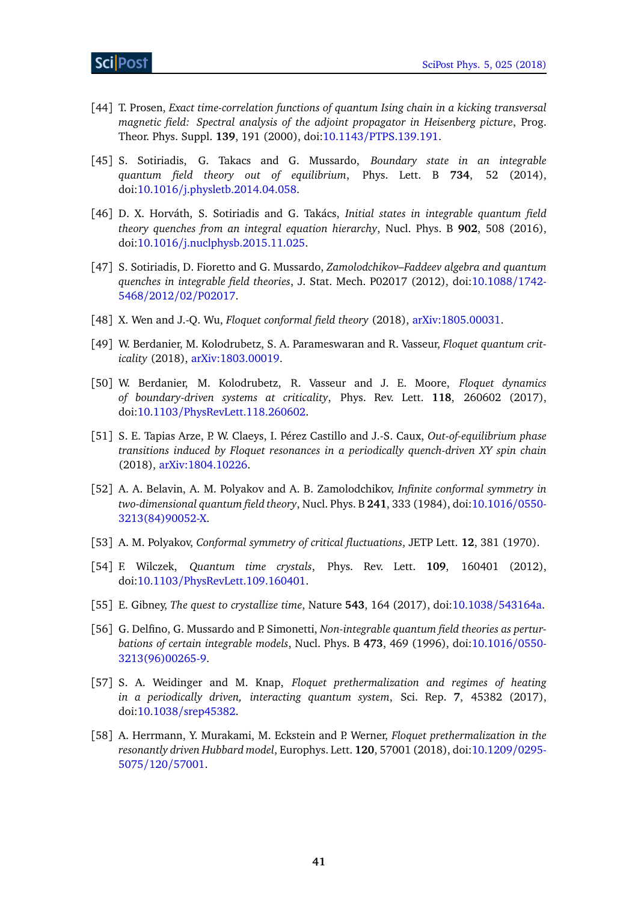[44] T. Prosen, *Exact time-correlation functions of quantum Ising chain in a kicking transversal magnetic field: Spectral analysis of the adjoint propagator in Heisenberg picture*, Prog. Theor. Phys. Suppl. **139**, 191 (2000), doi:10.1143/PTPS.139.191.

[45] S. Sotiriadis, G. Takacs and G. Mussardo, *Boundary state in an integrable quantum field theory out of equilibrium*, Phys. Lett. B **734**, 52 (2014), doi:10.1016/j.physletb.2014.04.058.

[46] D. X. Horváth, S. Sotiriadis and G. Takács, *Initial states in integrable quantum field theory quenches from an integral equation hierarchy*, Nucl. Phys. B **902**, 508 (2016), doi:10.1016/j.nuclphysb.2015.11.025.

[47] S. Sotiriadis, D. Fioretto and G. Mussardo, *Zamolodchikov–Faddeev algebra and quantum quenches in integrable field theories*, J. Stat. Mech. P02017 (2012), doi:10.1088/1742-5468/2012/02/P02017.

[48] X. Wen and J.-Q. Wu, *Floquet conformal field theory* (2018), arXiv:1805.00031.

[49] W. Berdanier, M. Kolodrubetz, S. A. Parameswaran and R. Vasseur, *Floquet quantum criticality* (2018), arXiv:1803.00019.

[50] W. Berdanier, M. Kolodrubetz, R. Vasseur and J. E. Moore, *Floquet dynamics of boundary-driven systems at criticality*, Phys. Rev. Lett. **118**, 260602 (2017), doi:10.1103/PhysRevLett.118.260602.

[51] S. E. Tapias Arze, P. W. Claeys, I. Pérez Castillo and J.-S. Caux, *Out-of-equilibrium phase transitions induced by Floquet resonances in a periodically quench-driven XY spin chain* (2018), arXiv:1804.10226.

[52] A. A. Belavin, A. M. Polyakov and A. B. Zamolodchikov, *Infinite conformal symmetry in two-dimensional quantum field theory*, Nucl. Phys. B **241**, 333 (1984), doi:10.1016/0550-3213(84)90052-X.

[53] A. M. Polyakov, *Conformal symmetry of critical fluctuations*, JETP Lett. **12**, 381 (1970).

[54] F. Wilczek, *Quantum time crystals*, Phys. Rev. Lett. **109**, 160401 (2012), doi:10.1103/PhysRevLett.109.160401.

[55] E. Gibney, *The quest to crystallize time*, Nature **543**, 164 (2017), doi:10.1038/543164a.

[56] G. Delfino, G. Mussardo and P. Simonetti, *Non-integrable quantum field theories as perturbations of certain integrable models*, Nucl. Phys. B **473**, 469 (1996), doi:10.1016/0550-3213(96)00265-9.

[57] S. A. Weidinger and M. Knap, *Floquet prethermalization and regimes of heating in a periodically driven, interacting quantum system*, Sci. Rep. **7**, 45382 (2017), doi:10.1038/srep45382.

[58] A. Herrmann, Y. Murakami, M. Eckstein and P. Werner, *Floquet prethermalization in the resonantly driven Hubbard model*, Europhys. Lett. **120**, 57001 (2018), doi:10.1209/0295-5075/120/57001.